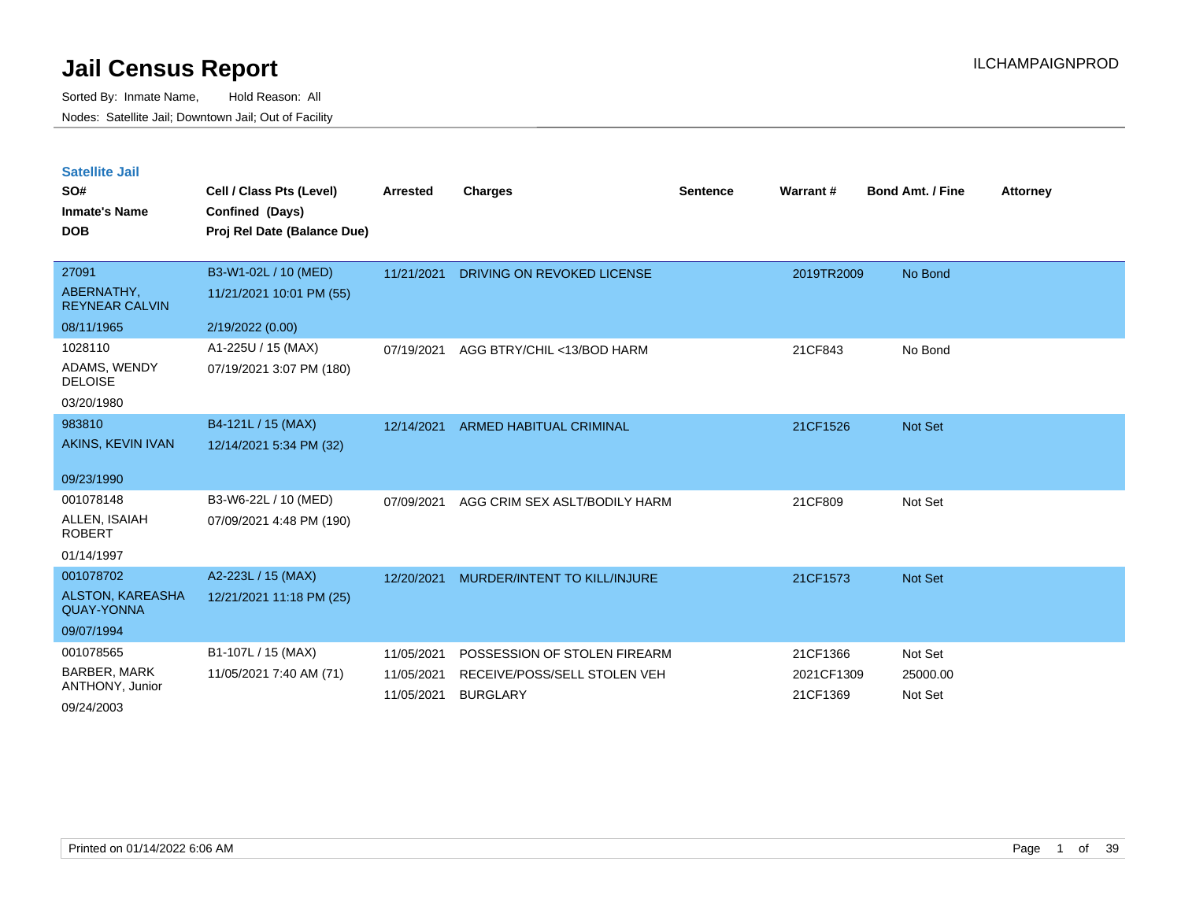# Jail Census Report

Sorted By: Inmate Name, Hold Reason: All

Nodes: Satellite Jail; Downtown Jail; Out of Facility

## Satellite Jail

| SO# / Inmate's Name / DOB | Cell / Class Pts (Level) / Confined (Days) / Proj Rel Date (Balance Due) | Arrested | Charges | Sentence | Warrant # | Bond Amt. / Fine | Attorney |
|---|---|---|---|---|---|---|---|
| 27091<br>ABERNATHY, REYNEAR CALVIN<br>08/11/1965 | B3-W1-02L / 10 (MED)<br>11/21/2021 10:01 PM (55)<br>2/19/2022 (0.00) | 11/21/2021 | DRIVING ON REVOKED LICENSE | | 2019TR2009 | No Bond | |
| 1028110<br>ADAMS, WENDY DELOISE<br>03/20/1980 | A1-225U / 15 (MAX)<br>07/19/2021 3:07 PM (180) | 07/19/2021 | AGG BTRY/CHIL <13/BOD HARM | | 21CF843 | No Bond | |
| 983810<br>AKINS, KEVIN IVAN<br>09/23/1990 | B4-121L / 15 (MAX)<br>12/14/2021 5:34 PM (32) | 12/14/2021 | ARMED HABITUAL CRIMINAL | | 21CF1526 | Not Set | |
| 001078148<br>ALLEN, ISAIAH ROBERT<br>01/14/1997 | B3-W6-22L / 10 (MED)<br>07/09/2021 4:48 PM (190) | 07/09/2021 | AGG CRIM SEX ASLT/BODILY HARM | | 21CF809 | Not Set | |
| 001078702<br>ALSTON, KAREASHA QUAY-YONNA<br>09/07/1994 | A2-223L / 15 (MAX)<br>12/21/2021 11:18 PM (25) | 12/20/2021 | MURDER/INTENT TO KILL/INJURE | | 21CF1573 | Not Set | |
| 001078565<br>BARBER, MARK ANTHONY, Junior<br>09/24/2003 | B1-107L / 15 (MAX)<br>11/05/2021 7:40 AM (71) | 11/05/2021 | POSSESSION OF STOLEN FIREARM | | 21CF1366 | Not Set | |
| | | 11/05/2021 | RECEIVE/POSS/SELL STOLEN VEH | | 2021CF1309 | 25000.00 | |
| | | 11/05/2021 | BURGLARY | | 21CF1369 | Not Set | |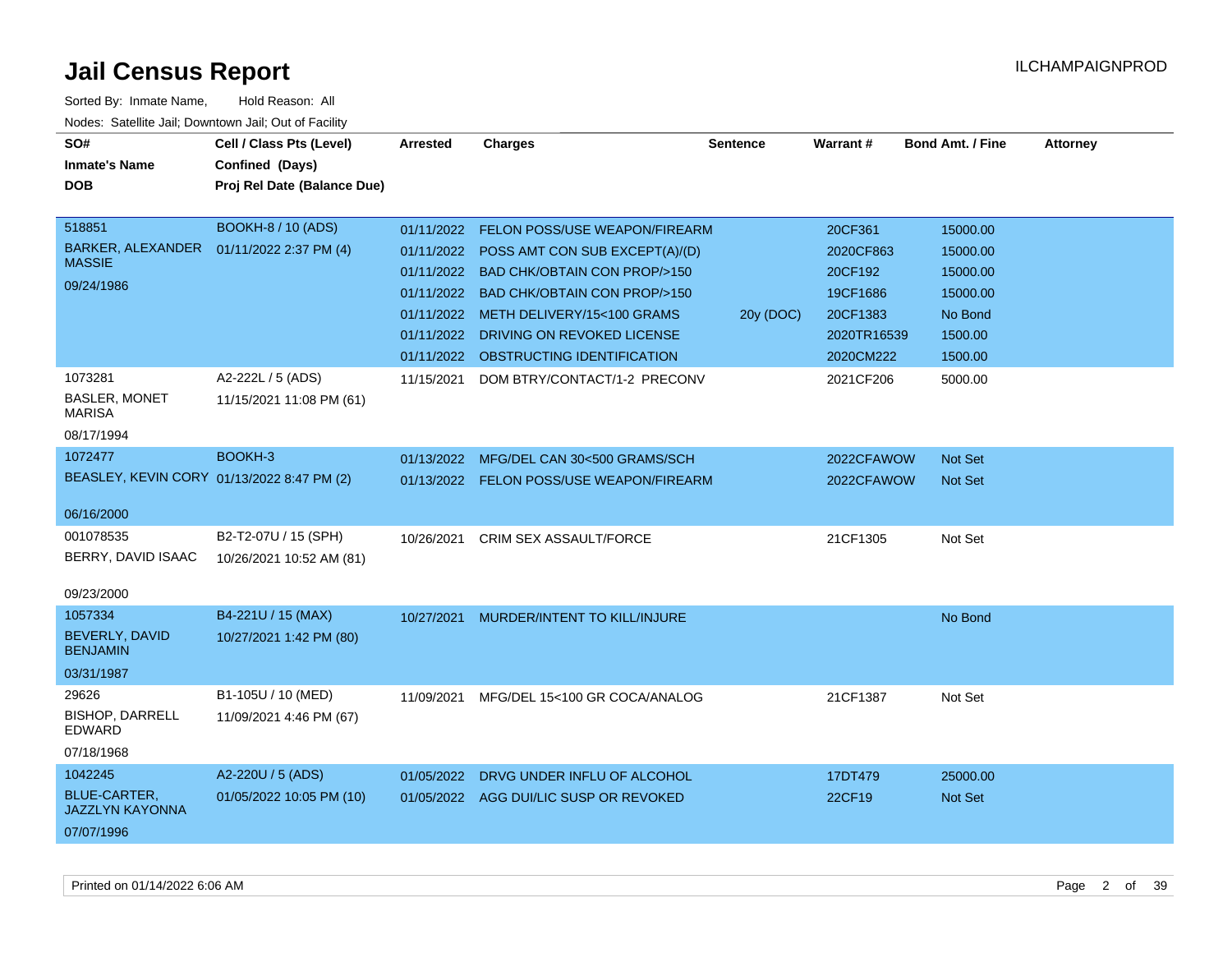# Jail Census Report

ILCHAMPAIGNPROD

Sorted By: Inmate Name, Hold Reason: All

Nodes: Satellite Jail; Downtown Jail; Out of Facility

| SO# / Inmate's Name / DOB | Cell / Class Pts (Level) / Confined (Days) / Proj Rel Date (Balance Due) | Arrested | Charges | Sentence | Warrant # | Bond Amt. / Fine | Attorney |
|---|---|---|---|---|---|---|---|
| 518851<br>BARKER, ALEXANDER MASSIE<br>09/24/1986 | BOOKH-8 / 10 (ADS)<br>01/11/2022 2:37 PM (4) | 01/11/2022 | FELON POSS/USE WEAPON/FIREARM | | 20CF361 | 15000.00 | |
| | | 01/11/2022 | POSS AMT CON SUB EXCEPT(A)/(D) | | 2020CF863 | 15000.00 | |
| | | 01/11/2022 | BAD CHK/OBTAIN CON PROP/>150 | | 20CF192 | 15000.00 | |
| | | 01/11/2022 | BAD CHK/OBTAIN CON PROP/>150 | | 19CF1686 | 15000.00 | |
| | | 01/11/2022 | METH DELIVERY/15<100 GRAMS | 20y (DOC) | 20CF1383 | No Bond | |
| | | 01/11/2022 | DRIVING ON REVOKED LICENSE | | 2020TR16539 | 1500.00 | |
| | | 01/11/2022 | OBSTRUCTING IDENTIFICATION | | 2020CM222 | 1500.00 | |
| 1073281<br>BASLER, MONET MARISA<br>08/17/1994 | A2-222L / 5 (ADS)<br>11/15/2021 11:08 PM (61) | 11/15/2021 | DOM BTRY/CONTACT/1-2 PRECONV | | 2021CF206 | 5000.00 | |
| 1072477<br>BEASLEY, KEVIN CORY<br>06/16/2000 | BOOKH-3<br>01/13/2022 8:47 PM (2) | 01/13/2022 | MFG/DEL CAN 30<500 GRAMS/SCH | | 2022CFAWOW | Not Set | |
| | | 01/13/2022 | FELON POSS/USE WEAPON/FIREARM | | 2022CFAWOW | Not Set | |
| 001078535<br>BERRY, DAVID ISAAC<br>09/23/2000 | B2-T2-07U / 15 (SPH)<br>10/26/2021 10:52 AM (81) | 10/26/2021 | CRIM SEX ASSAULT/FORCE | | 21CF1305 | Not Set | |
| 1057334<br>BEVERLY, DAVID BENJAMIN<br>03/31/1987 | B4-221U / 15 (MAX)<br>10/27/2021 1:42 PM (80) | 10/27/2021 | MURDER/INTENT TO KILL/INJURE | | | No Bond | |
| 29626<br>BISHOP, DARRELL EDWARD<br>07/18/1968 | B1-105U / 10 (MED)<br>11/09/2021 4:46 PM (67) | 11/09/2021 | MFG/DEL 15<100 GR COCA/ANALOG | | 21CF1387 | Not Set | |
| 1042245<br>BLUE-CARTER, JAZZLYN KAYONNA<br>07/07/1996 | A2-220U / 5 (ADS)<br>01/05/2022 10:05 PM (10) | 01/05/2022 | DRVG UNDER INFLU OF ALCOHOL | | 17DT479 | 25000.00 | |
| | | 01/05/2022 | AGG DUI/LIC SUSP OR REVOKED | | 22CF19 | Not Set | |

Printed on 01/14/2022 6:06 AM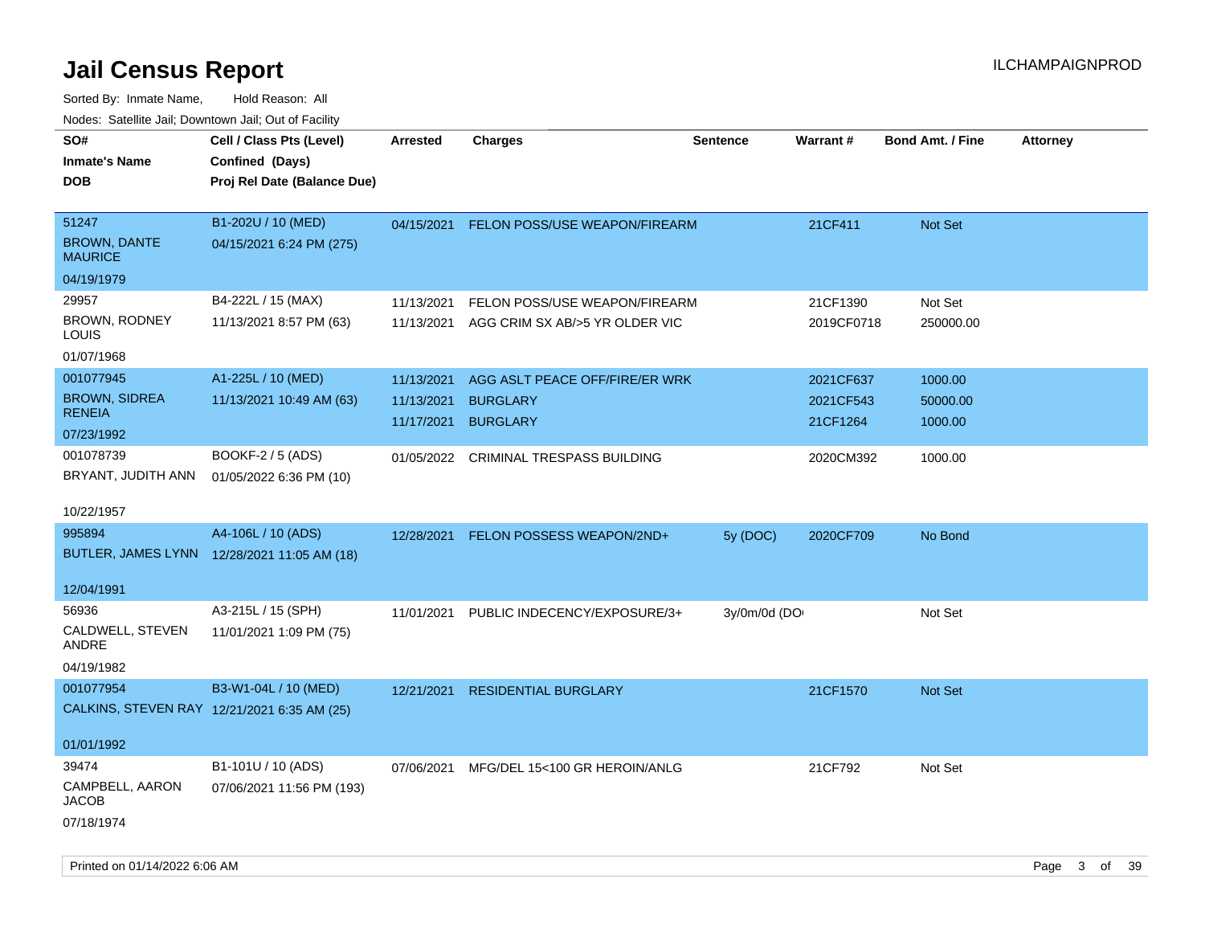# Jail Census Report

ILCHAMPAIGNPROD

Sorted By: Inmate Name, Hold Reason: All

Nodes: Satellite Jail; Downtown Jail; Out of Facility

| SO# / Inmate's Name / DOB | Cell / Class Pts (Level) / Confined (Days) / Proj Rel Date (Balance Due) | Arrested | Charges | Sentence | Warrant # | Bond Amt. / Fine | Attorney |
|---|---|---|---|---|---|---|---|
| 51247 BROWN, DANTE MAURICE 04/19/1979 | B1-202U / 10 (MED) 04/15/2021 6:24 PM (275) | 04/15/2021 | FELON POSS/USE WEAPON/FIREARM | | 21CF411 | Not Set | |
| 29957 BROWN, RODNEY LOUIS 01/07/1968 | B4-222L / 15 (MAX) 11/13/2021 8:57 PM (63) | 11/13/2021 | FELON POSS/USE WEAPON/FIREARM | | 21CF1390 | Not Set | |
| | | 11/13/2021 | AGG CRIM SX AB/>5 YR OLDER VIC | | 2019CF0718 | 250000.00 | |
| 001077945 BROWN, SIDREA RENEIA 07/23/1992 | A1-225L / 10 (MED) 11/13/2021 10:49 AM (63) | 11/13/2021 | AGG ASLT PEACE OFF/FIRE/ER WRK | | 2021CF637 | 1000.00 | |
| | | 11/13/2021 | BURGLARY | | 2021CF543 | 50000.00 | |
| | | 11/17/2021 | BURGLARY | | 21CF1264 | 1000.00 | |
| 001078739 BRYANT, JUDITH ANN 10/22/1957 | BOOKF-2 / 5 (ADS) 01/05/2022 6:36 PM (10) | 01/05/2022 | CRIMINAL TRESPASS BUILDING | | 2020CM392 | 1000.00 | |
| 995894 BUTLER, JAMES LYNN 12/04/1991 | A4-106L / 10 (ADS) 12/28/2021 11:05 AM (18) | 12/28/2021 | FELON POSSESS WEAPON/2ND+ | 5y (DOC) | 2020CF709 | No Bond | |
| 56936 CALDWELL, STEVEN ANDRE 04/19/1982 | A3-215L / 15 (SPH) 11/01/2021 1:09 PM (75) | 11/01/2021 | PUBLIC INDECENCY/EXPOSURE/3+ | 3y/0m/0d (DO | | Not Set | |
| 001077954 CALKINS, STEVEN RAY 01/01/1992 | B3-W1-04L / 10 (MED) 12/21/2021 6:35 AM (25) | 12/21/2021 | RESIDENTIAL BURGLARY | | 21CF1570 | Not Set | |
| 39474 CAMPBELL, AARON JACOB 07/18/1974 | B1-101U / 10 (ADS) 07/06/2021 11:56 PM (193) | 07/06/2021 | MFG/DEL 15<100 GR HEROIN/ANLG | | 21CF792 | Not Set | |

Printed on 01/14/2022 6:06 AM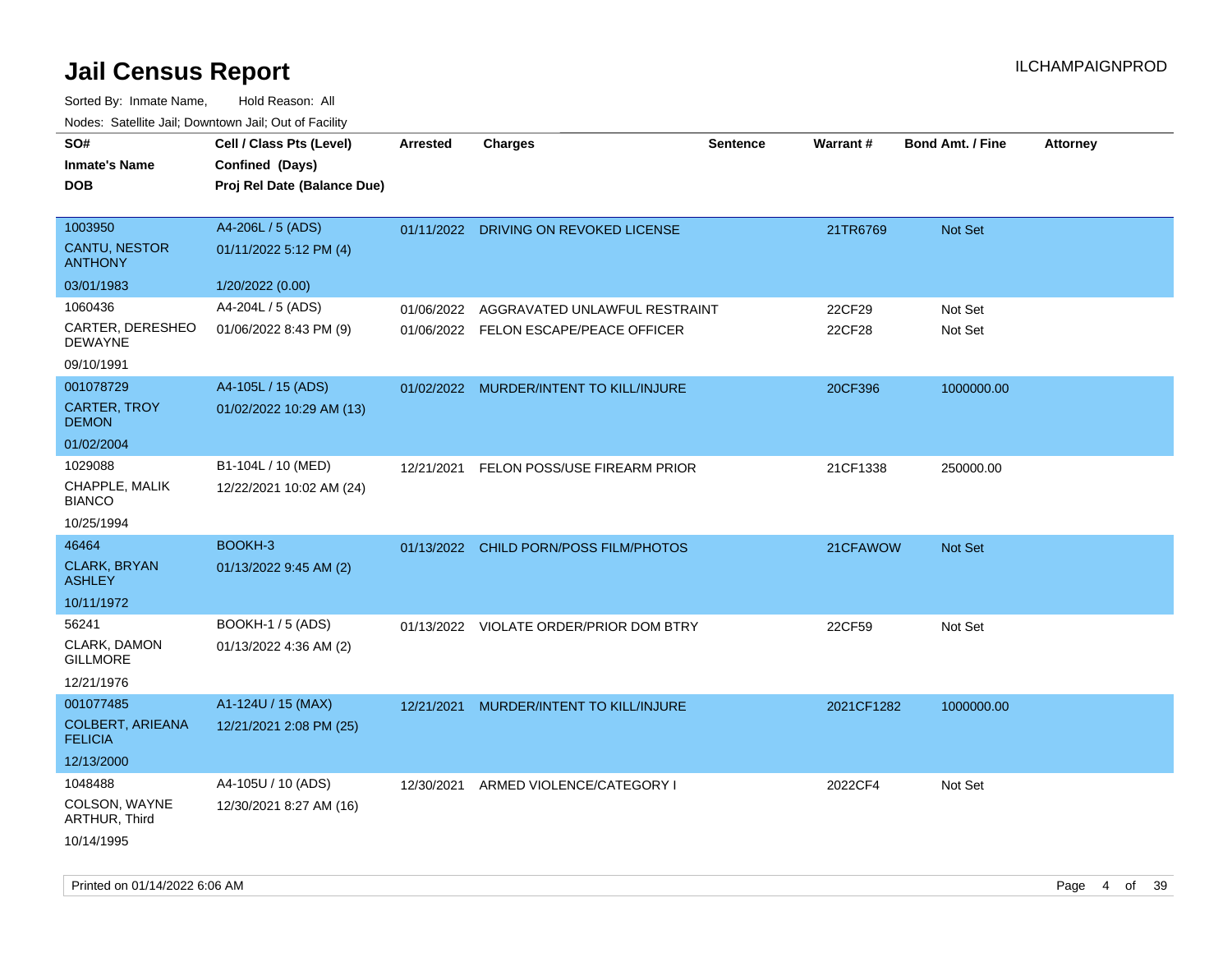# Jail Census Report

ILCHAMPAIGNPROD

Sorted By: Inmate Name, Hold Reason: All

Nodes: Satellite Jail; Downtown Jail; Out of Facility

| SO#<br>Inmate's Name<br>DOB | Cell / Class Pts (Level)<br>Confined (Days)<br>Proj Rel Date (Balance Due) | Arrested | Charges | Sentence | Warrant # | Bond Amt. / Fine | Attorney |
|---|---|---|---|---|---|---|---|
| 1003950<br>CANTU, NESTOR ANTHONY<br>03/01/1983 | A4-206L / 5 (ADS)<br>01/11/2022 5:12 PM (4)<br>1/20/2022 (0.00) | 01/11/2022 | DRIVING ON REVOKED LICENSE | | 21TR6769 | Not Set | |
| 1060436<br>CARTER, DERESHEO DEWAYNE<br>09/10/1991 | A4-204L / 5 (ADS)<br>01/06/2022 8:43 PM (9) | 01/06/2022<br>01/06/2022 | AGGRAVATED UNLAWFUL RESTRAINT<br>FELON ESCAPE/PEACE OFFICER | | 22CF29<br>22CF28 | Not Set<br>Not Set | |
| 001078729<br>CARTER, TROY DEMON<br>01/02/2004 | A4-105L / 15 (ADS)<br>01/02/2022 10:29 AM (13) | 01/02/2022 | MURDER/INTENT TO KILL/INJURE | | 20CF396 | 1000000.00 | |
| 1029088<br>CHAPPLE, MALIK BIANCO<br>10/25/1994 | B1-104L / 10 (MED)<br>12/22/2021 10:02 AM (24) | 12/21/2021 | FELON POSS/USE FIREARM PRIOR | | 21CF1338 | 250000.00 | |
| 46464<br>CLARK, BRYAN ASHLEY<br>10/11/1972 | BOOKH-3<br>01/13/2022 9:45 AM (2) | 01/13/2022 | CHILD PORN/POSS FILM/PHOTOS | | 21CFAWOW | Not Set | |
| 56241<br>CLARK, DAMON GILLMORE<br>12/21/1976 | BOOKH-1 / 5 (ADS)<br>01/13/2022 4:36 AM (2) | 01/13/2022 | VIOLATE ORDER/PRIOR DOM BTRY | | 22CF59 | Not Set | |
| 001077485<br>COLBERT, ARIEANA FELICIA<br>12/13/2000 | A1-124U / 15 (MAX)<br>12/21/2021 2:08 PM (25) | 12/21/2021 | MURDER/INTENT TO KILL/INJURE | | 2021CF1282 | 1000000.00 | |
| 1048488<br>COLSON, WAYNE ARTHUR, Third<br>10/14/1995 | A4-105U / 10 (ADS)<br>12/30/2021 8:27 AM (16) | 12/30/2021 | ARMED VIOLENCE/CATEGORY I | | 2022CF4 | Not Set | |

Printed on 01/14/2022 6:06 AM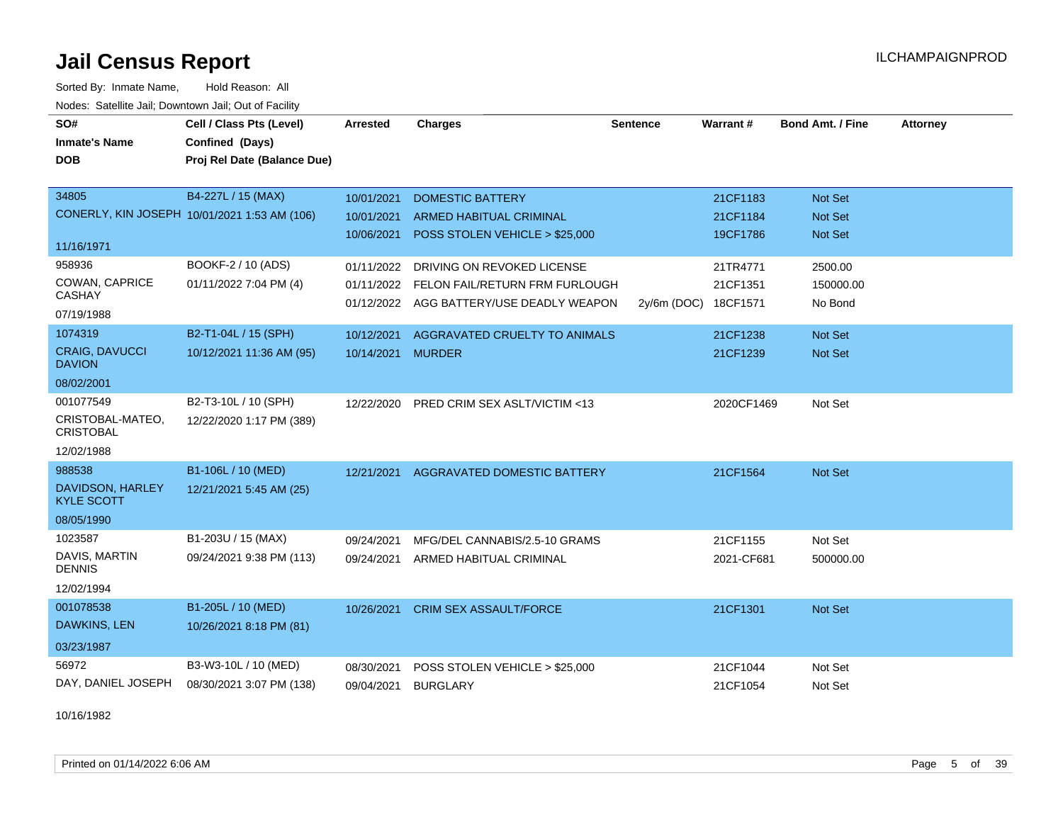# Jail Census Report

ILCHAMPAIGNPROD

Sorted By: Inmate Name, Hold Reason: All

Nodes: Satellite Jail; Downtown Jail; Out of Facility

| SO# / Inmate's Name / DOB | Cell / Class Pts (Level) / Confined (Days) / Proj Rel Date (Balance Due) | Arrested | Charges | Sentence | Warrant # | Bond Amt. / Fine | Attorney |
|---|---|---|---|---|---|---|---|
| 34805 | B4-227L / 15 (MAX) | 10/01/2021 | DOMESTIC BATTERY | | 21CF1183 | Not Set | |
| CONERLY, KIN JOSEPH | 10/01/2021 1:53 AM (106) | 10/01/2021 | ARMED HABITUAL CRIMINAL | | 21CF1184 | Not Set | |
| 11/16/1971 | | 10/06/2021 | POSS STOLEN VEHICLE > $25,000 | | 19CF1786 | Not Set | |
| 958936 | BOOKF-2 / 10 (ADS) | 01/11/2022 | DRIVING ON REVOKED LICENSE | | 21TR4771 | 2500.00 | |
| COWAN, CAPRICE CASHAY | 01/11/2022 7:04 PM (4) | 01/11/2022 | FELON FAIL/RETURN FRM FURLOUGH | | 21CF1351 | 150000.00 | |
| 07/19/1988 | | 01/12/2022 | AGG BATTERY/USE DEADLY WEAPON | 2y/6m (DOC) | 18CF1571 | No Bond | |
| 1074319 | B2-T1-04L / 15 (SPH) | 10/12/2021 | AGGRAVATED CRUELTY TO ANIMALS | | 21CF1238 | Not Set | |
| CRAIG, DAVUCCI DAVION | 10/12/2021 11:36 AM (95) | 10/14/2021 | MURDER | | 21CF1239 | Not Set | |
| 08/02/2001 | | | | | | | |
| 001077549 | B2-T3-10L / 10 (SPH) | 12/22/2020 | PRED CRIM SEX ASLT/VICTIM <13 | | 2020CF1469 | Not Set | |
| CRISTOBAL-MATEO, CRISTOBAL | 12/22/2020 1:17 PM (389) | | | | | | |
| 12/02/1988 | | | | | | | |
| 988538 | B1-106L / 10 (MED) | 12/21/2021 | AGGRAVATED DOMESTIC BATTERY | | 21CF1564 | Not Set | |
| DAVIDSON, HARLEY KYLE SCOTT | 12/21/2021 5:45 AM (25) | | | | | | |
| 08/05/1990 | | | | | | | |
| 1023587 | B1-203U / 15 (MAX) | 09/24/2021 | MFG/DEL CANNABIS/2.5-10 GRAMS | | 21CF1155 | Not Set | |
| DAVIS, MARTIN DENNIS | 09/24/2021 9:38 PM (113) | 09/24/2021 | ARMED HABITUAL CRIMINAL | | 2021-CF681 | 500000.00 | |
| 12/02/1994 | | | | | | | |
| 001078538 | B1-205L / 10 (MED) | 10/26/2021 | CRIM SEX ASSAULT/FORCE | | 21CF1301 | Not Set | |
| DAWKINS, LEN | 10/26/2021 8:18 PM (81) | | | | | | |
| 03/23/1987 | | | | | | | |
| 56972 | B3-W3-10L / 10 (MED) | 08/30/2021 | POSS STOLEN VEHICLE > $25,000 | | 21CF1044 | Not Set | |
| DAY, DANIEL JOSEPH | 08/30/2021 3:07 PM (138) | 09/04/2021 | BURGLARY | | 21CF1054 | Not Set | |
| 10/16/1982 | | | | | | | |

Printed on 01/14/2022 6:06 AM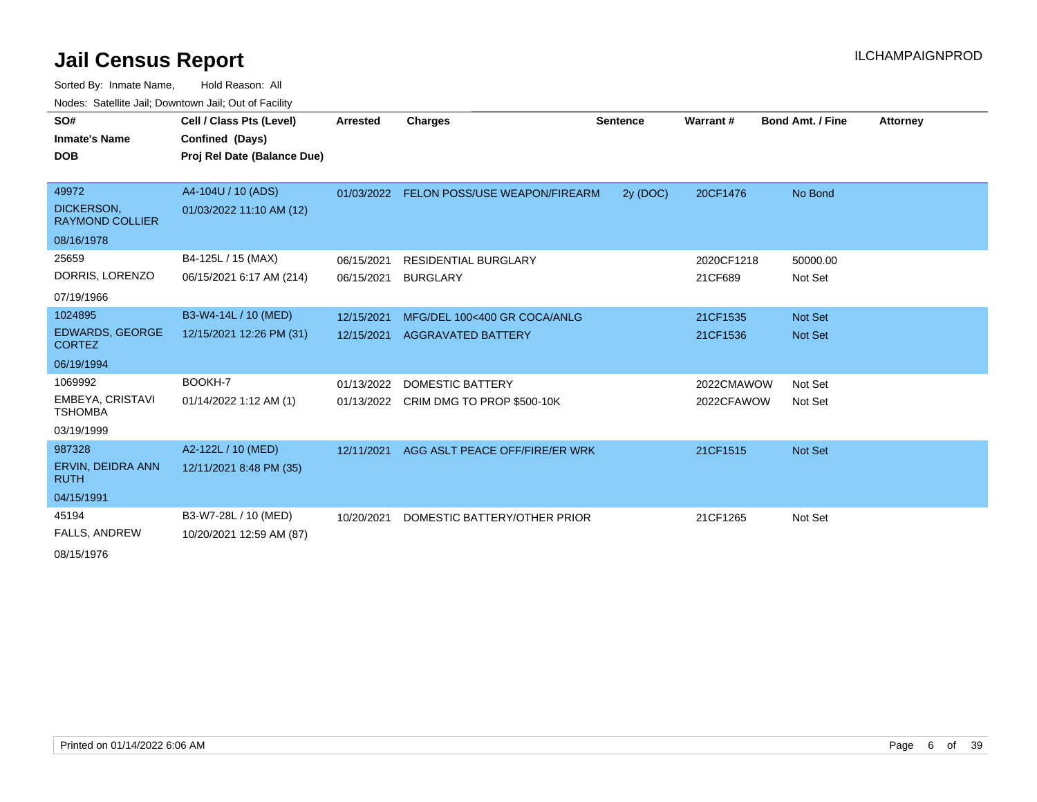# Jail Census Report

ILCHAMPAIGNPROD

Sorted By: Inmate Name, Hold Reason: All

Nodes: Satellite Jail; Downtown Jail; Out of Facility

| SO# / Inmate's Name / DOB | Cell / Class Pts (Level) / Confined (Days) / Proj Rel Date (Balance Due) | Arrested | Charges | Sentence | Warrant # | Bond Amt. / Fine | Attorney |
|---|---|---|---|---|---|---|---|
| 49972<br>DICKERSON, RAYMOND COLLIER<br>08/16/1978 | A4-104U / 10 (ADS)<br>01/03/2022 11:10 AM (12) | 01/03/2022 | FELON POSS/USE WEAPON/FIREARM | 2y (DOC) | 20CF1476 | No Bond | |
| 25659<br>DORRIS, LORENZO<br>07/19/1966 | B4-125L / 15 (MAX)<br>06/15/2021 6:17 AM (214) | 06/15/2021<br>06/15/2021 | RESIDENTIAL BURGLARY<br>BURGLARY | | 2020CF1218<br>21CF689 | 50000.00<br>Not Set | |
| 1024895<br>EDWARDS, GEORGE CORTEZ<br>06/19/1994 | B3-W4-14L / 10 (MED)<br>12/15/2021 12:26 PM (31) | 12/15/2021<br>12/15/2021 | MFG/DEL 100<400 GR COCA/ANLG<br>AGGRAVATED BATTERY | | 21CF1535<br>21CF1536 | Not Set<br>Not Set | |
| 1069992<br>EMBEYA, CRISTAVI TSHOMBA<br>03/19/1999 | BOOKH-7<br>01/14/2022 1:12 AM (1) | 01/13/2022<br>01/13/2022 | DOMESTIC BATTERY<br>CRIM DMG TO PROP $500-10K | | 2022CMAWOW<br>2022CFAWOW | Not Set<br>Not Set | |
| 987328<br>ERVIN, DEIDRA ANN RUTH<br>04/15/1991 | A2-122L / 10 (MED)<br>12/11/2021 8:48 PM (35) | 12/11/2021 | AGG ASLT PEACE OFF/FIRE/ER WRK | | 21CF1515 | Not Set | |
| 45194<br>FALLS, ANDREW<br>08/15/1976 | B3-W7-28L / 10 (MED)<br>10/20/2021 12:59 AM (87) | 10/20/2021 | DOMESTIC BATTERY/OTHER PRIOR | | 21CF1265 | Not Set | |

Printed on 01/14/2022 6:06 AM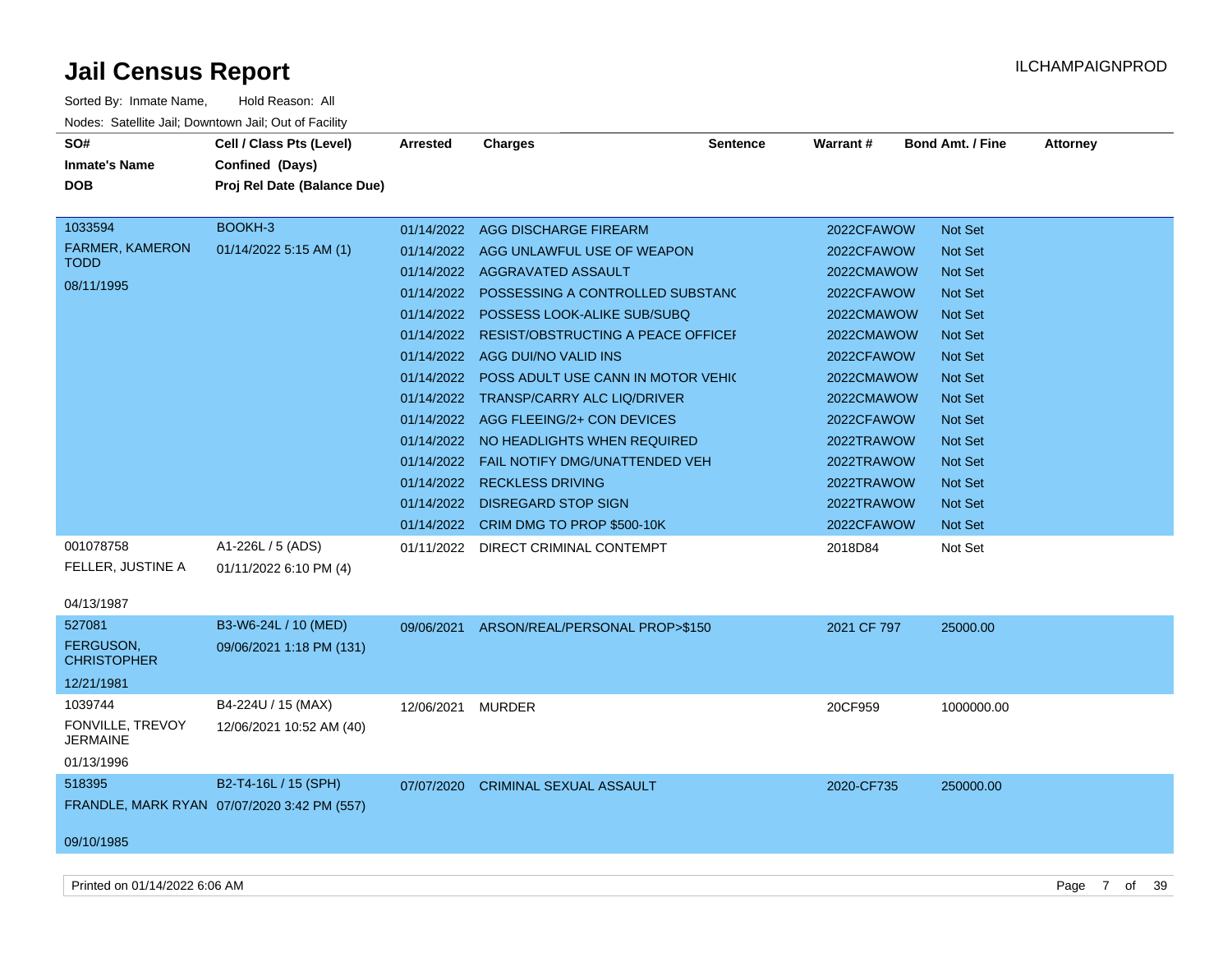# Jail Census Report

ILCHAMPAIGNPROD

Sorted By: Inmate Name, Hold Reason: All

Nodes: Satellite Jail; Downtown Jail; Out of Facility

| SO# / Inmate's Name / DOB | Cell / Class Pts (Level) / Confined (Days) / Proj Rel Date (Balance Due) | Arrested | Charges | Sentence | Warrant # | Bond Amt. / Fine | Attorney |
|---|---|---|---|---|---|---|---|
| 1033594 FARMER, KAMERON TODD 08/11/1995 | BOOKH-3 01/14/2022 5:15 AM (1) | 01/14/2022 | AGG DISCHARGE FIREARM | | 2022CFAWOW | Not Set | |
| | | 01/14/2022 | AGG UNLAWFUL USE OF WEAPON | | 2022CFAWOW | Not Set | |
| | | 01/14/2022 | AGGRAVATED ASSAULT | | 2022CMAWOW | Not Set | |
| | | 01/14/2022 | POSSESSING A CONTROLLED SUBSTANC | | 2022CFAWOW | Not Set | |
| | | 01/14/2022 | POSSESS LOOK-ALIKE SUB/SUBQ | | 2022CMAWOW | Not Set | |
| | | 01/14/2022 | RESIST/OBSTRUCTING A PEACE OFFICEI | | 2022CMAWOW | Not Set | |
| | | 01/14/2022 | AGG DUI/NO VALID INS | | 2022CFAWOW | Not Set | |
| | | 01/14/2022 | POSS ADULT USE CANN IN MOTOR VEHIC | | 2022CMAWOW | Not Set | |
| | | 01/14/2022 | TRANSP/CARRY ALC LIQ/DRIVER | | 2022CMAWOW | Not Set | |
| | | 01/14/2022 | AGG FLEEING/2+ CON DEVICES | | 2022CFAWOW | Not Set | |
| | | 01/14/2022 | NO HEADLIGHTS WHEN REQUIRED | | 2022TRAWOW | Not Set | |
| | | 01/14/2022 | FAIL NOTIFY DMG/UNATTENDED VEH | | 2022TRAWOW | Not Set | |
| | | 01/14/2022 | RECKLESS DRIVING | | 2022TRAWOW | Not Set | |
| | | 01/14/2022 | DISREGARD STOP SIGN | | 2022TRAWOW | Not Set | |
| | | 01/14/2022 | CRIM DMG TO PROP $500-10K | | 2022CFAWOW | Not Set | |
| 001078758 FELLER, JUSTINE A 04/13/1987 | A1-226L / 5 (ADS) 01/11/2022 6:10 PM (4) | 01/11/2022 | DIRECT CRIMINAL CONTEMPT | | 2018D84 | Not Set | |
| 527081 FERGUSON, CHRISTOPHER 12/21/1981 | B3-W6-24L / 10 (MED) 09/06/2021 1:18 PM (131) | 09/06/2021 | ARSON/REAL/PERSONAL PROP>$150 | | 2021 CF 797 | 25000.00 | |
| 1039744 FONVILLE, TREVOY JERMAINE 01/13/1996 | B4-224U / 15 (MAX) 12/06/2021 10:52 AM (40) | 12/06/2021 | MURDER | | 20CF959 | 1000000.00 | |
| 518395 FRANDLE, MARK RYAN 09/10/1985 | B2-T4-16L / 15 (SPH) 07/07/2020 3:42 PM (557) | 07/07/2020 | CRIMINAL SEXUAL ASSAULT | | 2020-CF735 | 250000.00 | |

Printed on 01/14/2022 6:06 AM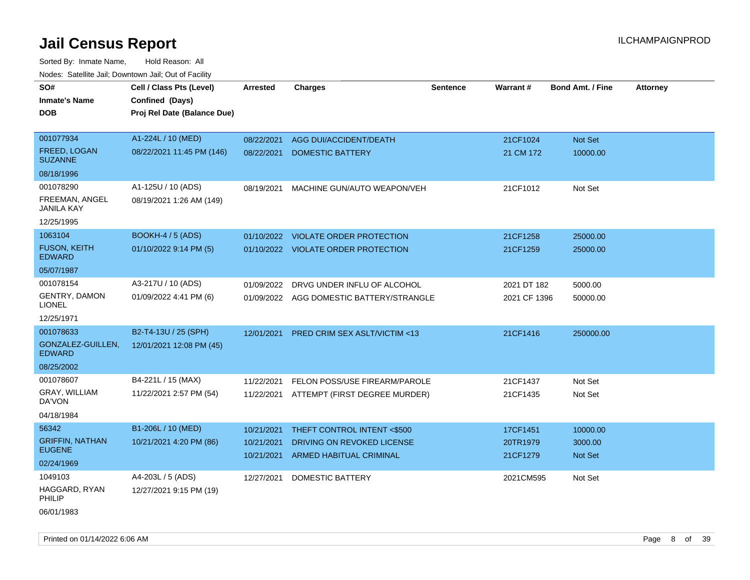# Jail Census Report

ILCHAMPAIGNPROD

Sorted By: Inmate Name, Hold Reason: All

Nodes: Satellite Jail; Downtown Jail; Out of Facility

| SO# / Inmate's Name / DOB | Cell / Class Pts (Level) / Confined (Days) / Proj Rel Date (Balance Due) | Arrested | Charges | Sentence | Warrant # | Bond Amt. / Fine | Attorney |
|---|---|---|---|---|---|---|---|
| 001077934<br>FREED, LOGAN SUZANNE<br>08/18/1996 | A1-224L / 10 (MED)<br>08/22/2021 11:45 PM (146) | 08/22/2021<br>08/22/2021 | AGG DUI/ACCIDENT/DEATH<br>DOMESTIC BATTERY | | 21CF1024<br>21 CM 172 | Not Set<br>10000.00 | |
| 001078290<br>FREEMAN, ANGEL JANILA KAY<br>12/25/1995 | A1-125U / 10 (ADS)<br>08/19/2021 1:26 AM (149) | 08/19/2021 | MACHINE GUN/AUTO WEAPON/VEH | | 21CF1012 | Not Set | |
| 1063104<br>FUSON, KEITH EDWARD<br>05/07/1987 | BOOKH-4 / 5 (ADS)<br>01/10/2022 9:14 PM (5) | 01/10/2022<br>01/10/2022 | VIOLATE ORDER PROTECTION<br>VIOLATE ORDER PROTECTION | | 21CF1258<br>21CF1259 | 25000.00<br>25000.00 | |
| 001078154<br>GENTRY, DAMON LIONEL<br>12/25/1971 | A3-217U / 10 (ADS)<br>01/09/2022 4:41 PM (6) | 01/09/2022<br>01/09/2022 | DRVG UNDER INFLU OF ALCOHOL<br>AGG DOMESTIC BATTERY/STRANGLE | | 2021 DT 182<br>2021 CF 1396 | 5000.00<br>50000.00 | |
| 001078633<br>GONZALEZ-GUILLEN, EDWARD<br>08/25/2002 | B2-T4-13U / 25 (SPH)<br>12/01/2021 12:08 PM (45) | 12/01/2021 | PRED CRIM SEX ASLT/VICTIM <13 | | 21CF1416 | 250000.00 | |
| 001078607<br>GRAY, WILLIAM DA'VON<br>04/18/1984 | B4-221L / 15 (MAX)<br>11/22/2021 2:57 PM (54) | 11/22/2021<br>11/22/2021 | FELON POSS/USE FIREARM/PAROLE<br>ATTEMPT (FIRST DEGREE MURDER) | | 21CF1437<br>21CF1435 | Not Set<br>Not Set | |
| 56342<br>GRIFFIN, NATHAN EUGENE<br>02/24/1969 | B1-206L / 10 (MED)<br>10/21/2021 4:20 PM (86) | 10/21/2021<br>10/21/2021<br>10/21/2021 | THEFT CONTROL INTENT <$500<br>DRIVING ON REVOKED LICENSE<br>ARMED HABITUAL CRIMINAL | | 17CF1451<br>20TR1979<br>21CF1279 | 10000.00<br>3000.00<br>Not Set | |
| 1049103<br>HAGGARD, RYAN PHILIP<br>06/01/1983 | A4-203L / 5 (ADS)<br>12/27/2021 9:15 PM (19) | 12/27/2021 | DOMESTIC BATTERY | | 2021CM595 | Not Set | |

Printed on 01/14/2022 6:06 AM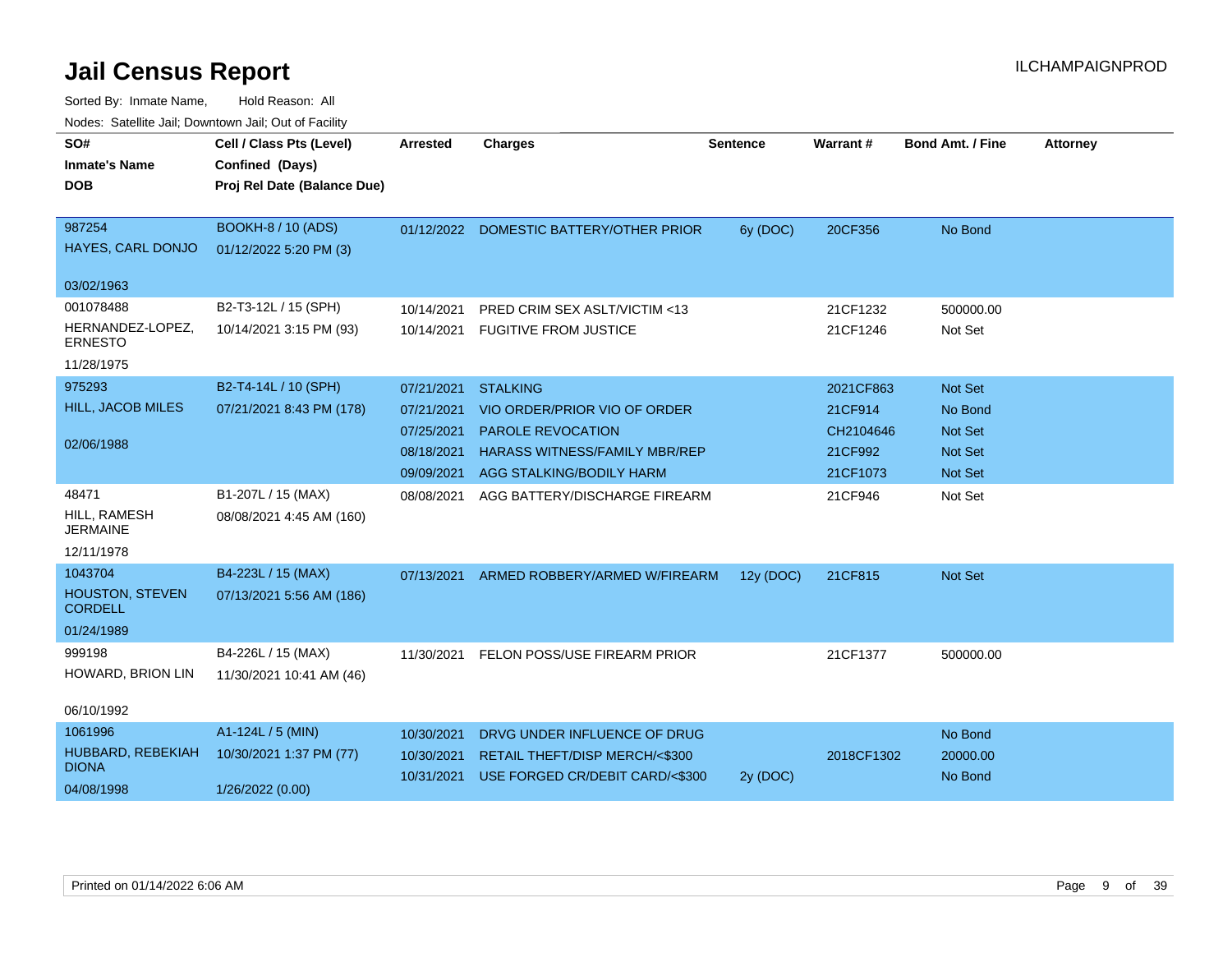# Jail Census Report

ILCHAMPAIGNPROD

Sorted By: Inmate Name, Hold Reason: All

Nodes: Satellite Jail; Downtown Jail; Out of Facility

| SO# / Inmate's Name / DOB | Cell / Class Pts (Level) / Confined (Days) / Proj Rel Date (Balance Due) | Arrested | Charges | Sentence | Warrant # | Bond Amt. / Fine | Attorney |
|---|---|---|---|---|---|---|---|
| 987254<br>HAYES, CARL DONJO<br>03/02/1963 | BOOKH-8 / 10 (ADS)<br>01/12/2022 5:20 PM (3) | 01/12/2022 | DOMESTIC BATTERY/OTHER PRIOR | 6y (DOC) | 20CF356 | No Bond | |
| 001078488<br>HERNANDEZ-LOPEZ, ERNESTO<br>11/28/1975 | B2-T3-12L / 15 (SPH)<br>10/14/2021 3:15 PM (93) | 10/14/2021 | PRED CRIM SEX ASLT/VICTIM <13 | | 21CF1232 | 500000.00 | |
| | | 10/14/2021 | FUGITIVE FROM JUSTICE | | 21CF1246 | Not Set | |
| 975293<br>HILL, JACOB MILES<br>02/06/1988 | B2-T4-14L / 10 (SPH)<br>07/21/2021 8:43 PM (178) | 07/21/2021 | STALKING | | 2021CF863 | Not Set | |
| | | 07/21/2021 | VIO ORDER/PRIOR VIO OF ORDER | | 21CF914 | No Bond | |
| | | 07/25/2021 | PAROLE REVOCATION | | CH2104646 | Not Set | |
| | | 08/18/2021 | HARASS WITNESS/FAMILY MBR/REP | | 21CF992 | Not Set | |
| | | 09/09/2021 | AGG STALKING/BODILY HARM | | 21CF1073 | Not Set | |
| 48471<br>HILL, RAMESH JERMAINE<br>12/11/1978 | B1-207L / 15 (MAX)<br>08/08/2021 4:45 AM (160) | 08/08/2021 | AGG BATTERY/DISCHARGE FIREARM | | 21CF946 | Not Set | |
| 1043704<br>HOUSTON, STEVEN CORDELL<br>01/24/1989 | B4-223L / 15 (MAX)<br>07/13/2021 5:56 AM (186) | 07/13/2021 | ARMED ROBBERY/ARMED W/FIREARM | 12y (DOC) | 21CF815 | Not Set | |
| 999198<br>HOWARD, BRION LIN<br>06/10/1992 | B4-226L / 15 (MAX)<br>11/30/2021 10:41 AM (46) | 11/30/2021 | FELON POSS/USE FIREARM PRIOR | | 21CF1377 | 500000.00 | |
| 1061996<br>HUBBARD, REBEKIAH DIONA<br>04/08/1998 | A1-124L / 5 (MIN)<br>10/30/2021 1:37 PM (77)<br>1/26/2022 (0.00) | 10/30/2021 | DRVG UNDER INFLUENCE OF DRUG | | | No Bond | |
| | | 10/30/2021 | RETAIL THEFT/DISP MERCH/<$300 | | 2018CF1302 | 20000.00 | |
| | | 10/31/2021 | USE FORGED CR/DEBIT CARD/<$300 | 2y (DOC) | | No Bond | |

Printed on 01/14/2022 6:06 AM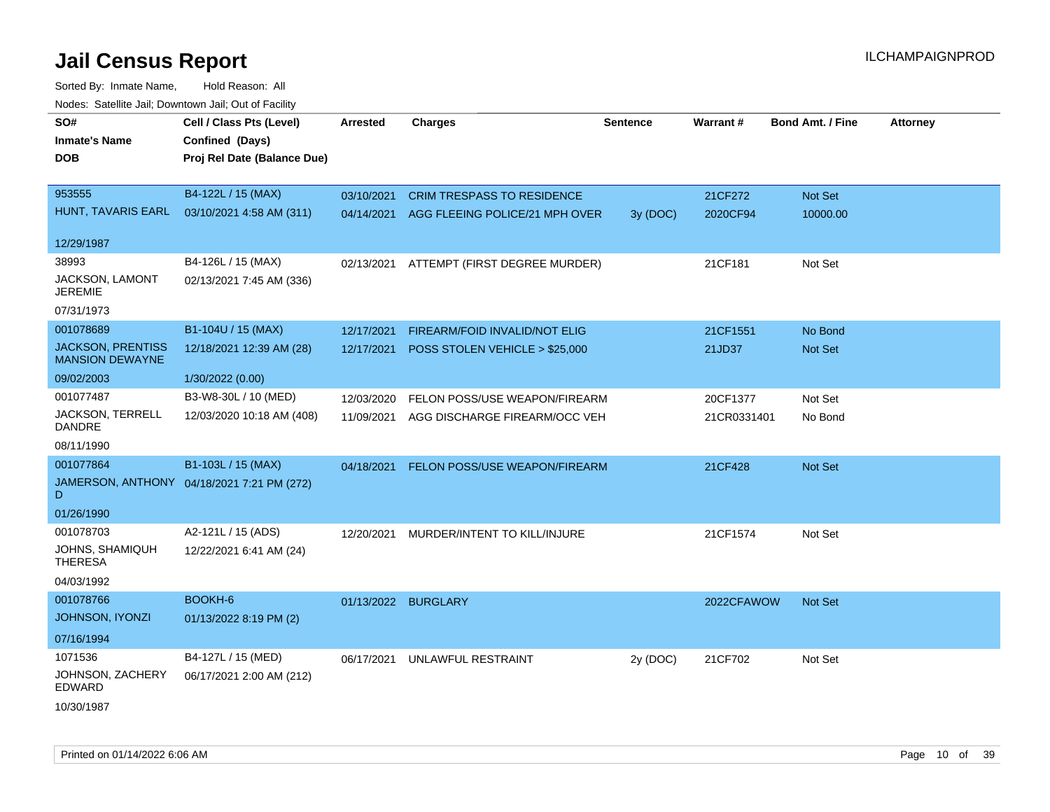# Jail Census Report

ILCHAMPAIGNPROD

Sorted By: Inmate Name, Hold Reason: All

Nodes: Satellite Jail; Downtown Jail; Out of Facility

| SO# / Inmate's Name / DOB | Cell / Class Pts (Level) / Confined (Days) / Proj Rel Date (Balance Due) | Arrested | Charges | Sentence | Warrant # | Bond Amt. / Fine | Attorney |
|---|---|---|---|---|---|---|---|
| 953555<br>HUNT, TAVARIS EARL<br>12/29/1987 | B4-122L / 15 (MAX)<br>03/10/2021 4:58 AM (311) | 03/10/2021 | CRIM TRESPASS TO RESIDENCE | | 21CF272 | Not Set | |
| | | 04/14/2021 | AGG FLEEING POLICE/21 MPH OVER | 3y (DOC) | 2020CF94 | 10000.00 | |
| 38993<br>JACKSON, LAMONT JEREMIE<br>07/31/1973 | B4-126L / 15 (MAX)<br>02/13/2021 7:45 AM (336) | 02/13/2021 | ATTEMPT (FIRST DEGREE MURDER) | | 21CF181 | Not Set | |
| 001078689<br>JACKSON, PRENTISS MANSION DEWAYNE<br>09/02/2003 | B1-104U / 15 (MAX)<br>12/18/2021 12:39 AM (28)<br>1/30/2022 (0.00) | 12/17/2021 | FIREARM/FOID INVALID/NOT ELIG | | 21CF1551 | No Bond | |
| | | 12/17/2021 | POSS STOLEN VEHICLE > $25,000 | | 21JD37 | Not Set | |
| 001077487<br>JACKSON, TERRELL DANDRE<br>08/11/1990 | B3-W8-30L / 10 (MED)<br>12/03/2020 10:18 AM (408) | 12/03/2020 | FELON POSS/USE WEAPON/FIREARM | | 20CF1377 | Not Set | |
| | | 11/09/2021 | AGG DISCHARGE FIREARM/OCC VEH | | 21CR0331401 | No Bond | |
| 001077864<br>JAMERSON, ANTHONY D<br>01/26/1990 | B1-103L / 15 (MAX)<br>04/18/2021 7:21 PM (272) | 04/18/2021 | FELON POSS/USE WEAPON/FIREARM | | 21CF428 | Not Set | |
| 001078703<br>JOHNS, SHAMIQUH THERESA<br>04/03/1992 | A2-121L / 15 (ADS)<br>12/22/2021 6:41 AM (24) | 12/20/2021 | MURDER/INTENT TO KILL/INJURE | | 21CF1574 | Not Set | |
| 001078766<br>JOHNSON, IYONZI<br>07/16/1994 | BOOKH-6<br>01/13/2022 8:19 PM (2) | 01/13/2022 | BURGLARY | | 2022CFAWOW | Not Set | |
| 1071536<br>JOHNSON, ZACHERY EDWARD<br>10/30/1987 | B4-127L / 15 (MED)<br>06/17/2021 2:00 AM (212) | 06/17/2021 | UNLAWFUL RESTRAINT | 2y (DOC) | 21CF702 | Not Set | |

Printed on 01/14/2022 6:06 AM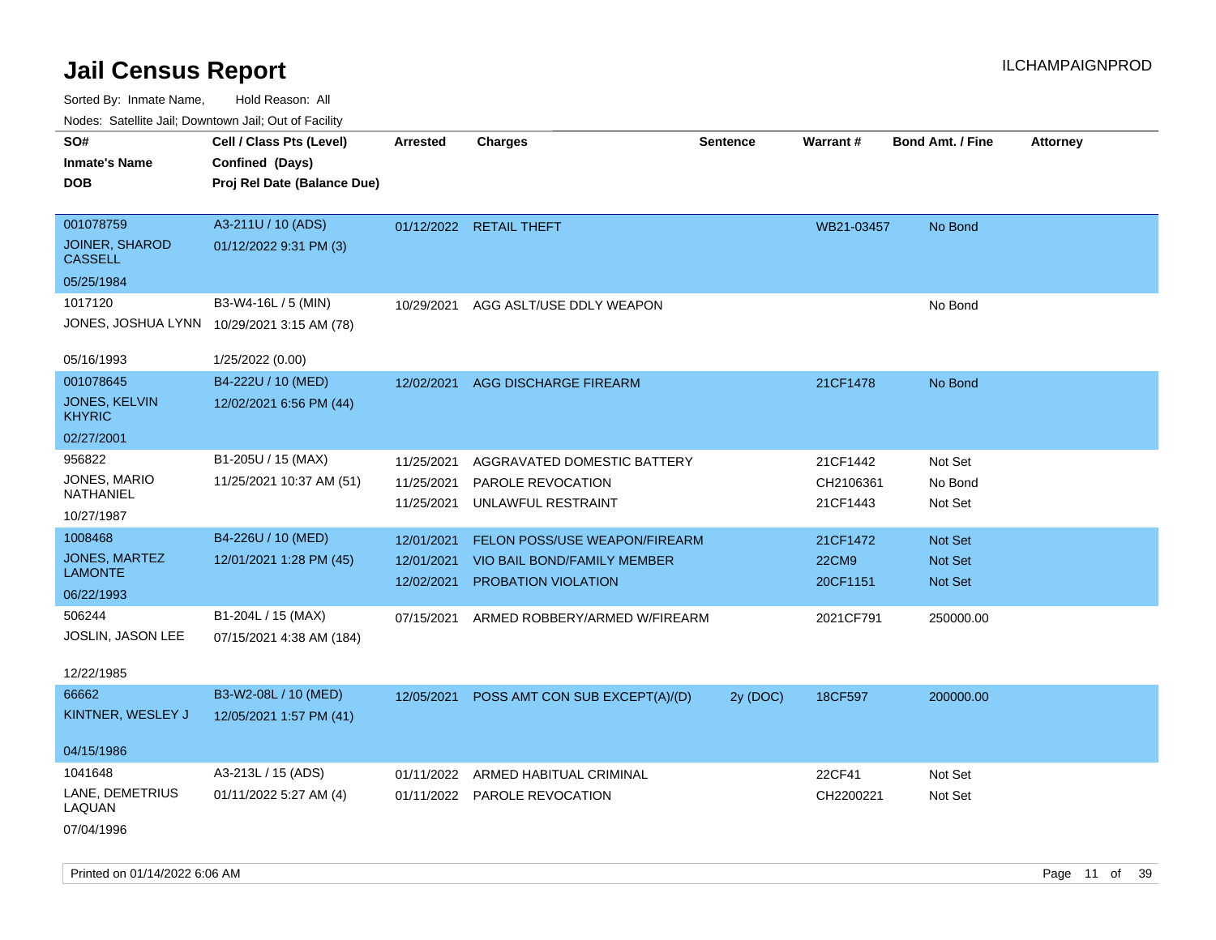# Jail Census Report

ILCHAMPAIGNPROD

Sorted By: Inmate Name, Hold Reason: All

Nodes: Satellite Jail; Downtown Jail; Out of Facility

| SO# / Inmate's Name / DOB | Cell / Class Pts (Level) / Confined (Days) / Proj Rel Date (Balance Due) | Arrested | Charges | Sentence | Warrant # | Bond Amt. / Fine | Attorney |
|---|---|---|---|---|---|---|---|
| 001078759<br>JOINER, SHAROD CASSELL<br>05/25/1984 | A3-211U / 10 (ADS)<br>01/12/2022 9:31 PM (3) | 01/12/2022 | RETAIL THEFT | | WB21-03457 | No Bond | |
| 1017120<br>JONES, JOSHUA LYNN<br>05/16/1993 | B3-W4-16L / 5 (MIN)<br>10/29/2021 3:15 AM (78)<br>1/25/2022 (0.00) | 10/29/2021 | AGG ASLT/USE DDLY WEAPON | | | No Bond | |
| 001078645<br>JONES, KELVIN KHYRIC<br>02/27/2001 | B4-222U / 10 (MED)<br>12/02/2021 6:56 PM (44) | 12/02/2021 | AGG DISCHARGE FIREARM | | 21CF1478 | No Bond | |
| 956822<br>JONES, MARIO NATHANIEL<br>10/27/1987 | B1-205U / 15 (MAX)<br>11/25/2021 10:37 AM (51) | 11/25/2021<br>11/25/2021<br>11/25/2021 | AGGRAVATED DOMESTIC BATTERY<br>PAROLE REVOCATION<br>UNLAWFUL RESTRAINT | | 21CF1442<br>CH2106361<br>21CF1443 | Not Set<br>No Bond<br>Not Set | |
| 1008468<br>JONES, MARTEZ LAMONTE<br>06/22/1993 | B4-226U / 10 (MED)<br>12/01/2021 1:28 PM (45) | 12/01/2021<br>12/01/2021<br>12/02/2021 | FELON POSS/USE WEAPON/FIREARM<br>VIO BAIL BOND/FAMILY MEMBER<br>PROBATION VIOLATION | | 21CF1472<br>22CM9<br>20CF1151 | Not Set<br>Not Set<br>Not Set | |
| 506244<br>JOSLIN, JASON LEE<br>12/22/1985 | B1-204L / 15 (MAX)<br>07/15/2021 4:38 AM (184) | 07/15/2021 | ARMED ROBBERY/ARMED W/FIREARM | | 2021CF791 | 250000.00 | |
| 66662<br>KINTNER, WESLEY J<br>04/15/1986 | B3-W2-08L / 10 (MED)<br>12/05/2021 1:57 PM (41) | 12/05/2021 | POSS AMT CON SUB EXCEPT(A)/(D) | 2y (DOC) | 18CF597 | 200000.00 | |
| 1041648<br>LANE, DEMETRIUS LAQUAN<br>07/04/1996 | A3-213L / 15 (ADS)<br>01/11/2022 5:27 AM (4) | 01/11/2022<br>01/11/2022 | ARMED HABITUAL CRIMINAL<br>PAROLE REVOCATION | | 22CF41<br>CH2200221 | Not Set<br>Not Set | |

Printed on 01/14/2022 6:06 AM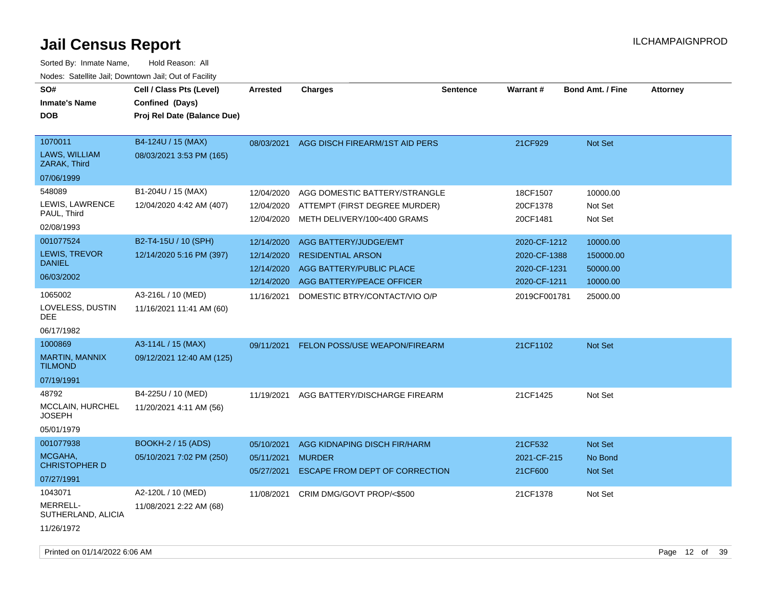# Jail Census Report

ILCHAMPAIGNPROD

Sorted By: Inmate Name, Hold Reason: All

Nodes: Satellite Jail; Downtown Jail; Out of Facility

| SO# / Inmate's Name / DOB | Cell / Class Pts (Level) / Confined (Days) / Proj Rel Date (Balance Due) | Arrested | Charges | Sentence | Warrant # | Bond Amt. / Fine | Attorney |
|---|---|---|---|---|---|---|---|
| 1070011 LAWS, WILLIAM ZARAK, Third 07/06/1999 | B4-124U / 15 (MAX) 08/03/2021 3:53 PM (165) | 08/03/2021 | AGG DISCH FIREARM/1ST AID PERS | | 21CF929 | Not Set | |
| 548089 LEWIS, LAWRENCE PAUL, Third 02/08/1993 | B1-204U / 15 (MAX) 12/04/2020 4:42 AM (407) | 12/04/2020 | AGG DOMESTIC BATTERY/STRANGLE | | 18CF1507 | 10000.00 | |
| | | 12/04/2020 | ATTEMPT (FIRST DEGREE MURDER) | | 20CF1378 | Not Set | |
| | | 12/04/2020 | METH DELIVERY/100<400 GRAMS | | 20CF1481 | Not Set | |
| 001077524 LEWIS, TREVOR DANIEL 06/03/2002 | B2-T4-15U / 10 (SPH) 12/14/2020 5:16 PM (397) | 12/14/2020 | AGG BATTERY/JUDGE/EMT | | 2020-CF-1212 | 10000.00 | |
| | | 12/14/2020 | RESIDENTIAL ARSON | | 2020-CF-1388 | 150000.00 | |
| | | 12/14/2020 | AGG BATTERY/PUBLIC PLACE | | 2020-CF-1231 | 50000.00 | |
| | | 12/14/2020 | AGG BATTERY/PEACE OFFICER | | 2020-CF-1211 | 10000.00 | |
| 1065002 LOVELESS, DUSTIN DEE 06/17/1982 | A3-216L / 10 (MED) 11/16/2021 11:41 AM (60) | 11/16/2021 | DOMESTIC BTRY/CONTACT/VIO O/P | | 2019CF001781 | 25000.00 | |
| 1000869 MARTIN, MANNIX TILMOND 07/19/1991 | A3-114L / 15 (MAX) 09/12/2021 12:40 AM (125) | 09/11/2021 | FELON POSS/USE WEAPON/FIREARM | | 21CF1102 | Not Set | |
| 48792 MCCLAIN, HURCHEL JOSEPH 05/01/1979 | B4-225U / 10 (MED) 11/20/2021 4:11 AM (56) | 11/19/2021 | AGG BATTERY/DISCHARGE FIREARM | | 21CF1425 | Not Set | |
| 001077938 MCGAHA, CHRISTOPHER D 07/27/1991 | BOOKH-2 / 15 (ADS) 05/10/2021 7:02 PM (250) | 05/10/2021 | AGG KIDNAPING DISCH FIR/HARM | | 21CF532 | Not Set | |
| | | 05/11/2021 | MURDER | | 2021-CF-215 | No Bond | |
| | | 05/27/2021 | ESCAPE FROM DEPT OF CORRECTION | | 21CF600 | Not Set | |
| 1043071 MERRELL-SUTHERLAND, ALICIA 11/26/1972 | A2-120L / 10 (MED) 11/08/2021 2:22 AM (68) | 11/08/2021 | CRIM DMG/GOVT PROP/<$500 | | 21CF1378 | Not Set | |

Printed on 01/14/2022 6:06 AM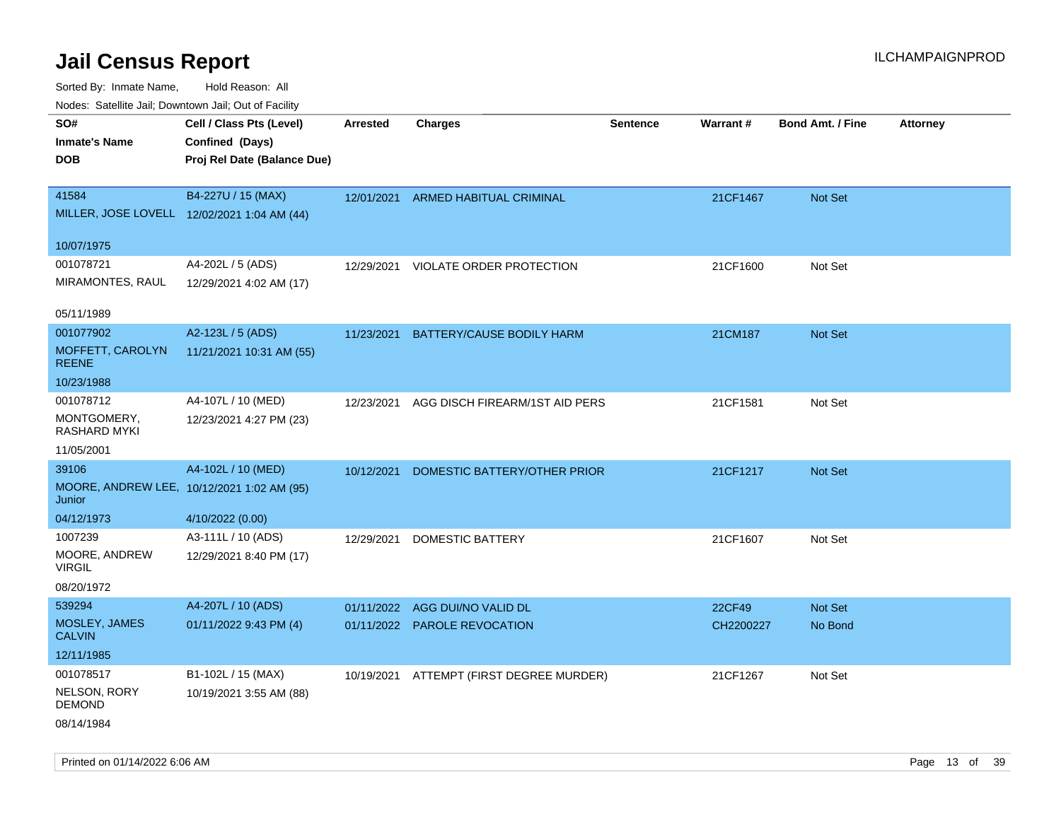# Jail Census Report

ILCHAMPAIGNPROD

Sorted By: Inmate Name, Hold Reason: All

Nodes: Satellite Jail; Downtown Jail; Out of Facility

| SO# / Inmate's Name / DOB | Cell / Class Pts (Level) / Confined (Days) / Proj Rel Date (Balance Due) | Arrested | Charges | Sentence | Warrant # | Bond Amt. / Fine | Attorney |
|---|---|---|---|---|---|---|---|
| 41584<br>MILLER, JOSE LOVELL<br>10/07/1975 | B4-227U / 15 (MAX)<br>12/02/2021 1:04 AM (44) | 12/01/2021 | ARMED HABITUAL CRIMINAL | | 21CF1467 | Not Set | |
| 001078721<br>MIRAMONTES, RAUL<br>05/11/1989 | A4-202L / 5 (ADS)<br>12/29/2021 4:02 AM (17) | 12/29/2021 | VIOLATE ORDER PROTECTION | | 21CF1600 | Not Set | |
| 001077902<br>MOFFETT, CAROLYN REENE<br>10/23/1988 | A2-123L / 5 (ADS)<br>11/21/2021 10:31 AM (55) | 11/23/2021 | BATTERY/CAUSE BODILY HARM | | 21CM187 | Not Set | |
| 001078712<br>MONTGOMERY, RASHARD MYKI<br>11/05/2001 | A4-107L / 10 (MED)<br>12/23/2021 4:27 PM (23) | 12/23/2021 | AGG DISCH FIREARM/1ST AID PERS | | 21CF1581 | Not Set | |
| 39106<br>MOORE, ANDREW LEE, Junior<br>04/12/1973 | A4-102L / 10 (MED)<br>10/12/2021 1:02 AM (95)<br>4/10/2022 (0.00) | 10/12/2021 | DOMESTIC BATTERY/OTHER PRIOR | | 21CF1217 | Not Set | |
| 1007239<br>MOORE, ANDREW VIRGIL<br>08/20/1972 | A3-111L / 10 (ADS)<br>12/29/2021 8:40 PM (17) | 12/29/2021 | DOMESTIC BATTERY | | 21CF1607 | Not Set | |
| 539294<br>MOSLEY, JAMES CALVIN<br>12/11/1985 | A4-207L / 10 (ADS)<br>01/11/2022 9:43 PM (4) | 01/11/2022<br>01/11/2022 | AGG DUI/NO VALID DL<br>PAROLE REVOCATION | | 22CF49<br>CH2200227 | Not Set<br>No Bond | |
| 001078517<br>NELSON, RORY DEMOND<br>08/14/1984 | B1-102L / 15 (MAX)<br>10/19/2021 3:55 AM (88) | 10/19/2021 | ATTEMPT (FIRST DEGREE MURDER) | | 21CF1267 | Not Set | |

Printed on 01/14/2022 6:06 AM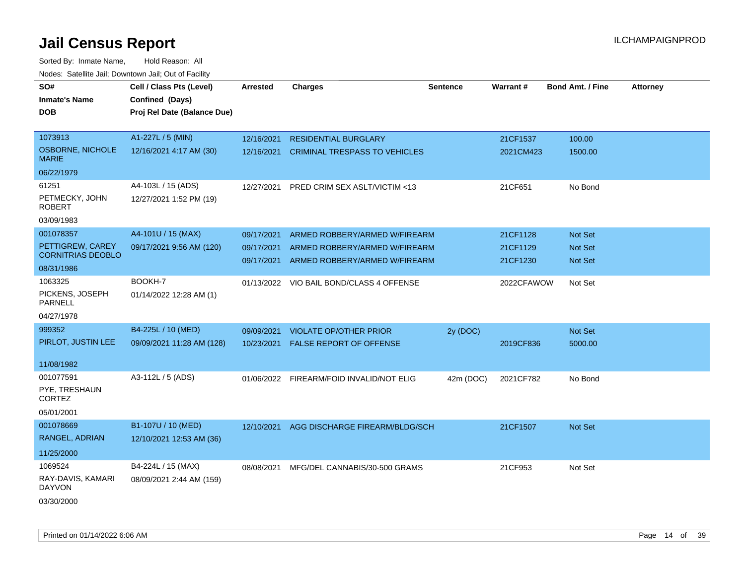# Jail Census Report

ILCHAMPAIGNPROD

Sorted By: Inmate Name, Hold Reason: All

Nodes: Satellite Jail; Downtown Jail; Out of Facility

| SO# / Inmate's Name / DOB | Cell / Class Pts (Level) / Confined (Days) / Proj Rel Date (Balance Due) | Arrested | Charges | Sentence | Warrant # | Bond Amt. / Fine | Attorney |
|---|---|---|---|---|---|---|---|
| 1073913<br>OSBORNE, NICHOLE MARIE<br>06/22/1979 | A1-227L / 5 (MIN)<br>12/16/2021 4:17 AM (30) | 12/16/2021 | RESIDENTIAL BURGLARY | | 21CF1537 | 100.00 | |
| | | 12/16/2021 | CRIMINAL TRESPASS TO VEHICLES | | 2021CM423 | 1500.00 | |
| 61251<br>PETMECKY, JOHN ROBERT<br>03/09/1983 | A4-103L / 15 (ADS)<br>12/27/2021 1:52 PM (19) | 12/27/2021 | PRED CRIM SEX ASLT/VICTIM <13 | | 21CF651 | No Bond | |
| 001078357<br>PETTIGREW, CAREY CORNITRIAS DEOBLO<br>08/31/1986 | A4-101U / 15 (MAX)<br>09/17/2021 9:56 AM (120) | 09/17/2021 | ARMED ROBBERY/ARMED W/FIREARM | | 21CF1128 | Not Set | |
| | | 09/17/2021 | ARMED ROBBERY/ARMED W/FIREARM | | 21CF1129 | Not Set | |
| | | 09/17/2021 | ARMED ROBBERY/ARMED W/FIREARM | | 21CF1230 | Not Set | |
| 1063325<br>PICKENS, JOSEPH PARNELL<br>04/27/1978 | BOOKH-7<br>01/14/2022 12:28 AM (1) | 01/13/2022 | VIO BAIL BOND/CLASS 4 OFFENSE | | 2022CFAWOW | Not Set | |
| 999352<br>PIRLOT, JUSTIN LEE<br>11/08/1982 | B4-225L / 10 (MED)<br>09/09/2021 11:28 AM (128) | 09/09/2021 | VIOLATE OP/OTHER PRIOR | 2y (DOC) | | Not Set | |
| | | 10/23/2021 | FALSE REPORT OF OFFENSE | | 2019CF836 | 5000.00 | |
| 001077591<br>PYE, TRESHAUN CORTEZ<br>05/01/2001 | A3-112L / 5 (ADS) | 01/06/2022 | FIREARM/FOID INVALID/NOT ELIG | 42m (DOC) | 2021CF782 | No Bond | |
| 001078669<br>RANGEL, ADRIAN<br>11/25/2000 | B1-107U / 10 (MED)<br>12/10/2021 12:53 AM (36) | 12/10/2021 | AGG DISCHARGE FIREARM/BLDG/SCH | | 21CF1507 | Not Set | |
| 1069524<br>RAY-DAVIS, KAMARI DAYVON<br>03/30/2000 | B4-224L / 15 (MAX)<br>08/09/2021 2:44 AM (159) | 08/08/2021 | MFG/DEL CANNABIS/30-500 GRAMS | | 21CF953 | Not Set | |

Printed on 01/14/2022 6:06 AM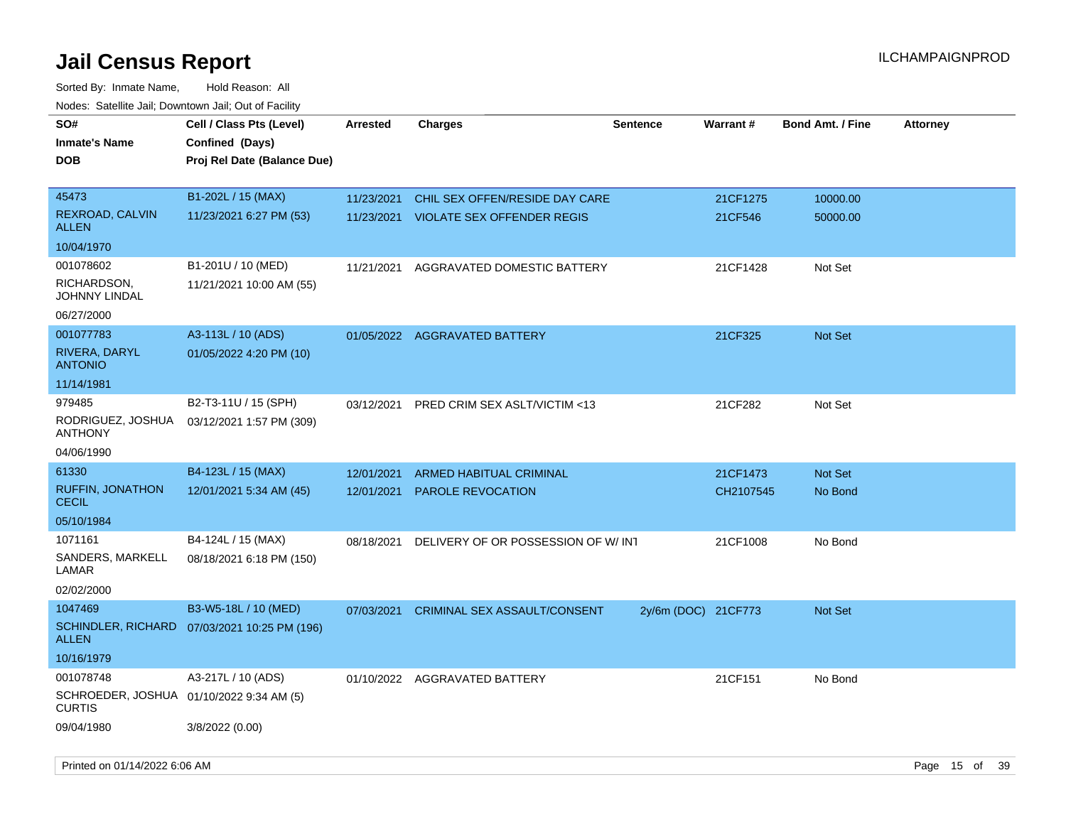# Jail Census Report

Sorted By: Inmate Name, Hold Reason: All

Nodes: Satellite Jail; Downtown Jail; Out of Facility

| SO# / Inmate's Name / DOB | Cell / Class Pts (Level) / Confined (Days) / Proj Rel Date (Balance Due) | Arrested | Charges | Sentence | Warrant # | Bond Amt. / Fine | Attorney |
|---|---|---|---|---|---|---|---|
| 45473<br>REXROAD, CALVIN ALLEN<br>10/04/1970 | B1-202L / 15 (MAX)<br>11/23/2021 6:27 PM (53) | 11/23/2021<br>11/23/2021 | CHIL SEX OFFEN/RESIDE DAY CARE<br>VIOLATE SEX OFFENDER REGIS | | 21CF1275<br>21CF546 | 10000.00<br>50000.00 | |
| 001078602<br>RICHARDSON, JOHNNY LINDAL<br>06/27/2000 | B1-201U / 10 (MED)<br>11/21/2021 10:00 AM (55) | 11/21/2021 | AGGRAVATED DOMESTIC BATTERY | | 21CF1428 | Not Set | |
| 001077783<br>RIVERA, DARYL ANTONIO<br>11/14/1981 | A3-113L / 10 (ADS)<br>01/05/2022 4:20 PM (10) | 01/05/2022 | AGGRAVATED BATTERY | | 21CF325 | Not Set | |
| 979485<br>RODRIGUEZ, JOSHUA ANTHONY<br>04/06/1990 | B2-T3-11U / 15 (SPH)<br>03/12/2021 1:57 PM (309) | 03/12/2021 | PRED CRIM SEX ASLT/VICTIM <13 | | 21CF282 | Not Set | |
| 61330<br>RUFFIN, JONATHON CECIL<br>05/10/1984 | B4-123L / 15 (MAX)<br>12/01/2021 5:34 AM (45) | 12/01/2021<br>12/01/2021 | ARMED HABITUAL CRIMINAL<br>PAROLE REVOCATION | | 21CF1473<br>CH2107545 | Not Set<br>No Bond | |
| 1071161<br>SANDERS, MARKELL LAMAR<br>02/02/2000 | B4-124L / 15 (MAX)<br>08/18/2021 6:18 PM (150) | 08/18/2021 | DELIVERY OF OR POSSESSION OF W/ INT | | 21CF1008 | No Bond | |
| 1047469<br>SCHINDLER, RICHARD ALLEN<br>10/16/1979 | B3-W5-18L / 10 (MED)<br>07/03/2021 10:25 PM (196) | 07/03/2021 | CRIMINAL SEX ASSAULT/CONSENT | 2y/6m (DOC) | 21CF773 | Not Set | |
| 001078748<br>SCHROEDER, JOSHUA CURTIS<br>09/04/1980 | A3-217L / 10 (ADS)<br>01/10/2022 9:34 AM (5)<br>3/8/2022 (0.00) | 01/10/2022 | AGGRAVATED BATTERY | | 21CF151 | No Bond | |

Printed on 01/14/2022 6:06 AM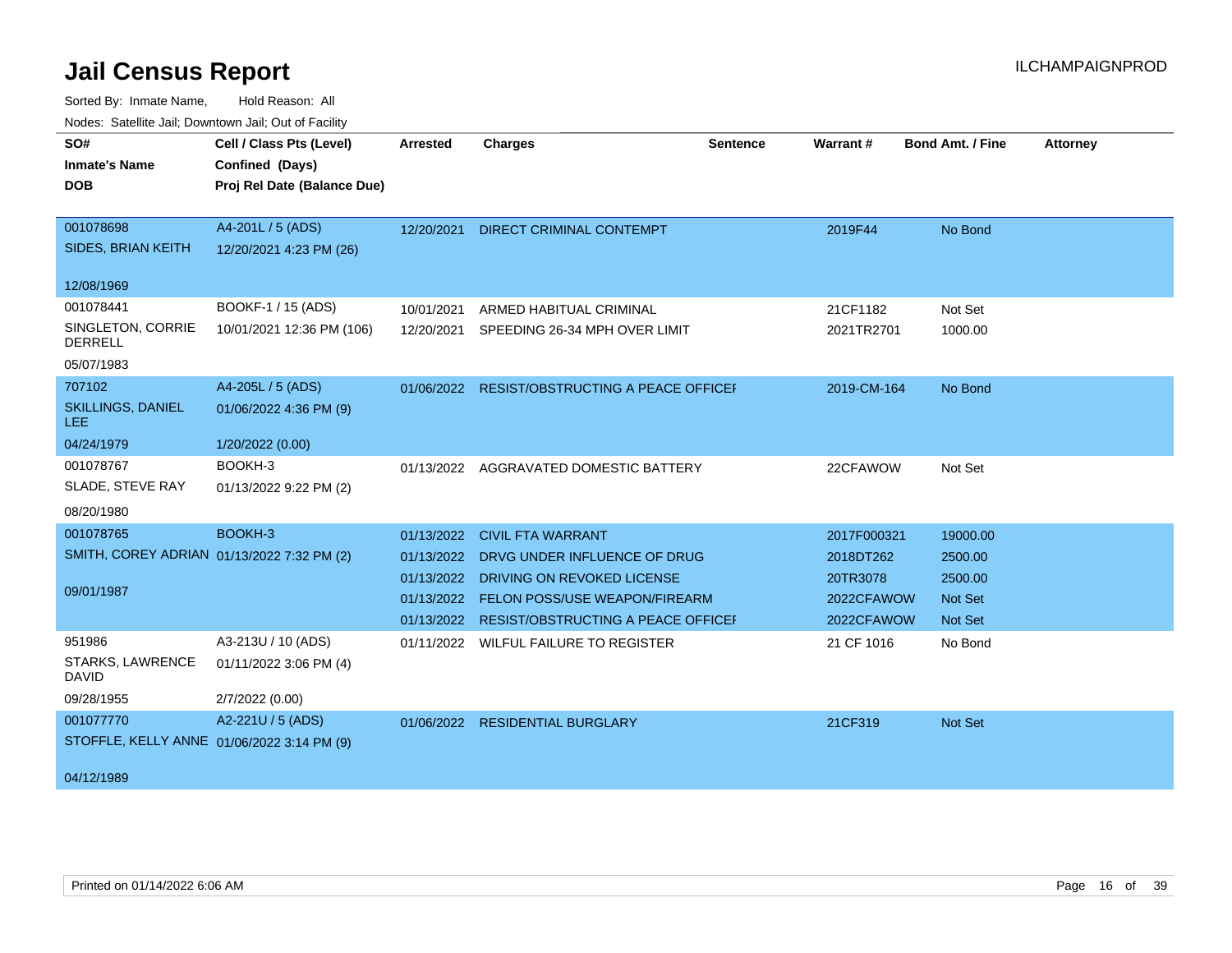# Jail Census Report

ILCHAMPAIGNPROD

Sorted By: Inmate Name, Hold Reason: All

Nodes: Satellite Jail; Downtown Jail; Out of Facility

| SO# / Inmate's Name / DOB | Cell / Class Pts (Level) / Confined (Days) / Proj Rel Date (Balance Due) | Arrested | Charges | Sentence | Warrant # | Bond Amt. / Fine | Attorney |
|---|---|---|---|---|---|---|---|
| 001078698<br>SIDES, BRIAN KEITH<br>12/08/1969 | A4-201L / 5 (ADS)<br>12/20/2021 4:23 PM (26) | 12/20/2021 | DIRECT CRIMINAL CONTEMPT | | 2019F44 | No Bond | |
| 001078441<br>SINGLETON, CORRIE DERRELL<br>05/07/1983 | BOOKF-1 / 15 (ADS)<br>10/01/2021 12:36 PM (106) | 10/01/2021<br>12/20/2021 | ARMED HABITUAL CRIMINAL<br>SPEEDING 26-34 MPH OVER LIMIT | | 21CF1182<br>2021TR2701 | Not Set<br>1000.00 | |
| 707102<br>SKILLINGS, DANIEL LEE<br>04/24/1979 | A4-205L / 5 (ADS)<br>01/06/2022 4:36 PM (9)<br>1/20/2022 (0.00) | 01/06/2022 | RESIST/OBSTRUCTING A PEACE OFFICEI | | 2019-CM-164 | No Bond | |
| 001078767<br>SLADE, STEVE RAY<br>08/20/1980 | BOOKH-3<br>01/13/2022 9:22 PM (2) | 01/13/2022 | AGGRAVATED DOMESTIC BATTERY | | 22CFAWOW | Not Set | |
| 001078765<br>SMITH, COREY ADRIAN<br>09/01/1987 | BOOKH-3<br>01/13/2022 7:32 PM (2) | 01/13/2022<br>01/13/2022<br>01/13/2022<br>01/13/2022<br>01/13/2022 | CIVIL FTA WARRANT<br>DRVG UNDER INFLUENCE OF DRUG<br>DRIVING ON REVOKED LICENSE<br>FELON POSS/USE WEAPON/FIREARM<br>RESIST/OBSTRUCTING A PEACE OFFICEI | | 2017F000321<br>2018DT262<br>20TR3078<br>2022CFAWOW<br>2022CFAWOW | 19000.00<br>2500.00<br>2500.00<br>Not Set<br>Not Set | |
| 951986<br>STARKS, LAWRENCE DAVID<br>09/28/1955 | A3-213U / 10 (ADS)<br>01/11/2022 3:06 PM (4)<br>2/7/2022 (0.00) | 01/11/2022 | WILFUL FAILURE TO REGISTER | | 21 CF 1016 | No Bond | |
| 001077770<br>STOFFLE, KELLY ANNE<br>04/12/1989 | A2-221U / 5 (ADS)<br>01/06/2022 3:14 PM (9) | 01/06/2022 | RESIDENTIAL BURGLARY | | 21CF319 | Not Set | |

Printed on 01/14/2022 6:06 AM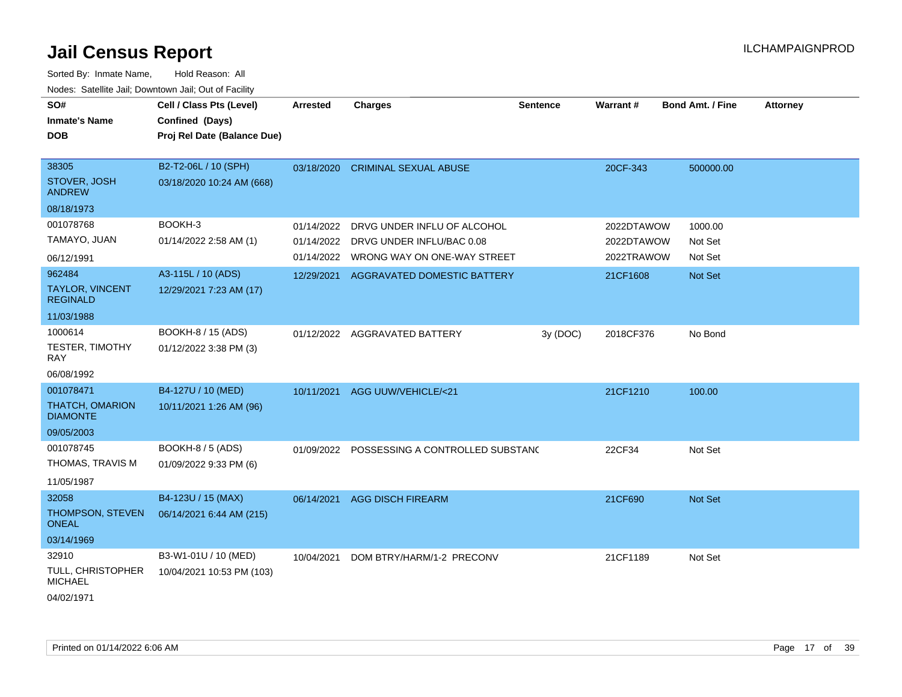# Jail Census Report

ILCHAMPAIGNPROD

Sorted By: Inmate Name, Hold Reason: All

Nodes: Satellite Jail; Downtown Jail; Out of Facility

| SO# / Inmate's Name / DOB | Cell / Class Pts (Level) / Confined (Days) / Proj Rel Date (Balance Due) | Arrested | Charges | Sentence | Warrant # | Bond Amt. / Fine | Attorney |
|---|---|---|---|---|---|---|---|
| 38305<br>STOVER, JOSH ANDREW<br>08/18/1973 | B2-T2-06L / 10 (SPH)<br>03/18/2020 10:24 AM (668) | 03/18/2020 | CRIMINAL SEXUAL ABUSE | | 20CF-343 | 500000.00 | |
| 001078768<br>TAMAYO, JUAN<br>06/12/1991 | BOOKH-3<br>01/14/2022 2:58 AM (1) | 01/14/2022 | DRVG UNDER INFLU OF ALCOHOL | | 2022DTAWOW | 1000.00 | |
| | | 01/14/2022 | DRVG UNDER INFLU/BAC 0.08 | | 2022DTAWOW | Not Set | |
| | | 01/14/2022 | WRONG WAY ON ONE-WAY STREET | | 2022TRAWOW | Not Set | |
| 962484<br>TAYLOR, VINCENT REGINALD<br>11/03/1988 | A3-115L / 10 (ADS)<br>12/29/2021 7:23 AM (17) | 12/29/2021 | AGGRAVATED DOMESTIC BATTERY | | 21CF1608 | Not Set | |
| 1000614<br>TESTER, TIMOTHY RAY<br>06/08/1992 | BOOKH-8 / 15 (ADS)<br>01/12/2022 3:38 PM (3) | 01/12/2022 | AGGRAVATED BATTERY | 3y (DOC) | 2018CF376 | No Bond | |
| 001078471<br>THATCH, OMARION DIAMONTE<br>09/05/2003 | B4-127U / 10 (MED)<br>10/11/2021 1:26 AM (96) | 10/11/2021 | AGG UUW/VEHICLE/<21 | | 21CF1210 | 100.00 | |
| 001078745<br>THOMAS, TRAVIS M<br>11/05/1987 | BOOKH-8 / 5 (ADS)<br>01/09/2022 9:33 PM (6) | 01/09/2022 | POSSESSING A CONTROLLED SUBSTANC | | 22CF34 | Not Set | |
| 32058<br>THOMPSON, STEVEN ONEAL<br>03/14/1969 | B4-123U / 15 (MAX)<br>06/14/2021 6:44 AM (215) | 06/14/2021 | AGG DISCH FIREARM | | 21CF690 | Not Set | |
| 32910<br>TULL, CHRISTOPHER MICHAEL<br>04/02/1971 | B3-W1-01U / 10 (MED)<br>10/04/2021 10:53 PM (103) | 10/04/2021 | DOM BTRY/HARM/1-2 PRECONV | | 21CF1189 | Not Set | |

Printed on 01/14/2022 6:06 AM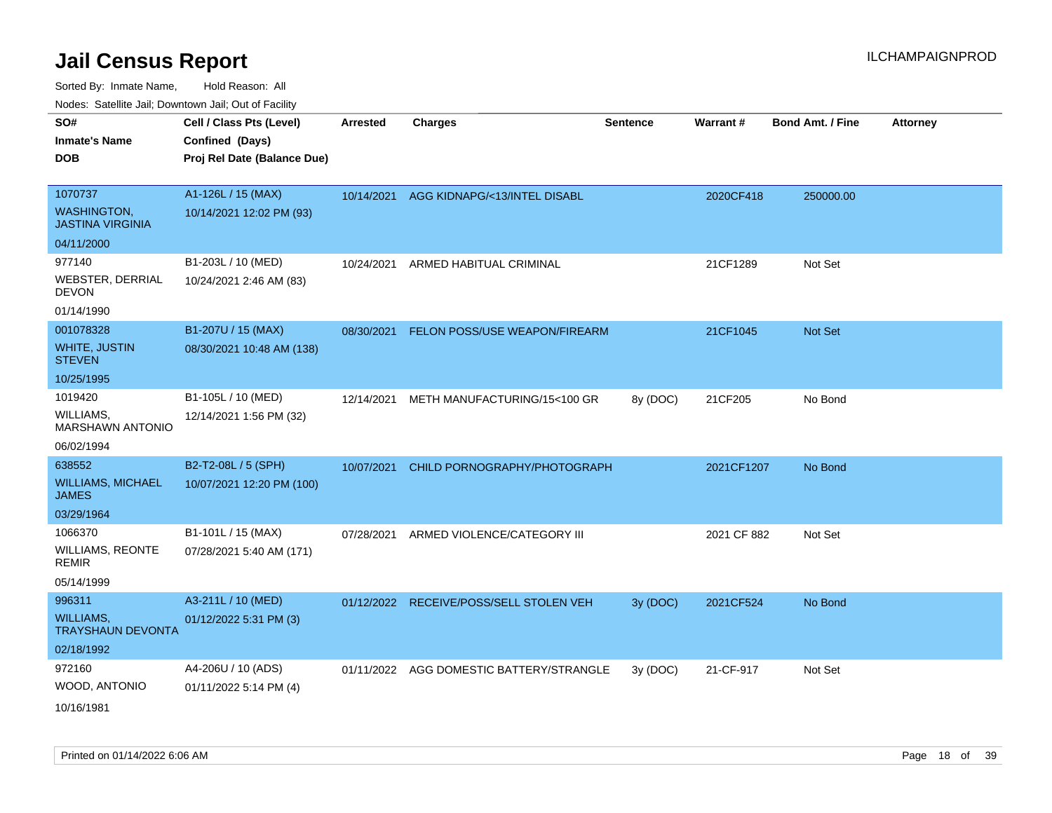# Jail Census Report

Sorted By: Inmate Name, Hold Reason: All

Nodes: Satellite Jail; Downtown Jail; Out of Facility

| SO# / Inmate's Name / DOB | Cell / Class Pts (Level) / Confined (Days) / Proj Rel Date (Balance Due) | Arrested | Charges | Sentence | Warrant # | Bond Amt. / Fine | Attorney |
|---|---|---|---|---|---|---|---|
| 1070737<br>WASHINGTON, JASTINA VIRGINIA<br>04/11/2000 | A1-126L / 15 (MAX)<br>10/14/2021 12:02 PM (93) | 10/14/2021 | AGG KIDNAPG/<13/INTEL DISABL | | 2020CF418 | 250000.00 | |
| 977140<br>WEBSTER, DERRIAL DEVON<br>01/14/1990 | B1-203L / 10 (MED)<br>10/24/2021 2:46 AM (83) | 10/24/2021 | ARMED HABITUAL CRIMINAL | | 21CF1289 | Not Set | |
| 001078328<br>WHITE, JUSTIN STEVEN<br>10/25/1995 | B1-207U / 15 (MAX)<br>08/30/2021 10:48 AM (138) | 08/30/2021 | FELON POSS/USE WEAPON/FIREARM | | 21CF1045 | Not Set | |
| 1019420<br>WILLIAMS, MARSHAWN ANTONIO<br>06/02/1994 | B1-105L / 10 (MED)<br>12/14/2021 1:56 PM (32) | 12/14/2021 | METH MANUFACTURING/15<100 GR | 8y (DOC) | 21CF205 | No Bond | |
| 638552<br>WILLIAMS, MICHAEL JAMES<br>03/29/1964 | B2-T2-08L / 5 (SPH)<br>10/07/2021 12:20 PM (100) | 10/07/2021 | CHILD PORNOGRAPHY/PHOTOGRAPH | | 2021CF1207 | No Bond | |
| 1066370<br>WILLIAMS, REONTE REMIR<br>05/14/1999 | B1-101L / 15 (MAX)<br>07/28/2021 5:40 AM (171) | 07/28/2021 | ARMED VIOLENCE/CATEGORY III | | 2021 CF 882 | Not Set | |
| 996311<br>WILLIAMS, TRAYSHAUN DEVONTA<br>02/18/1992 | A3-211L / 10 (MED)<br>01/12/2022 5:31 PM (3) | 01/12/2022 | RECEIVE/POSS/SELL STOLEN VEH | 3y (DOC) | 2021CF524 | No Bond | |
| 972160<br>WOOD, ANTONIO<br>10/16/1981 | A4-206U / 10 (ADS)<br>01/11/2022 5:14 PM (4) | 01/11/2022 | AGG DOMESTIC BATTERY/STRANGLE | 3y (DOC) | 21-CF-917 | Not Set | |

Printed on 01/14/2022 6:06 AM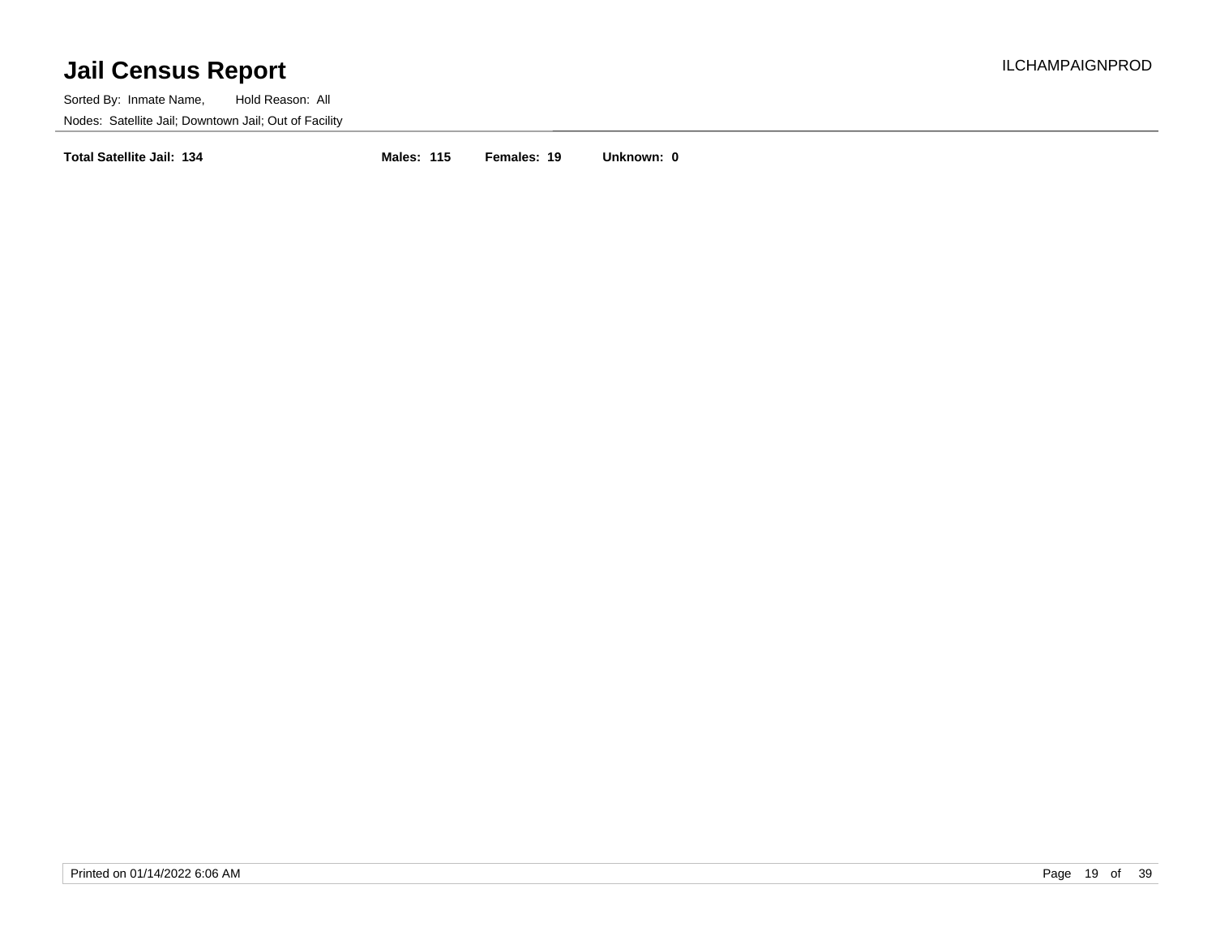# Jail Census Report

ILCHAMPAIGNPROD

Sorted By: Inmate Name, Hold Reason: All

Nodes: Satellite Jail; Downtown Jail; Out of Facility

**Total Satellite Jail: 134** **Males: 115** **Females: 19** **Unknown: 0**

Printed on 01/14/2022 6:06 AM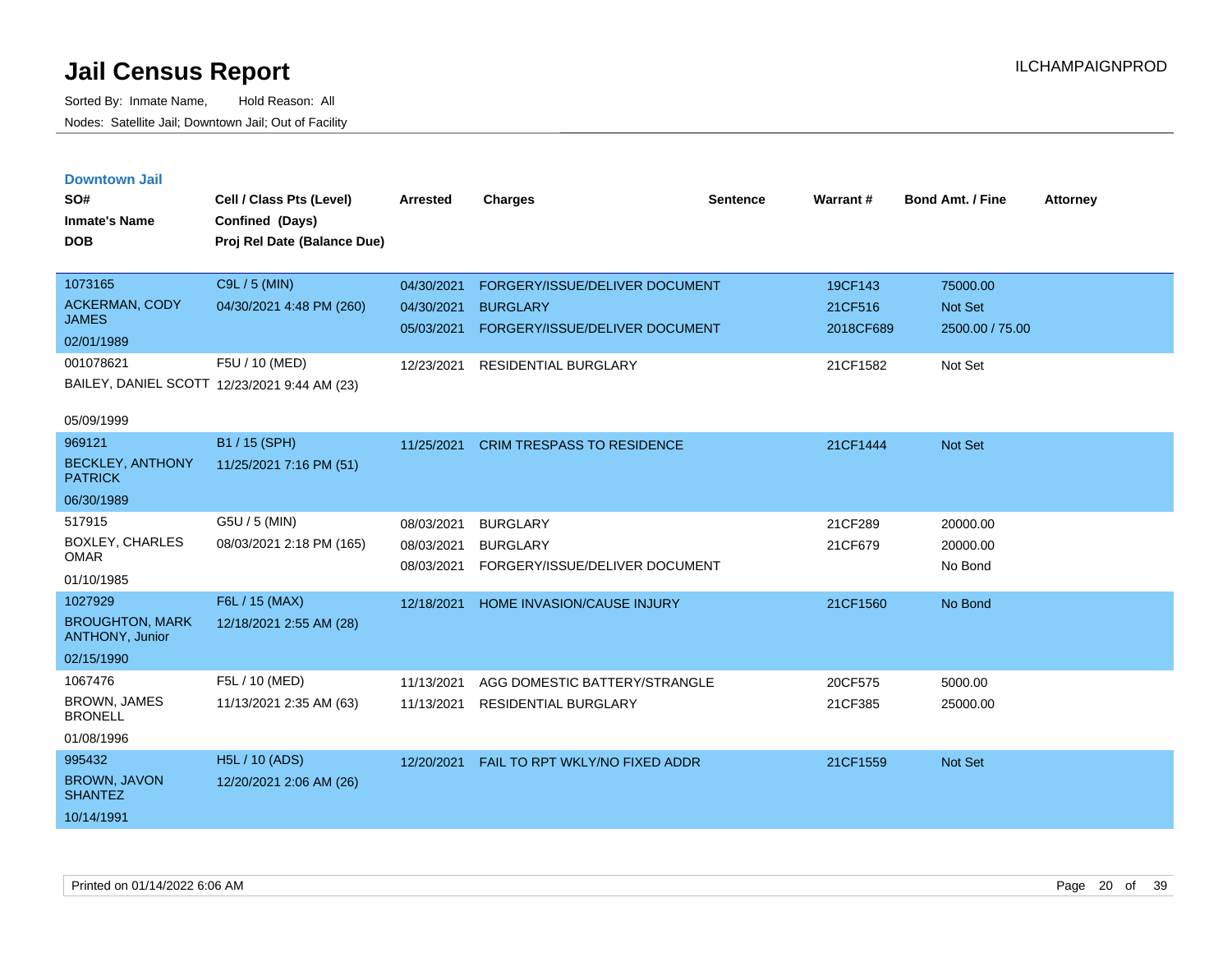# Jail Census Report

Sorted By: Inmate Name, Hold Reason: All

Nodes: Satellite Jail; Downtown Jail; Out of Facility

ILCHAMPAIGNPROD

## Downtown Jail

| SO# / Inmate's Name / DOB | Cell / Class Pts (Level) / Confined (Days) / Proj Rel Date (Balance Due) | Arrested | Charges | Sentence | Warrant # | Bond Amt. / Fine | Attorney |
|---|---|---|---|---|---|---|---|
| 1073165<br>ACKERMAN, CODY JAMES<br>02/01/1989 | C9L / 5 (MIN)<br>04/30/2021 4:48 PM (260) | 04/30/2021 | FORGERY/ISSUE/DELIVER DOCUMENT | | 19CF143 | 75000.00 | |
| | | 04/30/2021 | BURGLARY | | 21CF516 | Not Set | |
| | | 05/03/2021 | FORGERY/ISSUE/DELIVER DOCUMENT | | 2018CF689 | 2500.00 / 75.00 | |
| 001078621<br>BAILEY, DANIEL SCOTT<br>05/09/1999 | F5U / 10 (MED)<br>12/23/2021 9:44 AM (23) | 12/23/2021 | RESIDENTIAL BURGLARY | | 21CF1582 | Not Set | |
| 969121<br>BECKLEY, ANTHONY PATRICK<br>06/30/1989 | B1 / 15 (SPH)<br>11/25/2021 7:16 PM (51) | 11/25/2021 | CRIM TRESPASS TO RESIDENCE | | 21CF1444 | Not Set | |
| 517915<br>BOXLEY, CHARLES OMAR<br>01/10/1985 | G5U / 5 (MIN)<br>08/03/2021 2:18 PM (165) | 08/03/2021 | BURGLARY | | 21CF289 | 20000.00 | |
| | | 08/03/2021 | BURGLARY | | 21CF679 | 20000.00 | |
| | | 08/03/2021 | FORGERY/ISSUE/DELIVER DOCUMENT | | | No Bond | |
| 1027929<br>BROUGHTON, MARK ANTHONY, Junior<br>02/15/1990 | F6L / 15 (MAX)<br>12/18/2021 2:55 AM (28) | 12/18/2021 | HOME INVASION/CAUSE INJURY | | 21CF1560 | No Bond | |
| 1067476<br>BROWN, JAMES BRONELL<br>01/08/1996 | F5L / 10 (MED)<br>11/13/2021 2:35 AM (63) | 11/13/2021 | AGG DOMESTIC BATTERY/STRANGLE | | 20CF575 | 5000.00 | |
| | | 11/13/2021 | RESIDENTIAL BURGLARY | | 21CF385 | 25000.00 | |
| 995432<br>BROWN, JAVON SHANTEZ<br>10/14/1991 | H5L / 10 (ADS)<br>12/20/2021 2:06 AM (26) | 12/20/2021 | FAIL TO RPT WKLY/NO FIXED ADDR | | 21CF1559 | Not Set | |

Printed on 01/14/2022 6:06 AM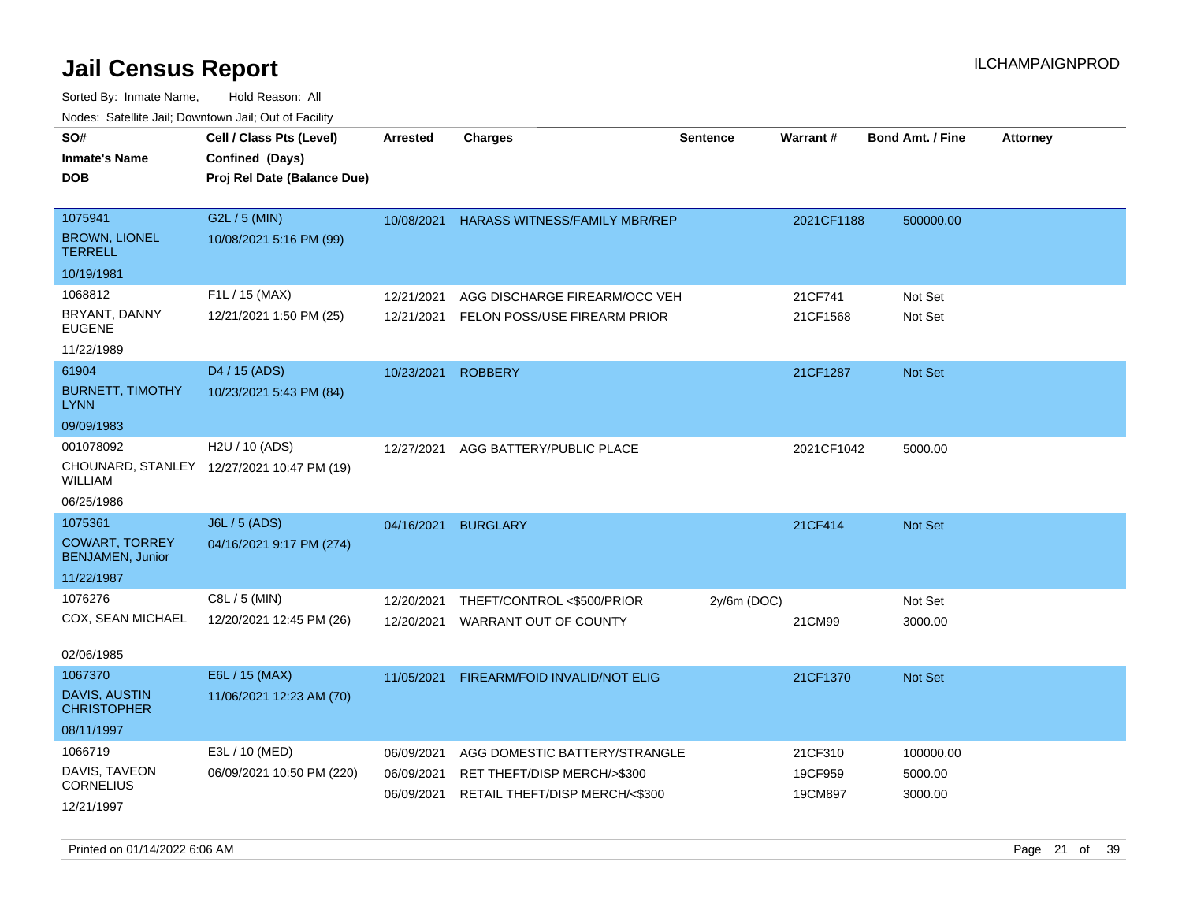# Jail Census Report

ILCHAMPAIGNPROD

Sorted By: Inmate Name, Hold Reason: All

Nodes: Satellite Jail; Downtown Jail; Out of Facility

| SO# / Inmate's Name / DOB | Cell / Class Pts (Level) / Confined (Days) / Proj Rel Date (Balance Due) | Arrested | Charges | Sentence | Warrant # | Bond Amt. / Fine | Attorney |
|---|---|---|---|---|---|---|---|
| 1075941<br>BROWN, LIONEL TERRELL<br>10/19/1981 | G2L / 5 (MIN)<br>10/08/2021 5:16 PM (99) | 10/08/2021 | HARASS WITNESS/FAMILY MBR/REP | | 2021CF1188 | 500000.00 | |
| 1068812<br>BRYANT, DANNY EUGENE<br>11/22/1989 | F1L / 15 (MAX)<br>12/21/2021 1:50 PM (25) | 12/21/2021 | AGG DISCHARGE FIREARM/OCC VEH | | 21CF741 | Not Set | |
| | | 12/21/2021 | FELON POSS/USE FIREARM PRIOR | | 21CF1568 | Not Set | |
| 61904<br>BURNETT, TIMOTHY LYNN<br>09/09/1983 | D4 / 15 (ADS)<br>10/23/2021 5:43 PM (84) | 10/23/2021 | ROBBERY | | 21CF1287 | Not Set | |
| 001078092<br>CHOUNARD, STANLEY WILLIAM<br>06/25/1986 | H2U / 10 (ADS)<br>12/27/2021 10:47 PM (19) | 12/27/2021 | AGG BATTERY/PUBLIC PLACE | | 2021CF1042 | 5000.00 | |
| 1075361<br>COWART, TORREY BENJAMEN, Junior<br>11/22/1987 | J6L / 5 (ADS)<br>04/16/2021 9:17 PM (274) | 04/16/2021 | BURGLARY | | 21CF414 | Not Set | |
| 1076276<br>COX, SEAN MICHAEL<br>02/06/1985 | C8L / 5 (MIN)<br>12/20/2021 12:45 PM (26) | 12/20/2021 | THEFT/CONTROL <$500/PRIOR | 2y/6m (DOC) | | Not Set | |
| | | 12/20/2021 | WARRANT OUT OF COUNTY | | 21CM99 | 3000.00 | |
| 1067370<br>DAVIS, AUSTIN CHRISTOPHER<br>08/11/1997 | E6L / 15 (MAX)<br>11/06/2021 12:23 AM (70) | 11/05/2021 | FIREARM/FOID INVALID/NOT ELIG | | 21CF1370 | Not Set | |
| 1066719<br>DAVIS, TAVEON CORNELIUS<br>12/21/1997 | E3L / 10 (MED)<br>06/09/2021 10:50 PM (220) | 06/09/2021 | AGG DOMESTIC BATTERY/STRANGLE | | 21CF310 | 100000.00 | |
| | | 06/09/2021 | RET THEFT/DISP MERCH/>$300 | | 19CF959 | 5000.00 | |
| | | 06/09/2021 | RETAIL THEFT/DISP MERCH/<$300 | | 19CM897 | 3000.00 | |

Printed on 01/14/2022 6:06 AM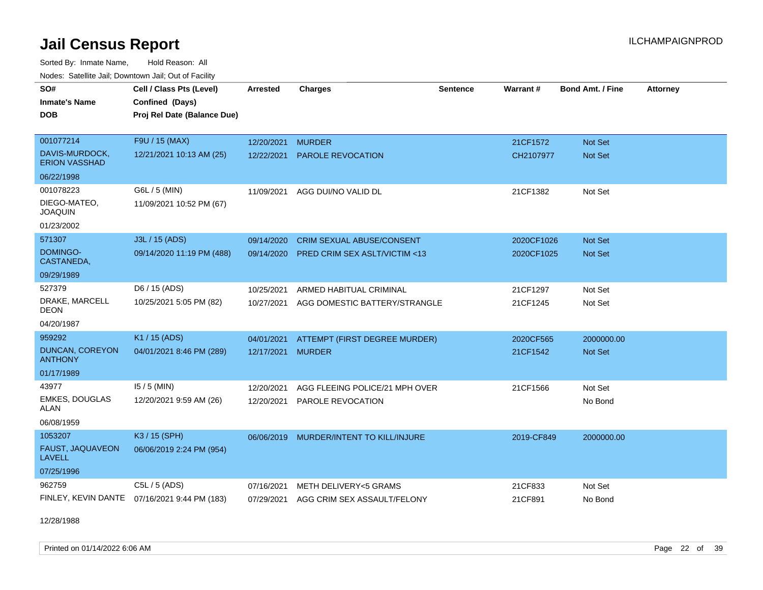# Jail Census Report

Sorted By: Inmate Name, Hold Reason: All

Nodes: Satellite Jail; Downtown Jail; Out of Facility

| SO# / Inmate's Name / DOB | Cell / Class Pts (Level) / Confined (Days) / Proj Rel Date (Balance Due) | Arrested | Charges | Sentence | Warrant # | Bond Amt. / Fine | Attorney |
|---|---|---|---|---|---|---|---|
| 001077214<br>DAVIS-MURDOCK, ERION VASSHAD<br>06/22/1998 | F9U / 15 (MAX)<br>12/21/2021 10:13 AM (25) | 12/20/2021<br>12/22/2021 | MURDER<br>PAROLE REVOCATION | | 21CF1572<br>CH2107977 | Not Set<br>Not Set | |
| 001078223<br>DIEGO-MATEO, JOAQUIN<br>01/23/2002 | G6L / 5 (MIN)<br>11/09/2021 10:52 PM (67) | 11/09/2021 | AGG DUI/NO VALID DL | | 21CF1382 | Not Set | |
| 571307<br>DOMINGO-CASTANEDA,<br>09/29/1989 | J3L / 15 (ADS)<br>09/14/2020 11:19 PM (488) | 09/14/2020<br>09/14/2020 | CRIM SEXUAL ABUSE/CONSENT<br>PRED CRIM SEX ASLT/VICTIM <13 | | 2020CF1026<br>2020CF1025 | Not Set<br>Not Set | |
| 527379<br>DRAKE, MARCELL DEON<br>04/20/1987 | D6 / 15 (ADS)<br>10/25/2021 5:05 PM (82) | 10/25/2021<br>10/27/2021 | ARMED HABITUAL CRIMINAL<br>AGG DOMESTIC BATTERY/STRANGLE | | 21CF1297<br>21CF1245 | Not Set<br>Not Set | |
| 959292<br>DUNCAN, COREYON ANTHONY<br>01/17/1989 | K1 / 15 (ADS)<br>04/01/2021 8:46 PM (289) | 04/01/2021<br>12/17/2021 | ATTEMPT (FIRST DEGREE MURDER)<br>MURDER | | 2020CF565<br>21CF1542 | 2000000.00<br>Not Set | |
| 43977<br>EMKES, DOUGLAS ALAN<br>06/08/1959 | I5 / 5 (MIN)<br>12/20/2021 9:59 AM (26) | 12/20/2021<br>12/20/2021 | AGG FLEEING POLICE/21 MPH OVER<br>PAROLE REVOCATION | | 21CF1566 | Not Set<br>No Bond | |
| 1053207<br>FAUST, JAQUAVEON LAVELL<br>07/25/1996 | K3 / 15 (SPH)<br>06/06/2019 2:24 PM (954) | 06/06/2019 | MURDER/INTENT TO KILL/INJURE | | 2019-CF849 | 2000000.00 | |
| 962759<br>FINLEY, KEVIN DANTE<br>12/28/1988 | C5L / 5 (ADS)<br>07/16/2021 9:44 PM (183) | 07/16/2021<br>07/29/2021 | METH DELIVERY<5 GRAMS<br>AGG CRIM SEX ASSAULT/FELONY | | 21CF833<br>21CF891 | Not Set<br>No Bond | |

Printed on 01/14/2022 6:06 AM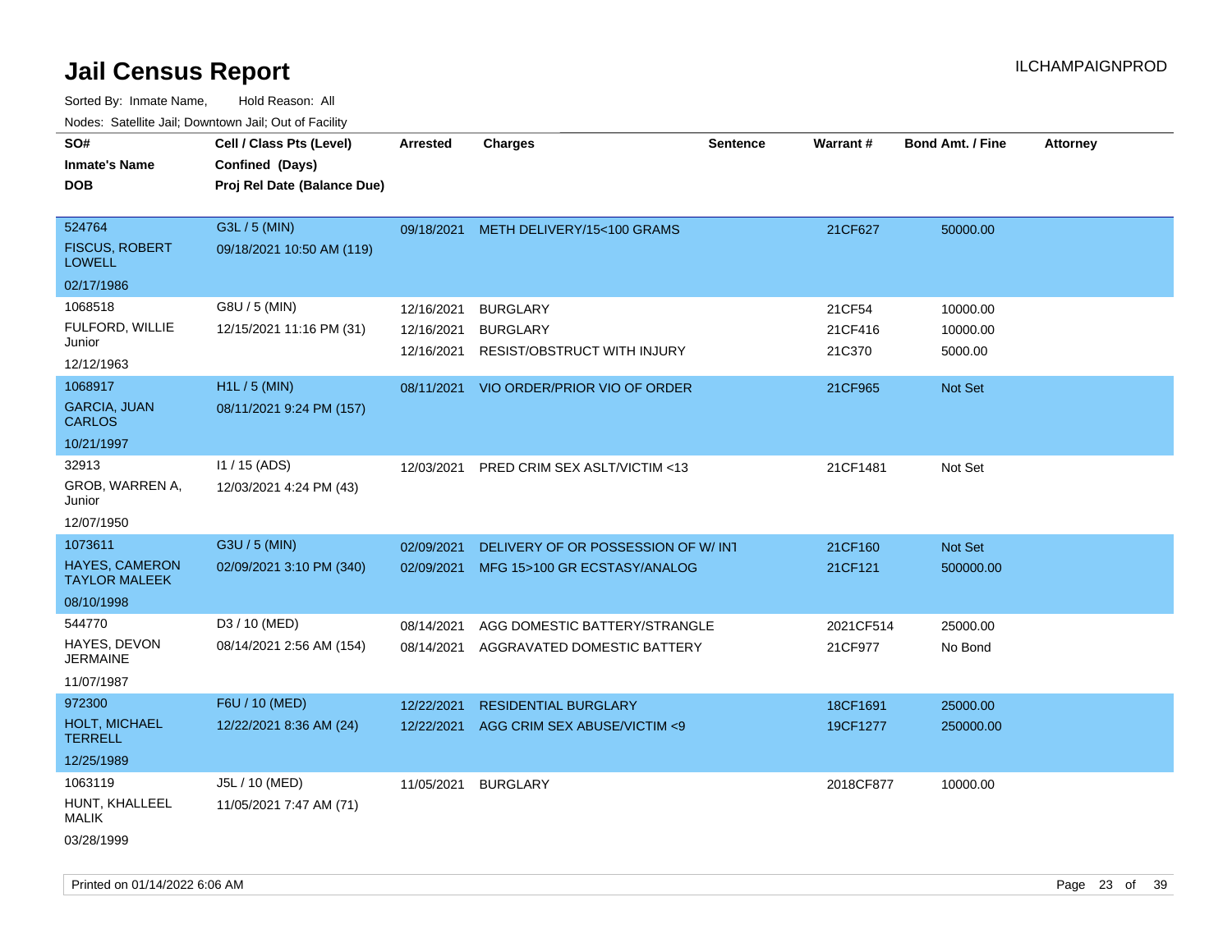# Jail Census Report

ILCHAMPAIGNPROD

Sorted By: Inmate Name, Hold Reason: All

Nodes: Satellite Jail; Downtown Jail; Out of Facility

| SO# / Inmate's Name / DOB | Cell / Class Pts (Level) / Confined (Days) / Proj Rel Date (Balance Due) | Arrested | Charges | Sentence | Warrant # | Bond Amt. / Fine | Attorney |
|---|---|---|---|---|---|---|---|
| 524764<br>FISCUS, ROBERT LOWELL<br>02/17/1986 | G3L / 5 (MIN)<br>09/18/2021 10:50 AM (119) | 09/18/2021 | METH DELIVERY/15<100 GRAMS | | 21CF627 | 50000.00 | |
| 1068518<br>FULFORD, WILLIE Junior<br>12/12/1963 | G8U / 5 (MIN)<br>12/15/2021 11:16 PM (31) | 12/16/2021 | BURGLARY | | 21CF54 | 10000.00 | |
| | | 12/16/2021 | BURGLARY | | 21CF416 | 10000.00 | |
| | | 12/16/2021 | RESIST/OBSTRUCT WITH INJURY | | 21C370 | 5000.00 | |
| 1068917<br>GARCIA, JUAN CARLOS<br>10/21/1997 | H1L / 5 (MIN)<br>08/11/2021 9:24 PM (157) | 08/11/2021 | VIO ORDER/PRIOR VIO OF ORDER | | 21CF965 | Not Set | |
| 32913<br>GROB, WARREN A, Junior<br>12/07/1950 | I1 / 15 (ADS)<br>12/03/2021 4:24 PM (43) | 12/03/2021 | PRED CRIM SEX ASLT/VICTIM <13 | | 21CF1481 | Not Set | |
| 1073611<br>HAYES, CAMERON TAYLOR MALEEK<br>08/10/1998 | G3U / 5 (MIN)<br>02/09/2021 3:10 PM (340) | 02/09/2021 | DELIVERY OF OR POSSESSION OF W/ INT | | 21CF160 | Not Set | |
| | | 02/09/2021 | MFG 15>100 GR ECSTASY/ANALOG | | 21CF121 | 500000.00 | |
| 544770<br>HAYES, DEVON JERMAINE<br>11/07/1987 | D3 / 10 (MED)<br>08/14/2021 2:56 AM (154) | 08/14/2021 | AGG DOMESTIC BATTERY/STRANGLE | | 2021CF514 | 25000.00 | |
| | | 08/14/2021 | AGGRAVATED DOMESTIC BATTERY | | 21CF977 | No Bond | |
| 972300<br>HOLT, MICHAEL TERRELL<br>12/25/1989 | F6U / 10 (MED)<br>12/22/2021 8:36 AM (24) | 12/22/2021 | RESIDENTIAL BURGLARY | | 18CF1691 | 25000.00 | |
| | | 12/22/2021 | AGG CRIM SEX ABUSE/VICTIM <9 | | 19CF1277 | 250000.00 | |
| 1063119<br>HUNT, KHALLEEL MALIK<br>03/28/1999 | J5L / 10 (MED)<br>11/05/2021 7:47 AM (71) | 11/05/2021 | BURGLARY | | 2018CF877 | 10000.00 | |

Printed on 01/14/2022 6:06 AM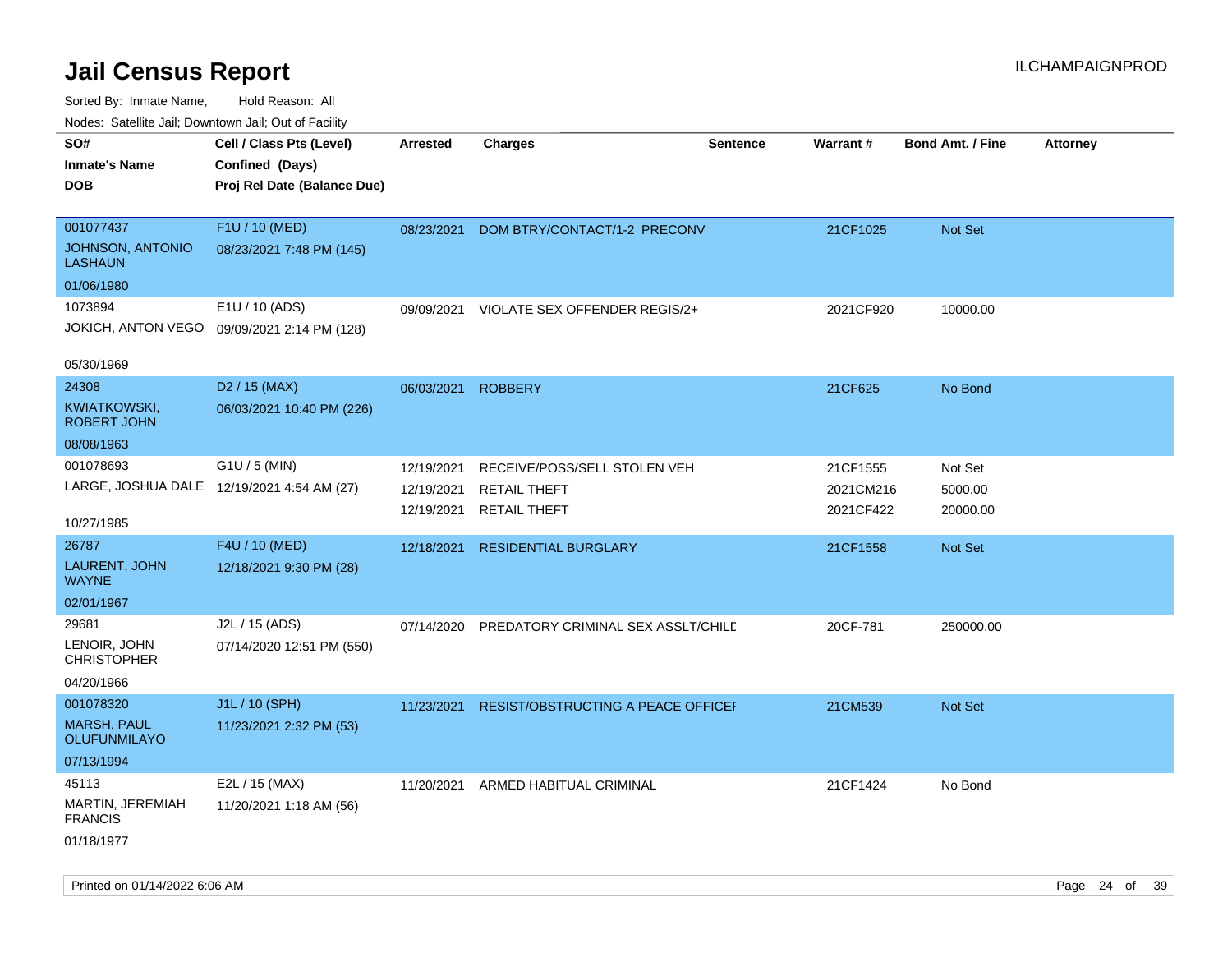# Jail Census Report

ILCHAMPAIGNPROD

Sorted By: Inmate Name, Hold Reason: All

Nodes: Satellite Jail; Downtown Jail; Out of Facility

| SO# / Inmate's Name / DOB | Cell / Class Pts (Level) / Confined (Days) / Proj Rel Date (Balance Due) | Arrested | Charges | Sentence | Warrant # | Bond Amt. / Fine | Attorney |
|---|---|---|---|---|---|---|---|
| 001077437<br>JOHNSON, ANTONIO LASHAUN<br>01/06/1980 | F1U / 10 (MED)<br>08/23/2021 7:48 PM (145) | 08/23/2021 | DOM BTRY/CONTACT/1-2 PRECONV | | 21CF1025 | Not Set | |
| 1073894<br>JOKICH, ANTON VEGO<br>05/30/1969 | E1U / 10 (ADS)<br>09/09/2021 2:14 PM (128) | 09/09/2021 | VIOLATE SEX OFFENDER REGIS/2+ | | 2021CF920 | 10000.00 | |
| 24308<br>KWIATKOWSKI, ROBERT JOHN<br>08/08/1963 | D2 / 15 (MAX)<br>06/03/2021 10:40 PM (226) | 06/03/2021 | ROBBERY | | 21CF625 | No Bond | |
| 001078693<br>LARGE, JOSHUA DALE<br>10/27/1985 | G1U / 5 (MIN)<br>12/19/2021 4:54 AM (27) | 12/19/2021<br>12/19/2021<br>12/19/2021 | RECEIVE/POSS/SELL STOLEN VEH<br>RETAIL THEFT<br>RETAIL THEFT | | 21CF1555<br>2021CM216<br>2021CF422 | Not Set<br>5000.00<br>20000.00 | |
| 26787<br>LAURENT, JOHN WAYNE<br>02/01/1967 | F4U / 10 (MED)<br>12/18/2021 9:30 PM (28) | 12/18/2021 | RESIDENTIAL BURGLARY | | 21CF1558 | Not Set | |
| 29681<br>LENOIR, JOHN CHRISTOPHER<br>04/20/1966 | J2L / 15 (ADS)<br>07/14/2020 12:51 PM (550) | 07/14/2020 | PREDATORY CRIMINAL SEX ASSLT/CHILD | | 20CF-781 | 250000.00 | |
| 001078320<br>MARSH, PAUL OLUFUNMILAYO<br>07/13/1994 | J1L / 10 (SPH)<br>11/23/2021 2:32 PM (53) | 11/23/2021 | RESIST/OBSTRUCTING A PEACE OFFICER | | 21CM539 | Not Set | |
| 45113<br>MARTIN, JEREMIAH FRANCIS<br>01/18/1977 | E2L / 15 (MAX)<br>11/20/2021 1:18 AM (56) | 11/20/2021 | ARMED HABITUAL CRIMINAL | | 21CF1424 | No Bond | |

Printed on 01/14/2022 6:06 AM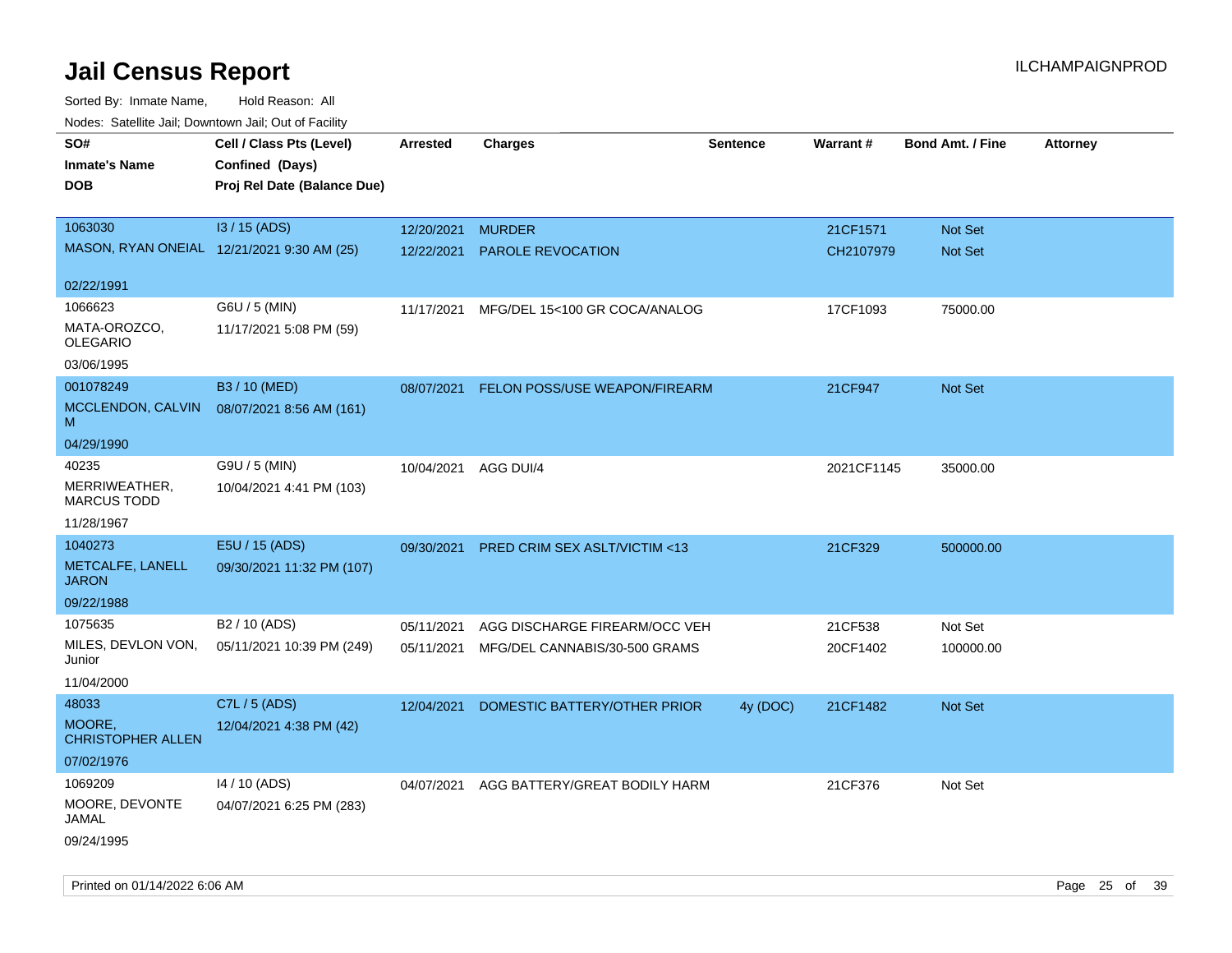# Jail Census Report

ILCHAMPAIGNPROD

Sorted By: Inmate Name, Hold Reason: All

Nodes: Satellite Jail; Downtown Jail; Out of Facility

| SO# / Inmate's Name / DOB | Cell / Class Pts (Level) / Confined (Days) / Proj Rel Date (Balance Due) | Arrested | Charges | Sentence | Warrant # | Bond Amt. / Fine | Attorney |
|---|---|---|---|---|---|---|---|
| 1063030<br>MASON, RYAN ONEIAL<br>02/22/1991 | I3 / 15 (ADS)<br>12/21/2021 9:30 AM (25) | 12/20/2021<br>12/22/2021 | MURDER<br>PAROLE REVOCATION | | 21CF1571<br>CH2107979 | Not Set<br>Not Set | |
| 1066623<br>MATA-OROZCO, OLEGARIO<br>03/06/1995 | G6U / 5 (MIN)<br>11/17/2021 5:08 PM (59) | 11/17/2021 | MFG/DEL 15<100 GR COCA/ANALOG | | 17CF1093 | 75000.00 | |
| 001078249<br>MCCLENDON, CALVIN M<br>04/29/1990 | B3 / 10 (MED)<br>08/07/2021 8:56 AM (161) | 08/07/2021 | FELON POSS/USE WEAPON/FIREARM | | 21CF947 | Not Set | |
| 40235<br>MERRIWEATHER, MARCUS TODD<br>11/28/1967 | G9U / 5 (MIN)<br>10/04/2021 4:41 PM (103) | 10/04/2021 | AGG DUI/4 | | 2021CF1145 | 35000.00 | |
| 1040273<br>METCALFE, LANELL JARON<br>09/22/1988 | E5U / 15 (ADS)<br>09/30/2021 11:32 PM (107) | 09/30/2021 | PRED CRIM SEX ASLT/VICTIM <13 | | 21CF329 | 500000.00 | |
| 1075635<br>MILES, DEVLON VON, Junior<br>11/04/2000 | B2 / 10 (ADS)<br>05/11/2021 10:39 PM (249) | 05/11/2021<br>05/11/2021 | AGG DISCHARGE FIREARM/OCC VEH<br>MFG/DEL CANNABIS/30-500 GRAMS | | 21CF538<br>20CF1402 | Not Set<br>100000.00 | |
| 48033<br>MOORE, CHRISTOPHER ALLEN<br>07/02/1976 | C7L / 5 (ADS)<br>12/04/2021 4:38 PM (42) | 12/04/2021 | DOMESTIC BATTERY/OTHER PRIOR | 4y (DOC) | 21CF1482 | Not Set | |
| 1069209<br>MOORE, DEVONTE JAMAL<br>09/24/1995 | I4 / 10 (ADS)<br>04/07/2021 6:25 PM (283) | 04/07/2021 | AGG BATTERY/GREAT BODILY HARM | | 21CF376 | Not Set | |

Printed on 01/14/2022 6:06 AM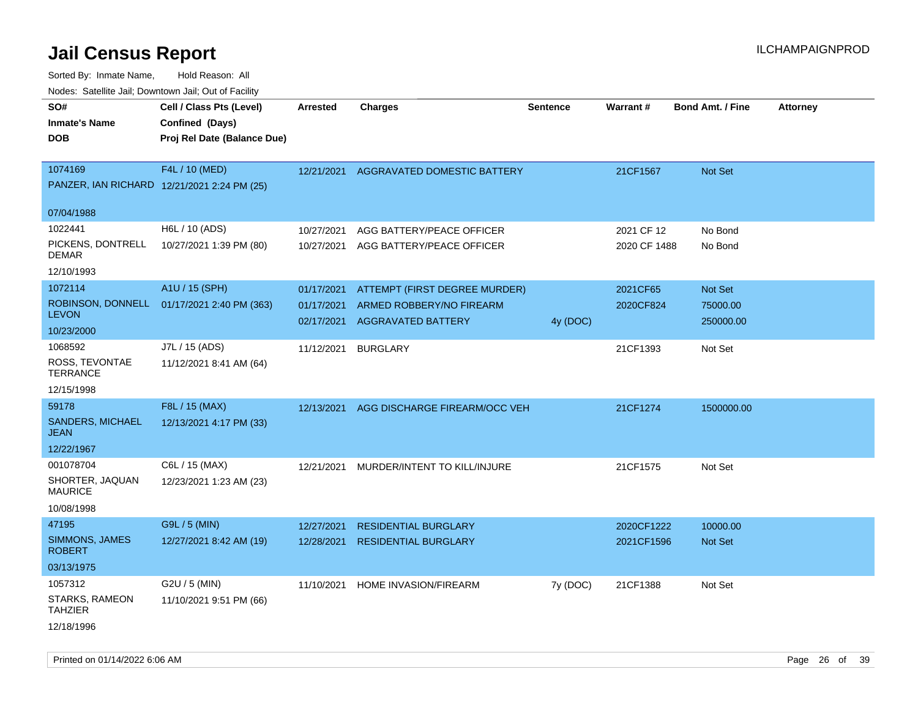# Jail Census Report

ILCHAMPAIGNPROD

Sorted By: Inmate Name,  Hold Reason: All

Nodes: Satellite Jail; Downtown Jail; Out of Facility

| SO# / Inmate's Name / DOB | Cell / Class Pts (Level) / Confined (Days) / Proj Rel Date (Balance Due) | Arrested | Charges | Sentence | Warrant # | Bond Amt. / Fine | Attorney |
|---|---|---|---|---|---|---|---|
| 1074169<br>PANZER, IAN RICHARD<br>07/04/1988 | F4L / 10 (MED)<br>12/21/2021 2:24 PM (25) | 12/21/2021 | AGGRAVATED DOMESTIC BATTERY | | 21CF1567 | Not Set | |
| 1022441<br>PICKENS, DONTRELL DEMAR<br>12/10/1993 | H6L / 10 (ADS)<br>10/27/2021 1:39 PM (80) | 10/27/2021<br>10/27/2021 | AGG BATTERY/PEACE OFFICER<br>AGG BATTERY/PEACE OFFICER | | 2021 CF 12<br>2020 CF 1488 | No Bond<br>No Bond | |
| 1072114<br>ROBINSON, DONNELL LEVON<br>10/23/2000 | A1U / 15 (SPH)<br>01/17/2021 2:40 PM (363) | 01/17/2021<br>01/17/2021<br>02/17/2021 | ATTEMPT (FIRST DEGREE MURDER)<br>ARMED ROBBERY/NO FIREARM<br>AGGRAVATED BATTERY | <br><br>4y (DOC) | 2021CF65<br>2020CF824 | Not Set<br>75000.00<br>250000.00 | |
| 1068592<br>ROSS, TEVONTAE TERRANCE<br>12/15/1998 | J7L / 15 (ADS)<br>11/12/2021 8:41 AM (64) | 11/12/2021 | BURGLARY | | 21CF1393 | Not Set | |
| 59178<br>SANDERS, MICHAEL JEAN<br>12/22/1967 | F8L / 15 (MAX)<br>12/13/2021 4:17 PM (33) | 12/13/2021 | AGG DISCHARGE FIREARM/OCC VEH | | 21CF1274 | 1500000.00 | |
| 001078704<br>SHORTER, JAQUAN MAURICE<br>10/08/1998 | C6L / 15 (MAX)<br>12/23/2021 1:23 AM (23) | 12/21/2021 | MURDER/INTENT TO KILL/INJURE | | 21CF1575 | Not Set | |
| 47195<br>SIMMONS, JAMES ROBERT<br>03/13/1975 | G9L / 5 (MIN)<br>12/27/2021 8:42 AM (19) | 12/27/2021<br>12/28/2021 | RESIDENTIAL BURGLARY<br>RESIDENTIAL BURGLARY | | 2020CF1222<br>2021CF1596 | 10000.00<br>Not Set | |
| 1057312<br>STARKS, RAMEON TAHZIER<br>12/18/1996 | G2U / 5 (MIN)<br>11/10/2021 9:51 PM (66) | 11/10/2021 | HOME INVASION/FIREARM | 7y (DOC) | 21CF1388 | Not Set | |

Printed on 01/14/2022 6:06 AM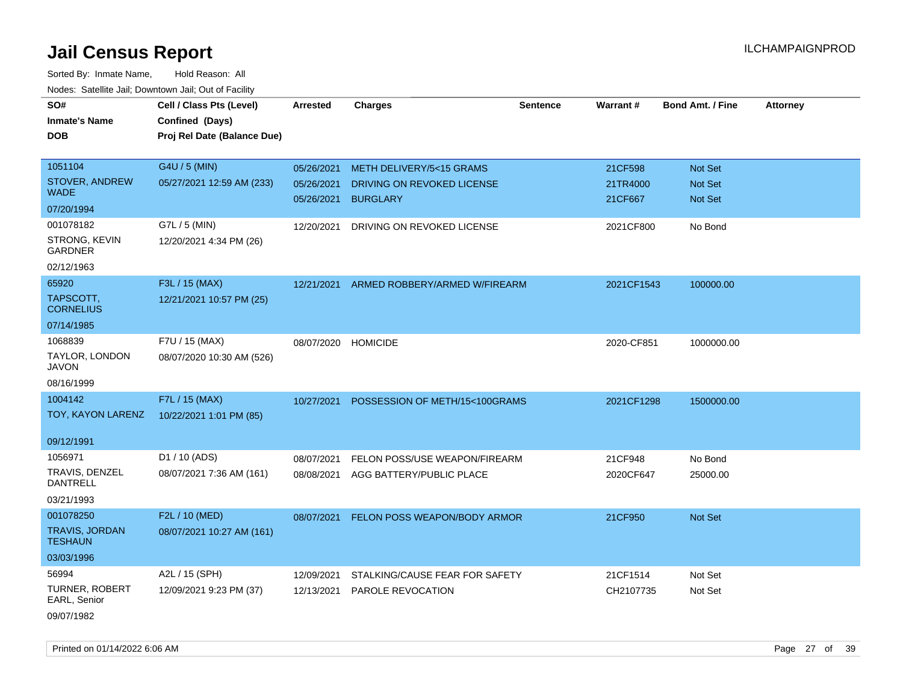# Jail Census Report

ILCHAMPAIGNPROD

Sorted By: Inmate Name, Hold Reason: All

Nodes: Satellite Jail; Downtown Jail; Out of Facility

| SO# / Inmate's Name / DOB | Cell / Class Pts (Level) / Confined (Days) / Proj Rel Date (Balance Due) | Arrested | Charges | Sentence | Warrant # | Bond Amt. / Fine | Attorney |
|---|---|---|---|---|---|---|---|
| 1051104<br>STOVER, ANDREW WADE<br>07/20/1994 | G4U / 5 (MIN)<br>05/27/2021 12:59 AM (233) | 05/26/2021<br>05/26/2021<br>05/26/2021 | METH DELIVERY/5<15 GRAMS<br>DRIVING ON REVOKED LICENSE<br>BURGLARY | | 21CF598<br>21TR4000<br>21CF667 | Not Set<br>Not Set<br>Not Set | |
| 001078182<br>STRONG, KEVIN GARDNER<br>02/12/1963 | G7L / 5 (MIN)<br>12/20/2021 4:34 PM (26) | 12/20/2021 | DRIVING ON REVOKED LICENSE | | 2021CF800 | No Bond | |
| 65920<br>TAPSCOTT, CORNELIUS<br>07/14/1985 | F3L / 15 (MAX)<br>12/21/2021 10:57 PM (25) | 12/21/2021 | ARMED ROBBERY/ARMED W/FIREARM | | 2021CF1543 | 100000.00 | |
| 1068839<br>TAYLOR, LONDON JAVON<br>08/16/1999 | F7U / 15 (MAX)<br>08/07/2020 10:30 AM (526) | 08/07/2020 | HOMICIDE | | 2020-CF851 | 1000000.00 | |
| 1004142<br>TOY, KAYON LARENZ<br>09/12/1991 | F7L / 15 (MAX)<br>10/22/2021 1:01 PM (85) | 10/27/2021 | POSSESSION OF METH/15<100GRAMS | | 2021CF1298 | 1500000.00 | |
| 1056971<br>TRAVIS, DENZEL DANTRELL<br>03/21/1993 | D1 / 10 (ADS)<br>08/07/2021 7:36 AM (161) | 08/07/2021<br>08/08/2021 | FELON POSS/USE WEAPON/FIREARM<br>AGG BATTERY/PUBLIC PLACE | | 21CF948<br>2020CF647 | No Bond<br>25000.00 | |
| 001078250<br>TRAVIS, JORDAN TESHAUN<br>03/03/1996 | F2L / 10 (MED)<br>08/07/2021 10:27 AM (161) | 08/07/2021 | FELON POSS WEAPON/BODY ARMOR | | 21CF950 | Not Set | |
| 56994<br>TURNER, ROBERT EARL, Senior<br>09/07/1982 | A2L / 15 (SPH)<br>12/09/2021 9:23 PM (37) | 12/09/2021<br>12/13/2021 | STALKING/CAUSE FEAR FOR SAFETY<br>PAROLE REVOCATION | | 21CF1514<br>CH2107735 | Not Set<br>Not Set | |

Printed on 01/14/2022 6:06 AM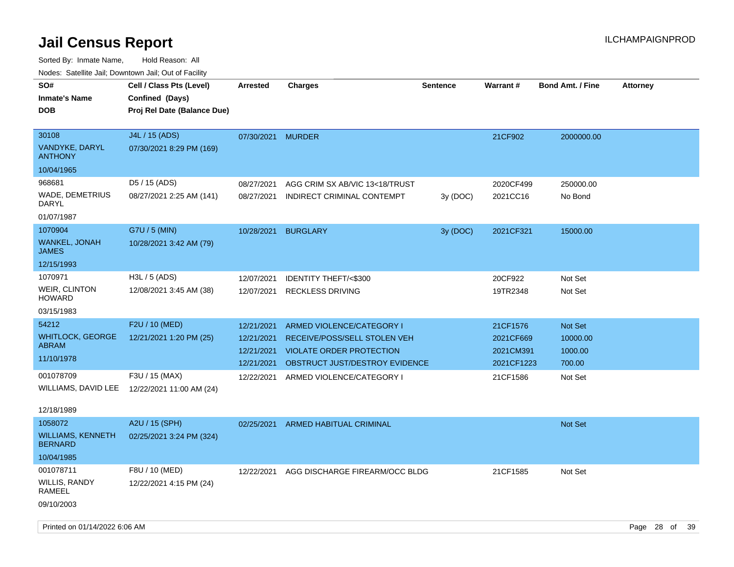# Jail Census Report

ILCHAMPAIGNPROD

Sorted By: Inmate Name, Hold Reason: All

Nodes: Satellite Jail; Downtown Jail; Out of Facility

| SO# / Inmate's Name / DOB | Cell / Class Pts (Level) / Confined (Days) / Proj Rel Date (Balance Due) | Arrested | Charges | Sentence | Warrant # | Bond Amt. / Fine | Attorney |
|---|---|---|---|---|---|---|---|
| 30108<br>VANDYKE, DARYL ANTHONY<br>10/04/1965 | J4L / 15 (ADS)<br>07/30/2021 8:29 PM (169) | 07/30/2021 | MURDER | | 21CF902 | 2000000.00 | |
| 968681<br>WADE, DEMETRIUS DARYL<br>01/07/1987 | D5 / 15 (ADS)<br>08/27/2021 2:25 AM (141) | 08/27/2021 | AGG CRIM SX AB/VIC 13<18/TRUST | | 2020CF499 | 250000.00 | |
| | | 08/27/2021 | INDIRECT CRIMINAL CONTEMPT | 3y (DOC) | 2021CC16 | No Bond | |
| 1070904<br>WANKEL, JONAH JAMES<br>12/15/1993 | G7U / 5 (MIN)<br>10/28/2021 3:42 AM (79) | 10/28/2021 | BURGLARY | 3y (DOC) | 2021CF321 | 15000.00 | |
| 1070971<br>WEIR, CLINTON HOWARD<br>03/15/1983 | H3L / 5 (ADS)<br>12/08/2021 3:45 AM (38) | 12/07/2021 | IDENTITY THEFT/<$300 | | 20CF922 | Not Set | |
| | | 12/07/2021 | RECKLESS DRIVING | | 19TR2348 | Not Set | |
| 54212<br>WHITLOCK, GEORGE ABRAM<br>11/10/1978 | F2U / 10 (MED)<br>12/21/2021 1:20 PM (25) | 12/21/2021 | ARMED VIOLENCE/CATEGORY I | | 21CF1576 | Not Set | |
| | | 12/21/2021 | RECEIVE/POSS/SELL STOLEN VEH | | 2021CF669 | 10000.00 | |
| | | 12/21/2021 | VIOLATE ORDER PROTECTION | | 2021CM391 | 1000.00 | |
| | | 12/21/2021 | OBSTRUCT JUST/DESTROY EVIDENCE | | 2021CF1223 | 700.00 | |
| 001078709<br>WILLIAMS, DAVID LEE<br>12/18/1989 | F3U / 15 (MAX)<br>12/22/2021 11:00 AM (24) | 12/22/2021 | ARMED VIOLENCE/CATEGORY I | | 21CF1586 | Not Set | |
| 1058072<br>WILLIAMS, KENNETH BERNARD<br>10/04/1985 | A2U / 15 (SPH)<br>02/25/2021 3:24 PM (324) | 02/25/2021 | ARMED HABITUAL CRIMINAL | | | Not Set | |
| 001078711<br>WILLIS, RANDY RAMEEL<br>09/10/2003 | F8U / 10 (MED)<br>12/22/2021 4:15 PM (24) | 12/22/2021 | AGG DISCHARGE FIREARM/OCC BLDG | | 21CF1585 | Not Set | |

Printed on 01/14/2022 6:06 AM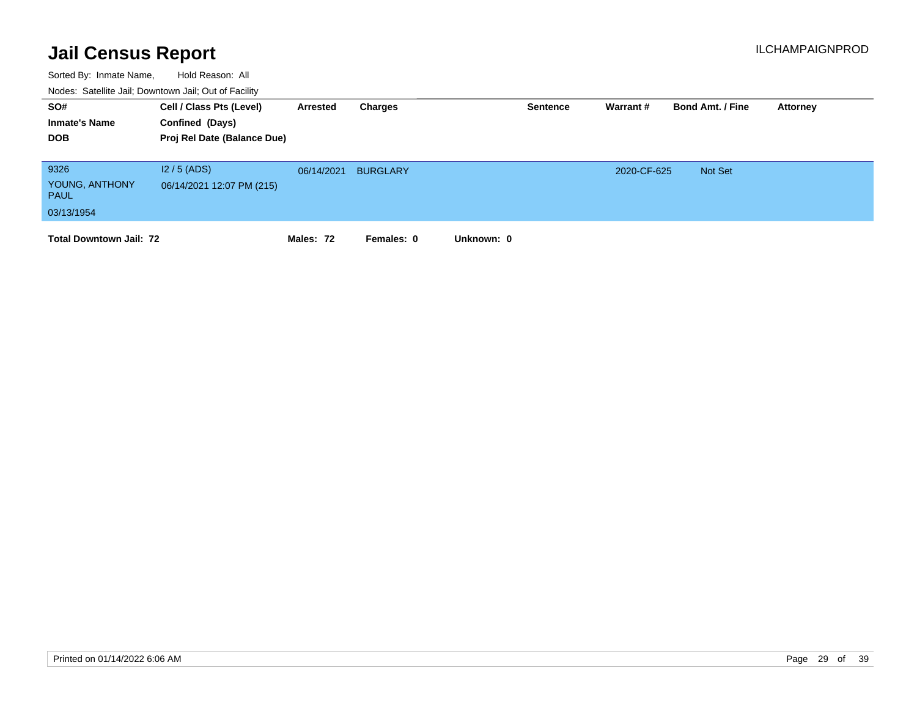# Jail Census Report

ILCHAMPAIGNPROD

Sorted By: Inmate Name, Hold Reason: All

Nodes: Satellite Jail; Downtown Jail; Out of Facility

| SO# / Inmate's Name / DOB | Cell / Class Pts (Level) / Confined (Days) / Proj Rel Date (Balance Due) | Arrested | Charges | Sentence | Warrant # | Bond Amt. / Fine | Attorney |
|---|---|---|---|---|---|---|---|
| 9326<br>YOUNG, ANTHONY PAUL<br>03/13/1954 | I2 / 5 (ADS)<br>06/14/2021 12:07 PM (215) | 06/14/2021 | BURGLARY | | 2020-CF-625 | Not Set | |

**Total Downtown Jail: 72** **Males: 72** **Females: 0** **Unknown: 0**

Printed on 01/14/2022 6:06 AM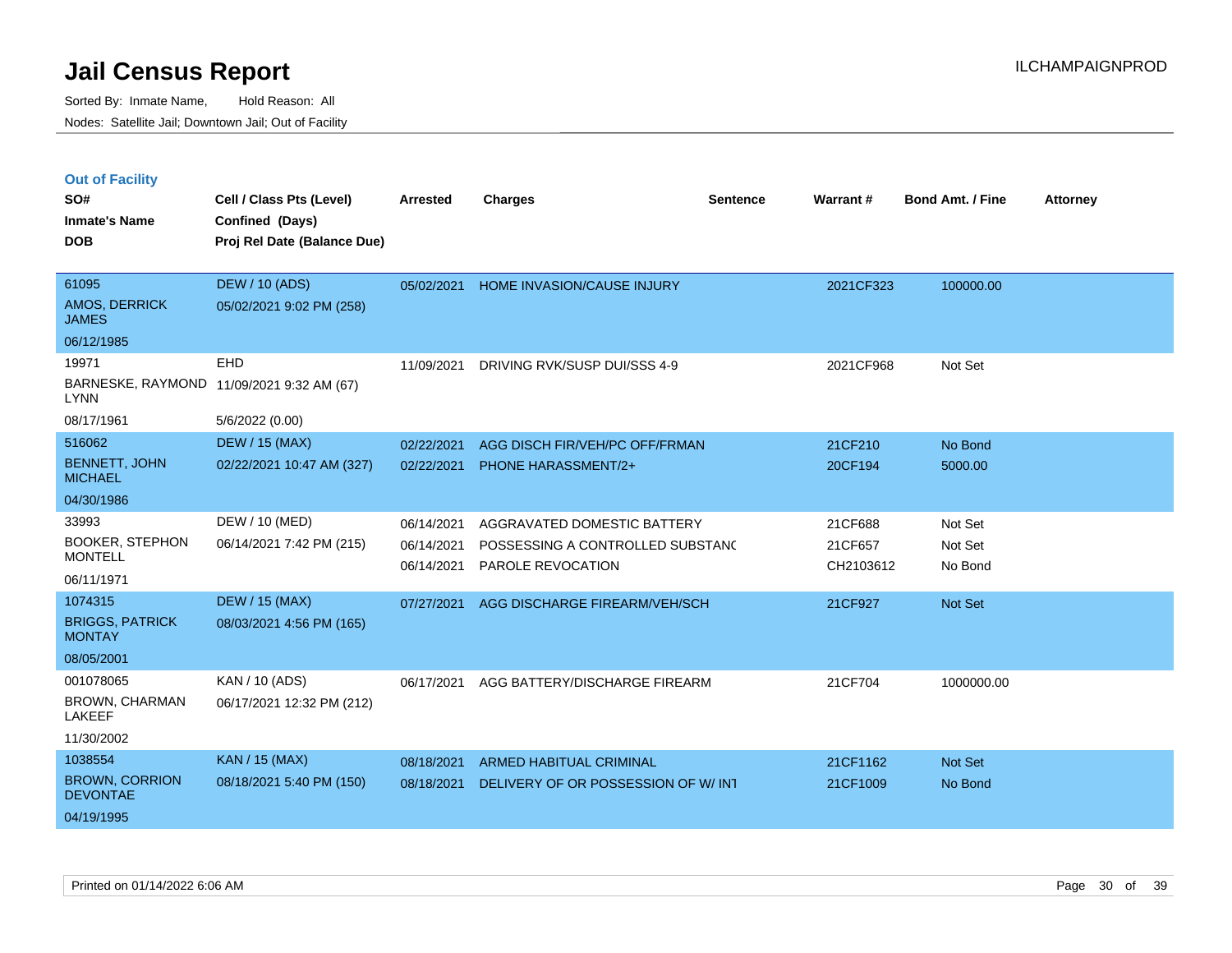# Jail Census Report

Sorted By: Inmate Name, Hold Reason: All

Nodes: Satellite Jail; Downtown Jail; Out of Facility

ILCHAMPAIGNPROD

## Out of Facility

| SO# / Inmate's Name / DOB | Cell / Class Pts (Level) / Confined (Days) / Proj Rel Date (Balance Due) | Arrested | Charges | Sentence | Warrant # | Bond Amt. / Fine | Attorney |
|---|---|---|---|---|---|---|---|
| 61095<br>AMOS, DERRICK JAMES<br>06/12/1985 | DEW / 10 (ADS)<br>05/02/2021 9:02 PM (258) | 05/02/2021 | HOME INVASION/CAUSE INJURY | | 2021CF323 | 100000.00 | |
| 19971<br>BARNESKE, RAYMOND LYNN<br>08/17/1961 | EHD<br>11/09/2021 9:32 AM (67)<br>5/6/2022 (0.00) | 11/09/2021 | DRIVING RVK/SUSP DUI/SSS 4-9 | | 2021CF968 | Not Set | |
| 516062<br>BENNETT, JOHN MICHAEL<br>04/30/1986 | DEW / 15 (MAX)<br>02/22/2021 10:47 AM (327) | 02/22/2021<br>02/22/2021 | AGG DISCH FIR/VEH/PC OFF/FRMAN<br>PHONE HARASSMENT/2+ | | 21CF210<br>20CF194 | No Bond<br>5000.00 | |
| 33993<br>BOOKER, STEPHON MONTELL<br>06/11/1971 | DEW / 10 (MED)<br>06/14/2021 7:42 PM (215) | 06/14/2021<br>06/14/2021<br>06/14/2021 | AGGRAVATED DOMESTIC BATTERY<br>POSSESSING A CONTROLLED SUBSTANC<br>PAROLE REVOCATION | | 21CF688<br>21CF657<br>CH2103612 | Not Set<br>Not Set<br>No Bond | |
| 1074315<br>BRIGGS, PATRICK MONTAY<br>08/05/2001 | DEW / 15 (MAX)<br>08/03/2021 4:56 PM (165) | 07/27/2021 | AGG DISCHARGE FIREARM/VEH/SCH | | 21CF927 | Not Set | |
| 001078065<br>BROWN, CHARMAN LAKEEF<br>11/30/2002 | KAN / 10 (ADS)<br>06/17/2021 12:32 PM (212) | 06/17/2021 | AGG BATTERY/DISCHARGE FIREARM | | 21CF704 | 1000000.00 | |
| 1038554<br>BROWN, CORRION DEVONTAE<br>04/19/1995 | KAN / 15 (MAX)<br>08/18/2021 5:40 PM (150) | 08/18/2021<br>08/18/2021 | ARMED HABITUAL CRIMINAL<br>DELIVERY OF OR POSSESSION OF W/ INT | | 21CF1162<br>21CF1009 | Not Set<br>No Bond | |

Printed on 01/14/2022 6:06 AM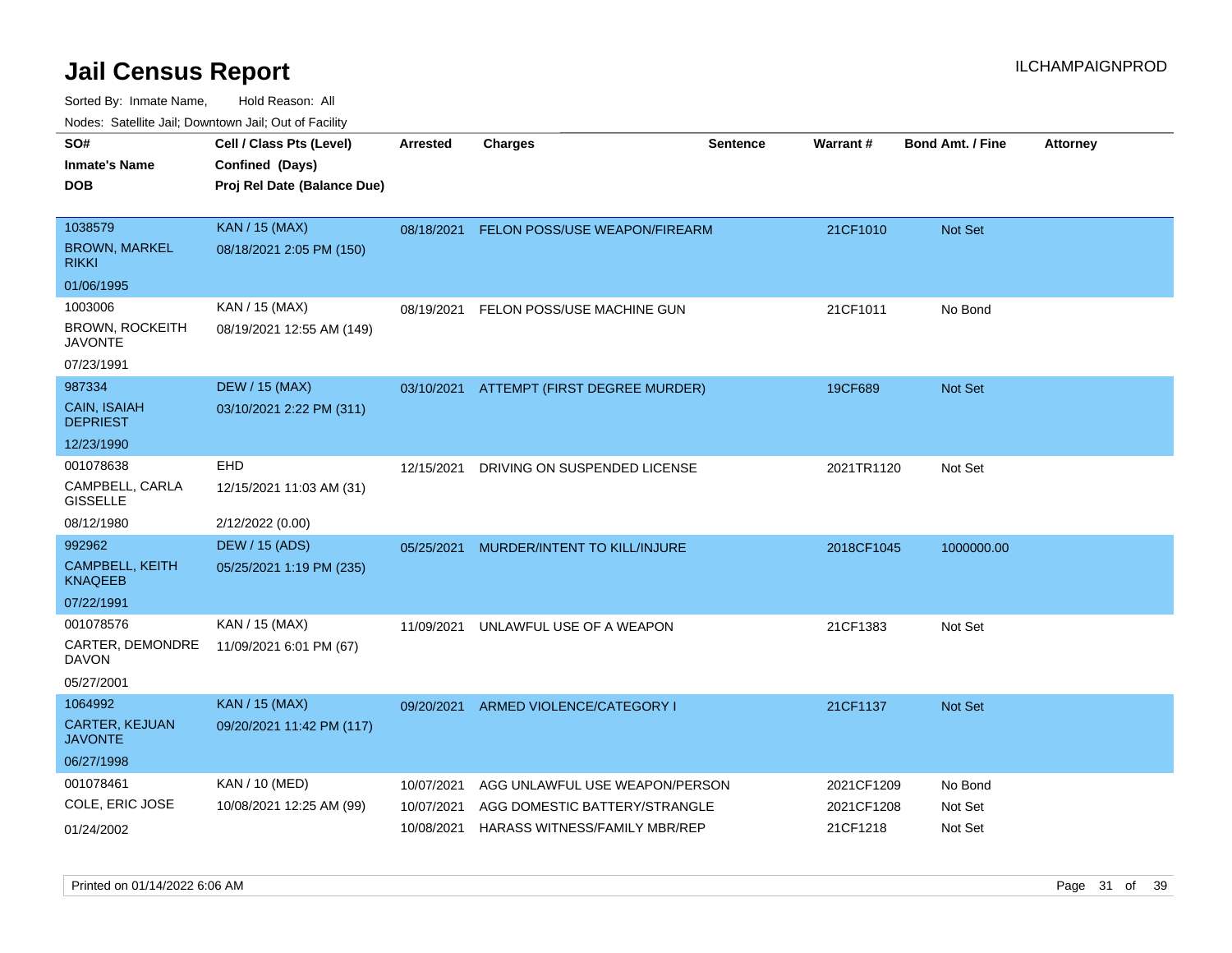# Jail Census Report

Sorted By: Inmate Name, Hold Reason: All

Nodes: Satellite Jail; Downtown Jail; Out of Facility

| SO# / Inmate's Name / DOB | Cell / Class Pts (Level) / Confined (Days) / Proj Rel Date (Balance Due) | Arrested | Charges | Sentence | Warrant # | Bond Amt. / Fine | Attorney |
|---|---|---|---|---|---|---|---|
| 1038579<br>BROWN, MARKEL RIKKI<br>01/06/1995 | KAN / 15 (MAX)<br>08/18/2021 2:05 PM (150) | 08/18/2021 | FELON POSS/USE WEAPON/FIREARM | | 21CF1010 | Not Set | |
| 1003006<br>BROWN, ROCKEITH JAVONTE<br>07/23/1991 | KAN / 15 (MAX)<br>08/19/2021 12:55 AM (149) | 08/19/2021 | FELON POSS/USE MACHINE GUN | | 21CF1011 | No Bond | |
| 987334<br>CAIN, ISAIAH DEPRIEST<br>12/23/1990 | DEW / 15 (MAX)<br>03/10/2021 2:22 PM (311) | 03/10/2021 | ATTEMPT (FIRST DEGREE MURDER) | | 19CF689 | Not Set | |
| 001078638<br>CAMPBELL, CARLA GISSELLE<br>08/12/1980 | EHD<br>12/15/2021 11:03 AM (31)<br>2/12/2022 (0.00) | 12/15/2021 | DRIVING ON SUSPENDED LICENSE | | 2021TR1120 | Not Set | |
| 992962<br>CAMPBELL, KEITH KNAQEEB<br>07/22/1991 | DEW / 15 (ADS)<br>05/25/2021 1:19 PM (235) | 05/25/2021 | MURDER/INTENT TO KILL/INJURE | | 2018CF1045 | 1000000.00 | |
| 001078576<br>CARTER, DEMONDRE DAVON<br>05/27/2001 | KAN / 15 (MAX)<br>11/09/2021 6:01 PM (67) | 11/09/2021 | UNLAWFUL USE OF A WEAPON | | 21CF1383 | Not Set | |
| 1064992<br>CARTER, KEJUAN JAVONTE<br>06/27/1998 | KAN / 15 (MAX)<br>09/20/2021 11:42 PM (117) | 09/20/2021 | ARMED VIOLENCE/CATEGORY I | | 21CF1137 | Not Set | |
| 001078461<br>COLE, ERIC JOSE<br>01/24/2002 | KAN / 10 (MED)<br>10/08/2021 12:25 AM (99) | 10/07/2021<br>10/07/2021<br>10/08/2021 | AGG UNLAWFUL USE WEAPON/PERSON<br>AGG DOMESTIC BATTERY/STRANGLE<br>HARASS WITNESS/FAMILY MBR/REP | | 2021CF1209<br>2021CF1208<br>21CF1218 | No Bond<br>Not Set<br>Not Set | |

Printed on 01/14/2022 6:06 AM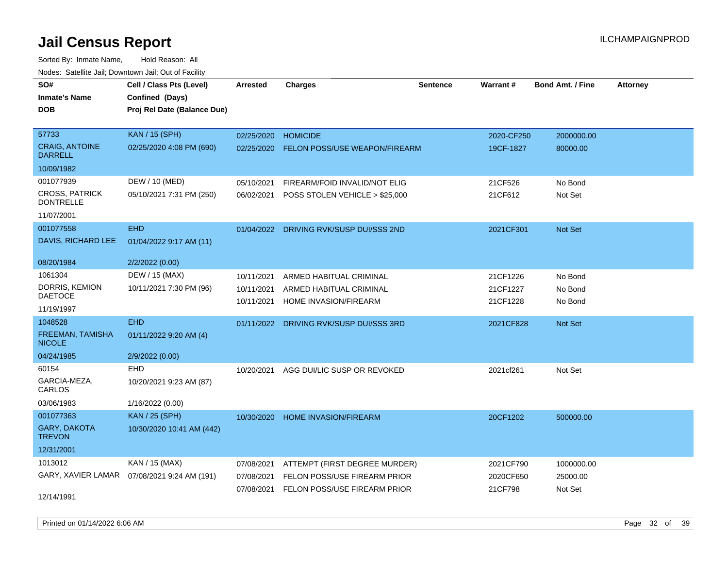# Jail Census Report

ILCHAMPAIGNPROD

Sorted By: Inmate Name, Hold Reason: All

Nodes: Satellite Jail; Downtown Jail; Out of Facility

| SO# / Inmate's Name / DOB | Cell / Class Pts (Level) / Confined (Days) / Proj Rel Date (Balance Due) | Arrested | Charges | Sentence | Warrant # | Bond Amt. / Fine | Attorney |
|---|---|---|---|---|---|---|---|
| 57733 CRAIG, ANTOINE DARRELL 10/09/1982 | KAN / 15 (SPH) 02/25/2020 4:08 PM (690) | 02/25/2020 | HOMICIDE | | 2020-CF250 | 2000000.00 | |
| | | 02/25/2020 | FELON POSS/USE WEAPON/FIREARM | | 19CF-1827 | 80000.00 | |
| 001077939 CROSS, PATRICK DONTRELLE 11/07/2001 | DEW / 10 (MED) 05/10/2021 7:31 PM (250) | 05/10/2021 | FIREARM/FOID INVALID/NOT ELIG | | 21CF526 | No Bond | |
| | | 06/02/2021 | POSS STOLEN VEHICLE > $25,000 | | 21CF612 | Not Set | |
| 001077558 DAVIS, RICHARD LEE 08/20/1984 | EHD 01/04/2022 9:17 AM (11) 2/2/2022 (0.00) | 01/04/2022 | DRIVING RVK/SUSP DUI/SSS 2ND | | 2021CF301 | Not Set | |
| 1061304 DORRIS, KEMION DAETOCE 11/19/1997 | DEW / 15 (MAX) 10/11/2021 7:30 PM (96) | 10/11/2021 | ARMED HABITUAL CRIMINAL | | 21CF1226 | No Bond | |
| | | 10/11/2021 | ARMED HABITUAL CRIMINAL | | 21CF1227 | No Bond | |
| | | 10/11/2021 | HOME INVASION/FIREARM | | 21CF1228 | No Bond | |
| 1048528 FREEMAN, TAMISHA NICOLE 04/24/1985 | EHD 01/11/2022 9:20 AM (4) 2/9/2022 (0.00) | 01/11/2022 | DRIVING RVK/SUSP DUI/SSS 3RD | | 2021CF828 | Not Set | |
| 60154 GARCIA-MEZA, CARLOS 03/06/1983 | EHD 10/20/2021 9:23 AM (87) 1/16/2022 (0.00) | 10/20/2021 | AGG DUI/LIC SUSP OR REVOKED | | 2021cf261 | Not Set | |
| 001077363 GARY, DAKOTA TREVON 12/31/2001 | KAN / 25 (SPH) 10/30/2020 10:41 AM (442) | 10/30/2020 | HOME INVASION/FIREARM | | 20CF1202 | 500000.00 | |
| 1013012 GARY, XAVIER LAMAR 12/14/1991 | KAN / 15 (MAX) 07/08/2021 9:24 AM (191) | 07/08/2021 | ATTEMPT (FIRST DEGREE MURDER) | | 2021CF790 | 1000000.00 | |
| | | 07/08/2021 | FELON POSS/USE FIREARM PRIOR | | 2020CF650 | 25000.00 | |
| | | 07/08/2021 | FELON POSS/USE FIREARM PRIOR | | 21CF798 | Not Set | |

Printed on 01/14/2022 6:06 AM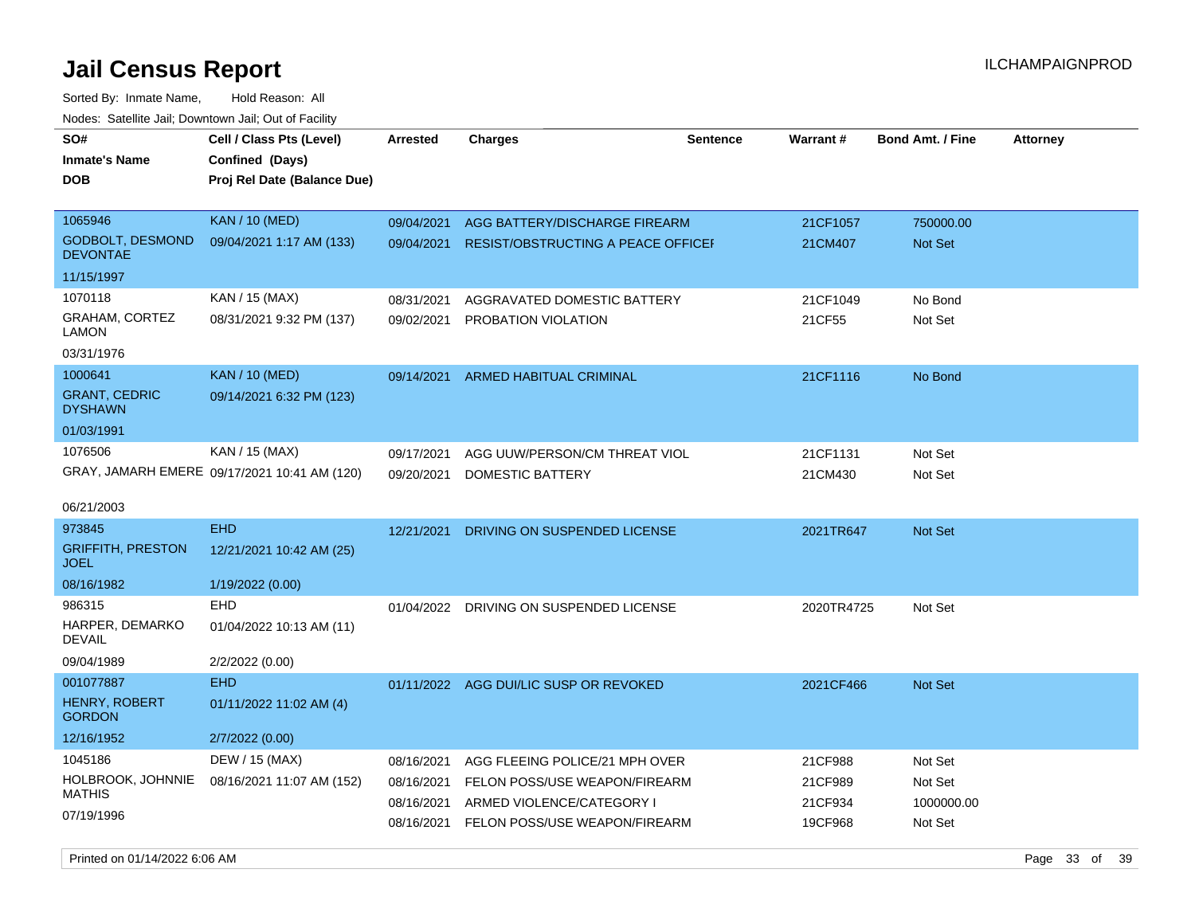# Jail Census Report

Sorted By: Inmate Name, Hold Reason: All

Nodes: Satellite Jail; Downtown Jail; Out of Facility

| SO# / Inmate's Name / DOB | Cell / Class Pts (Level) / Confined (Days) / Proj Rel Date (Balance Due) | Arrested | Charges | Sentence | Warrant # | Bond Amt. / Fine | Attorney |
|---|---|---|---|---|---|---|---|
| 1065946 GODBOLT, DESMOND DEVONTAE 11/15/1997 | KAN / 10 (MED) 09/04/2021 1:17 AM (133) | 09/04/2021 | AGG BATTERY/DISCHARGE FIREARM | | 21CF1057 | 750000.00 | |
| | | 09/04/2021 | RESIST/OBSTRUCTING A PEACE OFFICEI | | 21CM407 | Not Set | |
| 1070118 GRAHAM, CORTEZ LAMON 03/31/1976 | KAN / 15 (MAX) 08/31/2021 9:32 PM (137) | 08/31/2021 | AGGRAVATED DOMESTIC BATTERY | | 21CF1049 | No Bond | |
| | | 09/02/2021 | PROBATION VIOLATION | | 21CF55 | Not Set | |
| 1000641 GRANT, CEDRIC DYSHAWN 01/03/1991 | KAN / 10 (MED) 09/14/2021 6:32 PM (123) | 09/14/2021 | ARMED HABITUAL CRIMINAL | | 21CF1116 | No Bond | |
| 1076506 GRAY, JAMARH EMERE 06/21/2003 | KAN / 15 (MAX) 09/17/2021 10:41 AM (120) | 09/17/2021 | AGG UUW/PERSON/CM THREAT VIOL | | 21CF1131 | Not Set | |
| | | 09/20/2021 | DOMESTIC BATTERY | | 21CM430 | Not Set | |
| 973845 GRIFFITH, PRESTON JOEL 08/16/1982 | EHD 12/21/2021 10:42 AM (25) 1/19/2022 (0.00) | 12/21/2021 | DRIVING ON SUSPENDED LICENSE | | 2021TR647 | Not Set | |
| 986315 HARPER, DEMARKO DEVAIL 09/04/1989 | EHD 01/04/2022 10:13 AM (11) 2/2/2022 (0.00) | 01/04/2022 | DRIVING ON SUSPENDED LICENSE | | 2020TR4725 | Not Set | |
| 001077887 HENRY, ROBERT GORDON 12/16/1952 | EHD 01/11/2022 11:02 AM (4) 2/7/2022 (0.00) | 01/11/2022 | AGG DUI/LIC SUSP OR REVOKED | | 2021CF466 | Not Set | |
| 1045186 HOLBROOK, JOHNNIE MATHIS 07/19/1996 | DEW / 15 (MAX) 08/16/2021 11:07 AM (152) | 08/16/2021 | AGG FLEEING POLICE/21 MPH OVER | | 21CF988 | Not Set | |
| | | 08/16/2021 | FELON POSS/USE WEAPON/FIREARM | | 21CF989 | Not Set | |
| | | 08/16/2021 | ARMED VIOLENCE/CATEGORY I | | 21CF934 | 1000000.00 | |
| | | 08/16/2021 | FELON POSS/USE WEAPON/FIREARM | | 19CF968 | Not Set | |

Printed on 01/14/2022 6:06 AM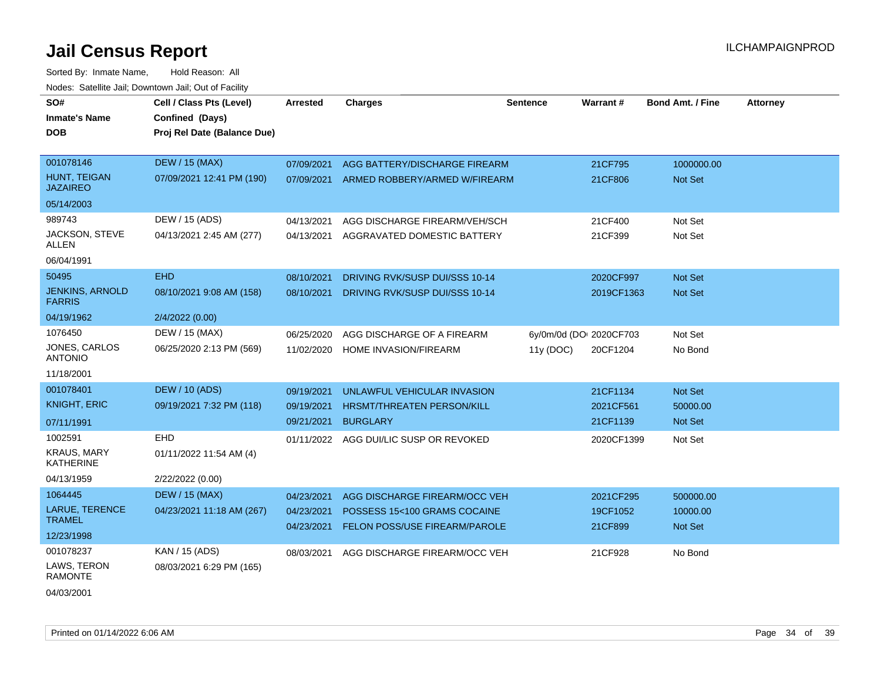# Jail Census Report

Sorted By: Inmate Name, Hold Reason: All

Nodes: Satellite Jail; Downtown Jail; Out of Facility

| SO# / Inmate's Name / DOB | Cell / Class Pts (Level) / Confined (Days) / Proj Rel Date (Balance Due) | Arrested | Charges | Sentence | Warrant # | Bond Amt. / Fine | Attorney |
|---|---|---|---|---|---|---|---|
| 001078146 | DEW / 15 (MAX) | 07/09/2021 | AGG BATTERY/DISCHARGE FIREARM | | 21CF795 | 1000000.00 | |
| HUNT, TEIGAN JAZAIREO | 07/09/2021 12:41 PM (190) | 07/09/2021 | ARMED ROBBERY/ARMED W/FIREARM | | 21CF806 | Not Set | |
| 05/14/2003 | | | | | | | |
| 989743 | DEW / 15 (ADS) | 04/13/2021 | AGG DISCHARGE FIREARM/VEH/SCH | | 21CF400 | Not Set | |
| JACKSON, STEVE ALLEN | 04/13/2021 2:45 AM (277) | 04/13/2021 | AGGRAVATED DOMESTIC BATTERY | | 21CF399 | Not Set | |
| 06/04/1991 | | | | | | | |
| 50495 | EHD | 08/10/2021 | DRIVING RVK/SUSP DUI/SSS 10-14 | | 2020CF997 | Not Set | |
| JENKINS, ARNOLD FARRIS | 08/10/2021 9:08 AM (158) | 08/10/2021 | DRIVING RVK/SUSP DUI/SSS 10-14 | | 2019CF1363 | Not Set | |
| 04/19/1962 | 2/4/2022 (0.00) | | | | | | |
| 1076450 | DEW / 15 (MAX) | 06/25/2020 | AGG DISCHARGE OF A FIREARM | 6y/0m/0d (DOC) | 2020CF703 | Not Set | |
| JONES, CARLOS ANTONIO | 06/25/2020 2:13 PM (569) | 11/02/2020 | HOME INVASION/FIREARM | 11y (DOC) | 20CF1204 | No Bond | |
| 11/18/2001 | | | | | | | |
| 001078401 | DEW / 10 (ADS) | 09/19/2021 | UNLAWFUL VEHICULAR INVASION | | 21CF1134 | Not Set | |
| KNIGHT, ERIC | 09/19/2021 7:32 PM (118) | 09/19/2021 | HRSMT/THREATEN PERSON/KILL | | 2021CF561 | 50000.00 | |
| 07/11/1991 | | 09/21/2021 | BURGLARY | | 21CF1139 | Not Set | |
| 1002591 | EHD | 01/11/2022 | AGG DUI/LIC SUSP OR REVOKED | | 2020CF1399 | Not Set | |
| KRAUS, MARY KATHERINE | 01/11/2022 11:54 AM (4) | | | | | | |
| 04/13/1959 | 2/22/2022 (0.00) | | | | | | |
| 1064445 | DEW / 15 (MAX) | 04/23/2021 | AGG DISCHARGE FIREARM/OCC VEH | | 2021CF295 | 500000.00 | |
| LARUE, TERENCE TRAMEL | 04/23/2021 11:18 AM (267) | 04/23/2021 | POSSESS 15<100 GRAMS COCAINE | | 19CF1052 | 10000.00 | |
| 12/23/1998 | | 04/23/2021 | FELON POSS/USE FIREARM/PAROLE | | 21CF899 | Not Set | |
| 001078237 | KAN / 15 (ADS) | 08/03/2021 | AGG DISCHARGE FIREARM/OCC VEH | | 21CF928 | No Bond | |
| LAWS, TERON RAMONTE | 08/03/2021 6:29 PM (165) | | | | | | |
| 04/03/2001 | | | | | | | |

Printed on 01/14/2022 6:06 AM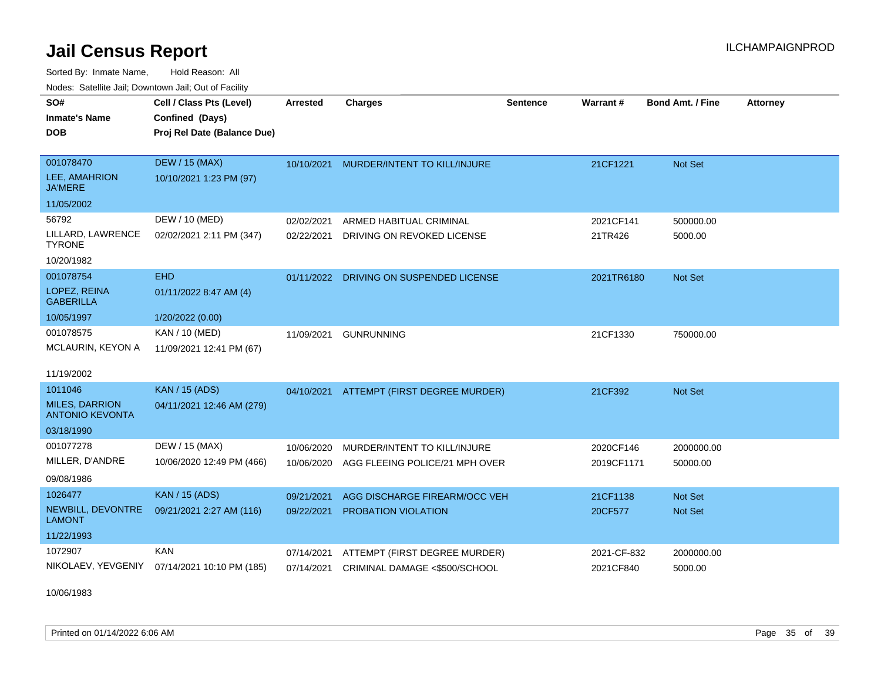# Jail Census Report

Sorted By: Inmate Name, Hold Reason: All

Nodes: Satellite Jail; Downtown Jail; Out of Facility

| SO# / Inmate's Name / DOB | Cell / Class Pts (Level) / Confined (Days) / Proj Rel Date (Balance Due) | Arrested | Charges | Sentence | Warrant # | Bond Amt. / Fine | Attorney |
|---|---|---|---|---|---|---|---|
| 001078470<br>LEE, AMAHRION JA'MERE<br>11/05/2002 | DEW / 15 (MAX)<br>10/10/2021 1:23 PM (97) | 10/10/2021 | MURDER/INTENT TO KILL/INJURE | | 21CF1221 | Not Set | |
| 56792<br>LILLARD, LAWRENCE TYRONE<br>10/20/1982 | DEW / 10 (MED)<br>02/02/2021 2:11 PM (347) | 02/02/2021<br>02/22/2021 | ARMED HABITUAL CRIMINAL<br>DRIVING ON REVOKED LICENSE | | 2021CF141<br>21TR426 | 500000.00<br>5000.00 | |
| 001078754<br>LOPEZ, REINA GABERILLA<br>10/05/1997 | EHD<br>01/11/2022 8:47 AM (4)<br>1/20/2022 (0.00) | 01/11/2022 | DRIVING ON SUSPENDED LICENSE | | 2021TR6180 | Not Set | |
| 001078575<br>MCLAURIN, KEYON A<br>11/19/2002 | KAN / 10 (MED)<br>11/09/2021 12:41 PM (67) | 11/09/2021 | GUNRUNNING | | 21CF1330 | 750000.00 | |
| 1011046<br>MILES, DARRION ANTONIO KEVONTA<br>03/18/1990 | KAN / 15 (ADS)<br>04/11/2021 12:46 AM (279) | 04/10/2021 | ATTEMPT (FIRST DEGREE MURDER) | | 21CF392 | Not Set | |
| 001077278<br>MILLER, D'ANDRE<br>09/08/1986 | DEW / 15 (MAX)<br>10/06/2020 12:49 PM (466) | 10/06/2020<br>10/06/2020 | MURDER/INTENT TO KILL/INJURE<br>AGG FLEEING POLICE/21 MPH OVER | | 2020CF146<br>2019CF1171 | 2000000.00<br>50000.00 | |
| 1026477<br>NEWBILL, DEVONTRE LAMONT<br>11/22/1993 | KAN / 15 (ADS)<br>09/21/2021 2:27 AM (116) | 09/21/2021<br>09/22/2021 | AGG DISCHARGE FIREARM/OCC VEH<br>PROBATION VIOLATION | | 21CF1138<br>20CF577 | Not Set<br>Not Set | |
| 1072907<br>NIKOLAEV, YEVGENIY<br>10/06/1983 | KAN<br>07/14/2021 10:10 PM (185) | 07/14/2021<br>07/14/2021 | ATTEMPT (FIRST DEGREE MURDER)<br>CRIMINAL DAMAGE <$500/SCHOOL | | 2021-CF-832<br>2021CF840 | 2000000.00<br>5000.00 | |

Printed on 01/14/2022 6:06 AM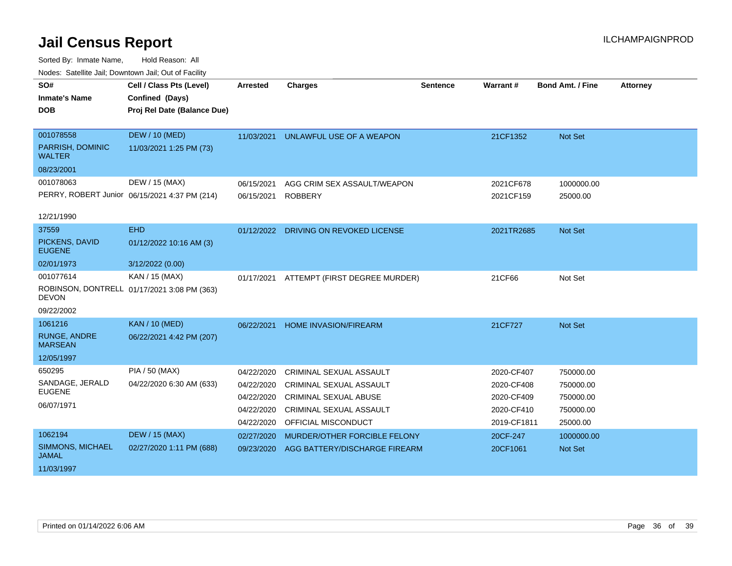# Jail Census Report

Sorted By: Inmate Name, Hold Reason: All

Nodes: Satellite Jail; Downtown Jail; Out of Facility

| SO# / Inmate's Name / DOB | Cell / Class Pts (Level) / Confined (Days) / Proj Rel Date (Balance Due) | Arrested | Charges | Sentence | Warrant # | Bond Amt. / Fine | Attorney |
|---|---|---|---|---|---|---|---|
| 001078558 PARRISH, DOMINIC WALTER 08/23/2001 | DEW / 10 (MED) 11/03/2021 1:25 PM (73) | 11/03/2021 | UNLAWFUL USE OF A WEAPON | | 21CF1352 | Not Set | |
| 001078063 PERRY, ROBERT Junior 12/21/1990 | DEW / 15 (MAX) 06/15/2021 4:37 PM (214) | 06/15/2021 | AGG CRIM SEX ASSAULT/WEAPON | | 2021CF678 | 1000000.00 | |
| | | 06/15/2021 | ROBBERY | | 2021CF159 | 25000.00 | |
| 37559 PICKENS, DAVID EUGENE 02/01/1973 | EHD 01/12/2022 10:16 AM (3) 3/12/2022 (0.00) | 01/12/2022 | DRIVING ON REVOKED LICENSE | | 2021TR2685 | Not Set | |
| 001077614 ROBINSON, DONTRELL DEVON 09/22/2002 | KAN / 15 (MAX) 01/17/2021 3:08 PM (363) | 01/17/2021 | ATTEMPT (FIRST DEGREE MURDER) | | 21CF66 | Not Set | |
| 1061216 RUNGE, ANDRE MARSEAN 12/05/1997 | KAN / 10 (MED) 06/22/2021 4:42 PM (207) | 06/22/2021 | HOME INVASION/FIREARM | | 21CF727 | Not Set | |
| 650295 SANDAGE, JERALD EUGENE 06/07/1971 | PIA / 50 (MAX) 04/22/2020 6:30 AM (633) | 04/22/2020 | CRIMINAL SEXUAL ASSAULT | | 2020-CF407 | 750000.00 | |
| | | 04/22/2020 | CRIMINAL SEXUAL ASSAULT | | 2020-CF408 | 750000.00 | |
| | | 04/22/2020 | CRIMINAL SEXUAL ABUSE | | 2020-CF409 | 750000.00 | |
| | | 04/22/2020 | CRIMINAL SEXUAL ASSAULT | | 2020-CF410 | 750000.00 | |
| | | 04/22/2020 | OFFICIAL MISCONDUCT | | 2019-CF1811 | 25000.00 | |
| 1062194 SIMMONS, MICHAEL JAMAL 11/03/1997 | DEW / 15 (MAX) 02/27/2020 1:11 PM (688) | 02/27/2020 | MURDER/OTHER FORCIBLE FELONY | | 20CF-247 | 1000000.00 | |
| | | 09/23/2020 | AGG BATTERY/DISCHARGE FIREARM | | 20CF1061 | Not Set | |

Printed on 01/14/2022 6:06 AM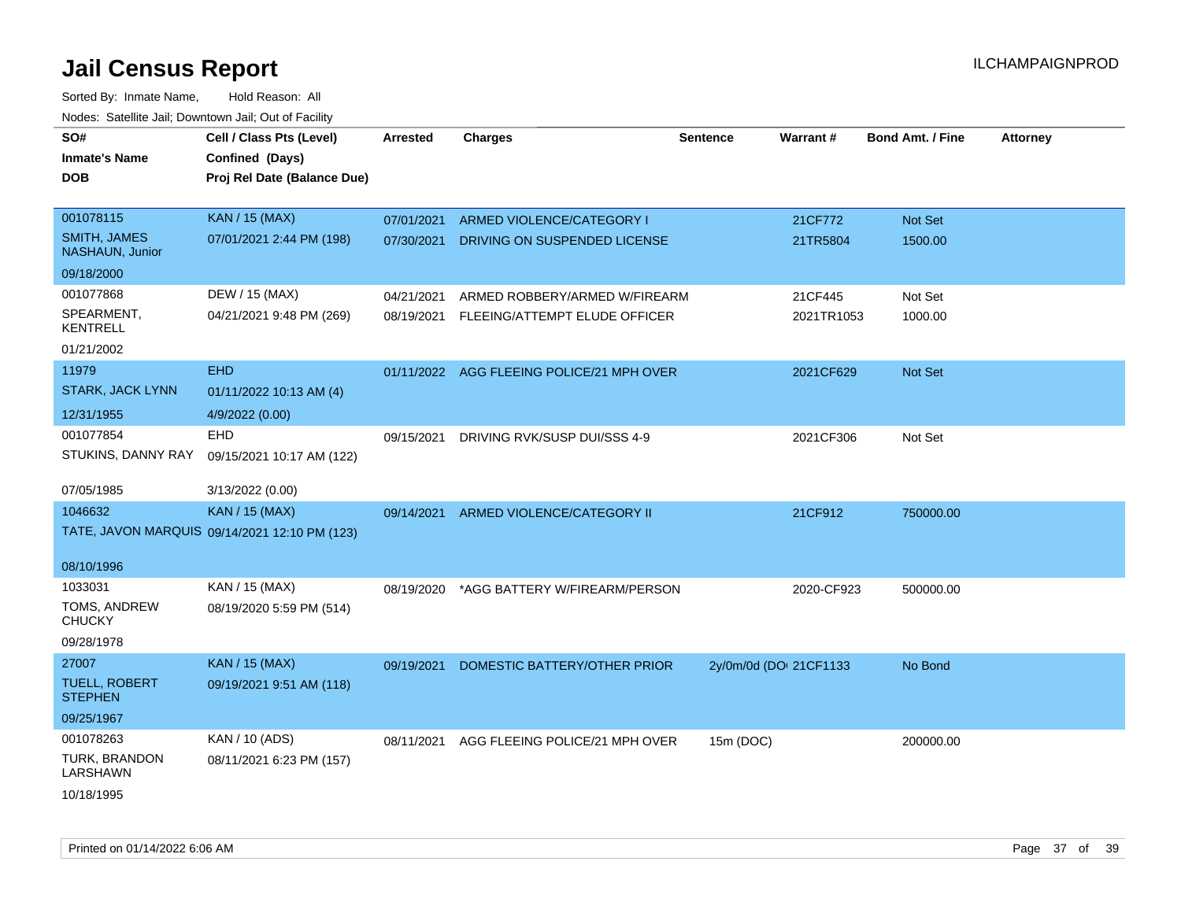# Jail Census Report

ILCHAMPAIGNPROD

Sorted By: Inmate Name, Hold Reason: All

Nodes: Satellite Jail; Downtown Jail; Out of Facility

| SO# / Inmate's Name / DOB | Cell / Class Pts (Level) / Confined (Days) / Proj Rel Date (Balance Due) | Arrested | Charges | Sentence | Warrant # | Bond Amt. / Fine | Attorney |
|---|---|---|---|---|---|---|---|
| 001078115<br>SMITH, JAMES NASHAUN, Junior<br>09/18/2000 | KAN / 15 (MAX)<br>07/01/2021 2:44 PM (198) | 07/01/2021 | ARMED VIOLENCE/CATEGORY I | | 21CF772 | Not Set | |
| | | 07/30/2021 | DRIVING ON SUSPENDED LICENSE | | 21TR5804 | 1500.00 | |
| 001077868<br>SPEARMENT, KENTRELL<br>01/21/2002 | DEW / 15 (MAX)<br>04/21/2021 9:48 PM (269) | 04/21/2021 | ARMED ROBBERY/ARMED W/FIREARM | | 21CF445 | Not Set | |
| | | 08/19/2021 | FLEEING/ATTEMPT ELUDE OFFICER | | 2021TR1053 | 1000.00 | |
| 11979<br>STARK, JACK LYNN<br>12/31/1955 | EHD<br>01/11/2022 10:13 AM (4)<br>4/9/2022 (0.00) | 01/11/2022 | AGG FLEEING POLICE/21 MPH OVER | | 2021CF629 | Not Set | |
| 001077854<br>STUKINS, DANNY RAY<br>07/05/1985 | EHD<br>09/15/2021 10:17 AM (122)<br>3/13/2022 (0.00) | 09/15/2021 | DRIVING RVK/SUSP DUI/SSS 4-9 | | 2021CF306 | Not Set | |
| 1046632<br>TATE, JAVON MARQUIS<br>08/10/1996 | KAN / 15 (MAX)<br>09/14/2021 12:10 PM (123) | 09/14/2021 | ARMED VIOLENCE/CATEGORY II | | 21CF912 | 750000.00 | |
| 1033031<br>TOMS, ANDREW CHUCKY<br>09/28/1978 | KAN / 15 (MAX)<br>08/19/2020 5:59 PM (514) | 08/19/2020 | *AGG BATTERY W/FIREARM/PERSON | | 2020-CF923 | 500000.00 | |
| 27007<br>TUELL, ROBERT STEPHEN<br>09/25/1967 | KAN / 15 (MAX)<br>09/19/2021 9:51 AM (118) | 09/19/2021 | DOMESTIC BATTERY/OTHER PRIOR | 2y/0m/0d (DO | 21CF1133 | No Bond | |
| 001078263<br>TURK, BRANDON LARSHAWN<br>10/18/1995 | KAN / 10 (ADS)<br>08/11/2021 6:23 PM (157) | 08/11/2021 | AGG FLEEING POLICE/21 MPH OVER | 15m (DOC) | | 200000.00 | |

Printed on 01/14/2022 6:06 AM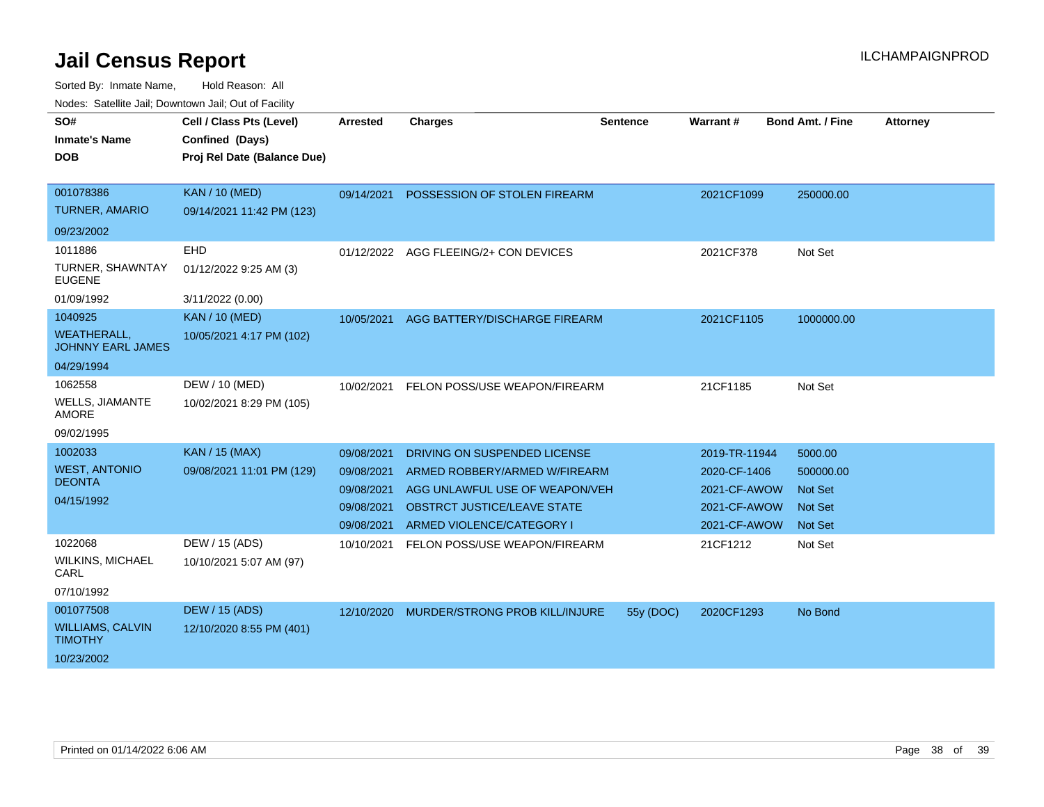# Jail Census Report

ILCHAMPAIGNPROD

Sorted By: Inmate Name, Hold Reason: All

Nodes: Satellite Jail; Downtown Jail; Out of Facility

| SO# / Inmate's Name / DOB | Cell / Class Pts (Level) / Confined (Days) / Proj Rel Date (Balance Due) | Arrested | Charges | Sentence | Warrant # | Bond Amt. / Fine | Attorney |
|---|---|---|---|---|---|---|---|
| 001078386<br>TURNER, AMARIO<br>09/23/2002 | KAN / 10 (MED)<br>09/14/2021 11:42 PM (123) | 09/14/2021 | POSSESSION OF STOLEN FIREARM | | 2021CF1099 | 250000.00 | |
| 1011886<br>TURNER, SHAWNTAY EUGENE<br>01/09/1992 | EHD<br>01/12/2022 9:25 AM (3)<br>3/11/2022 (0.00) | 01/12/2022 | AGG FLEEING/2+ CON DEVICES | | 2021CF378 | Not Set | |
| 1040925<br>WEATHERALL, JOHNNY EARL JAMES<br>04/29/1994 | KAN / 10 (MED)<br>10/05/2021 4:17 PM (102) | 10/05/2021 | AGG BATTERY/DISCHARGE FIREARM | | 2021CF1105 | 1000000.00 | |
| 1062558<br>WELLS, JIAMANTE AMORE<br>09/02/1995 | DEW / 10 (MED)<br>10/02/2021 8:29 PM (105) | 10/02/2021 | FELON POSS/USE WEAPON/FIREARM | | 21CF1185 | Not Set | |
| 1002033<br>WEST, ANTONIO DEONTA<br>04/15/1992 | KAN / 15 (MAX)<br>09/08/2021 11:01 PM (129) | 09/08/2021 | DRIVING ON SUSPENDED LICENSE | | 2019-TR-11944 | 5000.00 | |
| | | 09/08/2021 | ARMED ROBBERY/ARMED W/FIREARM | | 2020-CF-1406 | 500000.00 | |
| | | 09/08/2021 | AGG UNLAWFUL USE OF WEAPON/VEH | | 2021-CF-AWOW | Not Set | |
| | | 09/08/2021 | OBSTRCT JUSTICE/LEAVE STATE | | 2021-CF-AWOW | Not Set | |
| | | 09/08/2021 | ARMED VIOLENCE/CATEGORY I | | 2021-CF-AWOW | Not Set | |
| 1022068<br>WILKINS, MICHAEL CARL<br>07/10/1992 | DEW / 15 (ADS)<br>10/10/2021 5:07 AM (97) | 10/10/2021 | FELON POSS/USE WEAPON/FIREARM | | 21CF1212 | Not Set | |
| 001077508<br>WILLIAMS, CALVIN TIMOTHY<br>10/23/2002 | DEW / 15 (ADS)<br>12/10/2020 8:55 PM (401) | 12/10/2020 | MURDER/STRONG PROB KILL/INJURE | 55y (DOC) | 2020CF1293 | No Bond | |

Printed on 01/14/2022 6:06 AM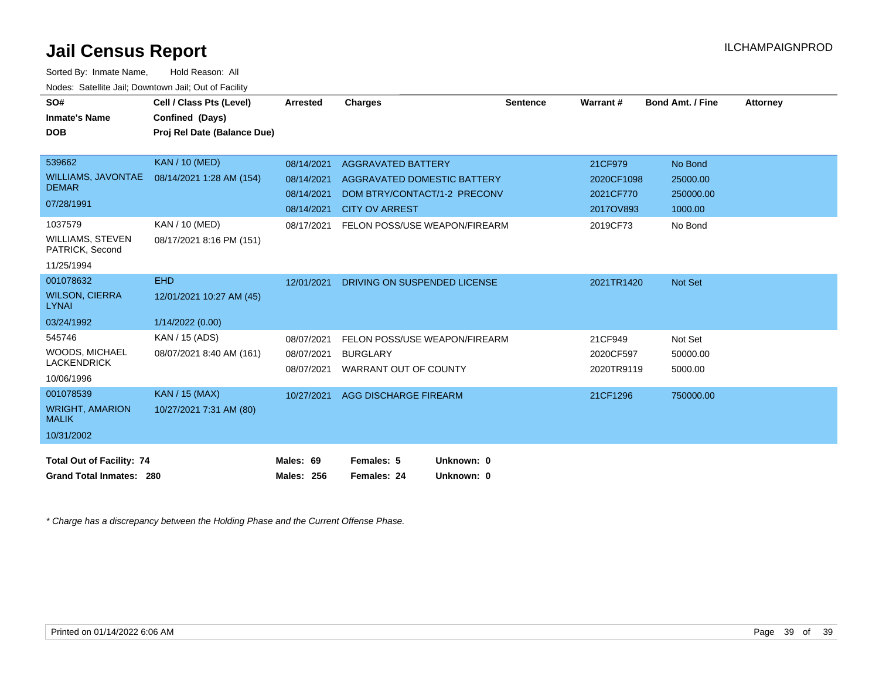# Jail Census Report

ILCHAMPAIGNPROD

Sorted By: Inmate Name, Hold Reason: All

Nodes: Satellite Jail; Downtown Jail; Out of Facility

| SO# / Inmate's Name / DOB | Cell / Class Pts (Level) / Confined (Days) / Proj Rel Date (Balance Due) | Arrested | Charges | Sentence | Warrant # | Bond Amt. / Fine | Attorney |
|---|---|---|---|---|---|---|---|
| 539662<br>WILLIAMS, JAVONTAE DEMAR<br>07/28/1991 | KAN / 10 (MED)<br>08/14/2021 1:28 AM (154) | 08/14/2021 | AGGRAVATED BATTERY | | 21CF979 | No Bond | |
| | | 08/14/2021 | AGGRAVATED DOMESTIC BATTERY | | 2020CF1098 | 25000.00 | |
| | | 08/14/2021 | DOM BTRY/CONTACT/1-2 PRECONV | | 2021CF770 | 250000.00 | |
| | | 08/14/2021 | CITY OV ARREST | | 2017OV893 | 1000.00 | |
| 1037579<br>WILLIAMS, STEVEN PATRICK, Second<br>11/25/1994 | KAN / 10 (MED)<br>08/17/2021 8:16 PM (151) | 08/17/2021 | FELON POSS/USE WEAPON/FIREARM | | 2019CF73 | No Bond | |
| 001078632<br>WILSON, CIERRA LYNAI<br>03/24/1992 | EHD<br>12/01/2021 10:27 AM (45)<br>1/14/2022 (0.00) | 12/01/2021 | DRIVING ON SUSPENDED LICENSE | | 2021TR1420 | Not Set | |
| 545746<br>WOODS, MICHAEL LACKENDRICK<br>10/06/1996 | KAN / 15 (ADS)<br>08/07/2021 8:40 AM (161) | 08/07/2021 | FELON POSS/USE WEAPON/FIREARM | | 21CF949 | Not Set | |
| | | 08/07/2021 | BURGLARY | | 2020CF597 | 50000.00 | |
| | | 08/07/2021 | WARRANT OUT OF COUNTY | | 2020TR9119 | 5000.00 | |
| 001078539<br>WRIGHT, AMARION MALIK<br>10/31/2002 | KAN / 15 (MAX)<br>10/27/2021 7:31 AM (80) | 10/27/2021 | AGG DISCHARGE FIREARM | | 21CF1296 | 750000.00 | |

| | | | |
|---|---|---|---|
| **Total Out of Facility: 74** | **Males: 69** | **Females: 5** | **Unknown: 0** |
| **Grand Total Inmates: 280** | **Males: 256** | **Females: 24** | **Unknown: 0** |

*\* Charge has a discrepancy between the Holding Phase and the Current Offense Phase.*

Printed on 01/14/2022 6:06 AM